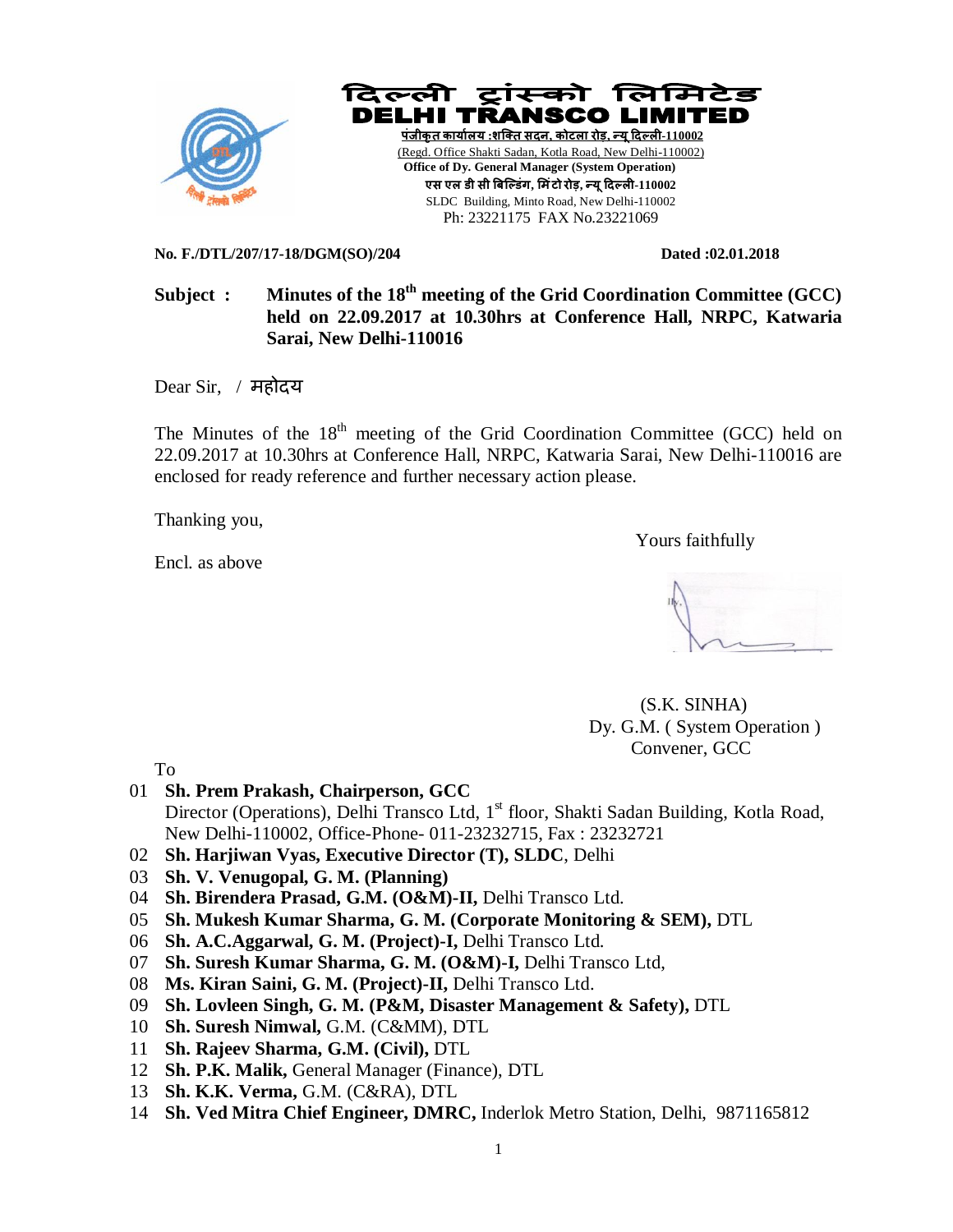# दिल्ली ट्रांस्को लिमिटेड
# DELHI TRANSCO LIMITED

पंजीकृत कार्यालय :शक्ति सदन, कोटला रोड, न्यू दिल्ली-110002
(Regd. Office Shakti Sadan, Kotla Road, New Delhi-110002)
**Office of Dy. General Manager (System Operation)**
एस एल डी सी बिल्डिंग, मिंटो रोड, न्यू दिल्ली-110002
SLDC Building, Minto Road, New Delhi-110002
Ph: 23221175 FAX No.23221069

**No. F./DTL/207/17-18/DGM(SO)/204** **Dated :02.01.2018**

**Subject : Minutes of the 18th meeting of the Grid Coordination Committee (GCC) held on 22.09.2017 at 10.30hrs at Conference Hall, NRPC, Katwaria Sarai, New Delhi-110016**

Dear Sir, / महोदय

The Minutes of the 18th meeting of the Grid Coordination Committee (GCC) held on 22.09.2017 at 10.30hrs at Conference Hall, NRPC, Katwaria Sarai, New Delhi-110016 are enclosed for ready reference and further necessary action please.

Thanking you,

Yours faithfully

Encl. as above

(S.K. SINHA)
Dy. G.M. ( System Operation )
Convener, GCC

To

01 **Sh. Prem Prakash, Chairperson, GCC**
Director (Operations), Delhi Transco Ltd, 1st floor, Shakti Sadan Building, Kotla Road, New Delhi-110002, Office-Phone- 011-23232715, Fax : 23232721
02 **Sh. Harjiwan Vyas, Executive Director (T), SLDC**, Delhi
03 **Sh. V. Venugopal, G. M. (Planning)**
04 **Sh. Birendera Prasad, G.M. (O&M)-II,** Delhi Transco Ltd.
05 **Sh. Mukesh Kumar Sharma, G. M. (Corporate Monitoring & SEM),** DTL
06 **Sh. A.C.Aggarwal, G. M. (Project)-I,** Delhi Transco Ltd.
07 **Sh. Suresh Kumar Sharma, G. M. (O&M)-I,** Delhi Transco Ltd,
08 **Ms. Kiran Saini, G. M. (Project)-II,** Delhi Transco Ltd.
09 **Sh. Lovleen Singh, G. M. (P&M, Disaster Management & Safety),** DTL
10 **Sh. Suresh Nimwal,** G.M. (C&MM), DTL
11 **Sh. Rajeev Sharma, G.M. (Civil),** DTL
12 **Sh. P.K. Malik,** General Manager (Finance), DTL
13 **Sh. K.K. Verma,** G.M. (C&RA), DTL
14 **Sh. Ved Mitra Chief Engineer, DMRC,** Inderlok Metro Station, Delhi, 9871165812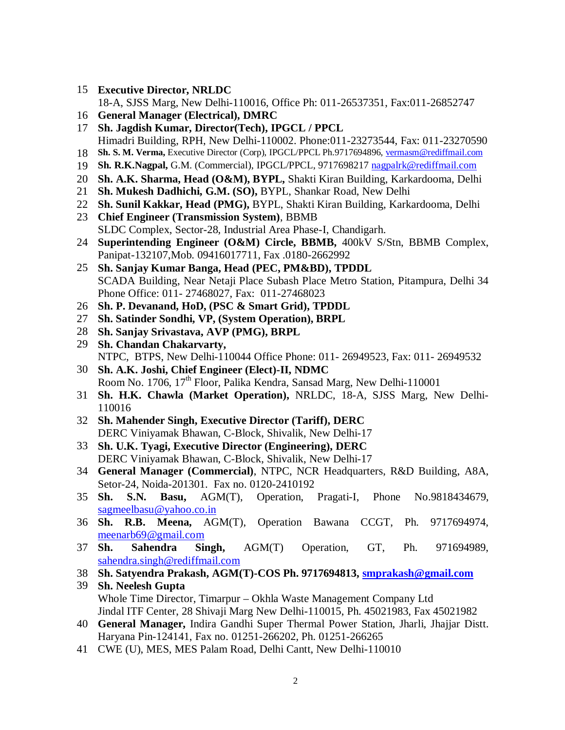15 **Executive Director, NRLDC**
18-A, SJSS Marg, New Delhi-110016, Office Ph: 011-26537351, Fax:011-26852747

16 **General Manager (Electrical), DMRC**

17 **Sh. Jagdish Kumar, Director(Tech), IPGCL / PPCL**
Himadri Building, RPH, New Delhi-110002. Phone:011-23273544, Fax: 011-23270590

18 **Sh. S. M. Verma,** Executive Director (Corp), IPGCL/PPCL Ph.9717694896, vermasm@rediffmail.com

19 **Sh. R.K.Nagpal,** G.M. (Commercial), IPGCL/PPCL, 9717698217 nagpalrk@rediffmail.com

20 **Sh. A.K. Sharma, Head (O&M), BYPL,** Shakti Kiran Building, Karkardooma, Delhi

21 **Sh. Mukesh Dadhichi, G.M. (SO),** BYPL, Shankar Road, New Delhi

22 **Sh. Sunil Kakkar, Head (PMG),** BYPL, Shakti Kiran Building, Karkardooma, Delhi

23 **Chief Engineer (Transmission System)**, BBMB
SLDC Complex, Sector-28, Industrial Area Phase-I, Chandigarh.

24 **Superintending Engineer (O&M) Circle, BBMB,** 400kV S/Stn, BBMB Complex, Panipat-132107,Mob. 09416017711, Fax .0180-2662992

25 **Sh. Sanjay Kumar Banga, Head (PEC, PM&BD), TPDDL**
SCADA Building, Near Netaji Place Subash Place Metro Station, Pitampura, Delhi 34
Phone Office: 011- 27468027, Fax: 011-27468023

26 **Sh. P. Devanand, HoD, (PSC & Smart Grid), TPDDL**

27 **Sh. Satinder Sondhi, VP, (System Operation), BRPL**

28 **Sh. Sanjay Srivastava, AVP (PMG), BRPL**

29 **Sh. Chandan Chakarvarty,**
NTPC, BTPS, New Delhi-110044 Office Phone: 011- 26949523, Fax: 011- 26949532

30 **Sh. A.K. Joshi, Chief Engineer (Elect)-II, NDMC**
Room No. 1706, 17th Floor, Palika Kendra, Sansad Marg, New Delhi-110001

31 **Sh. H.K. Chawla (Market Operation),** NRLDC, 18-A, SJSS Marg, New Delhi-110016

32 **Sh. Mahender Singh, Executive Director (Tariff), DERC**
DERC Viniyamak Bhawan, C-Block, Shivalik, New Delhi-17

33 **Sh. U.K. Tyagi, Executive Director (Engineering), DERC**
DERC Viniyamak Bhawan, C-Block, Shivalik, New Delhi-17

34 **General Manager (Commercial)**, NTPC, NCR Headquarters, R&D Building, A8A, Setor-24, Noida-201301. Fax no. 0120-2410192

35 **Sh. S.N. Basu,** AGM(T), Operation, Pragati-I, Phone No.9818434679, sagmeelbasu@yahoo.co.in

36 **Sh. R.B. Meena,** AGM(T), Operation Bawana CCGT, Ph. 9717694974, meenarb69@gmail.com

37 **Sh. Sahendra Singh,** AGM(T) Operation, GT, Ph. 971694989, sahendra.singh@rediffmail.com

38 **Sh. Satyendra Prakash, AGM(T)-COS Ph. 9717694813, smprakash@gmail.com**

39 **Sh. Neelesh Gupta**
Whole Time Director, Timarpur – Okhla Waste Management Company Ltd
Jindal ITF Center, 28 Shivaji Marg New Delhi-110015, Ph. 45021983, Fax 45021982

40 **General Manager,** Indira Gandhi Super Thermal Power Station, Jharli, Jhajjar Distt. Haryana Pin-124141, Fax no. 01251-266202, Ph. 01251-266265

41 CWE (U), MES, MES Palam Road, Delhi Cantt, New Delhi-110010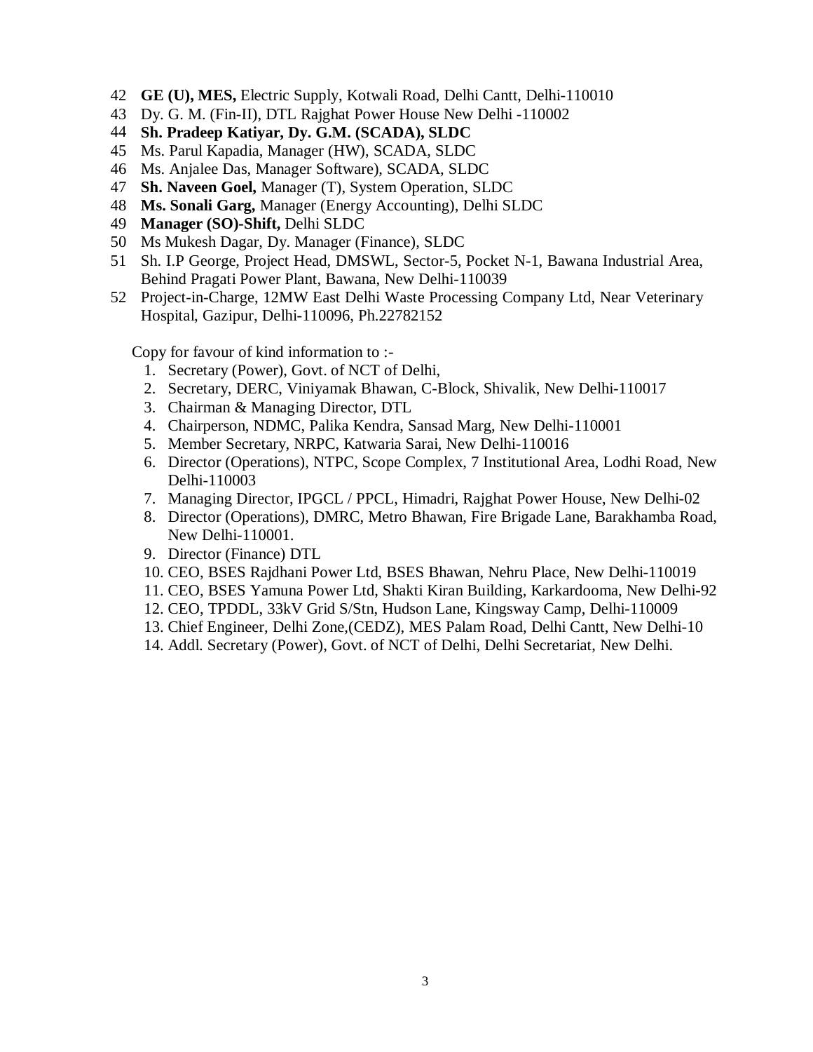42 **GE (U), MES,** Electric Supply, Kotwali Road, Delhi Cantt, Delhi-110010
43 Dy. G. M. (Fin-II), DTL Rajghat Power House New Delhi -110002
44 **Sh. Pradeep Katiyar, Dy. G.M. (SCADA), SLDC**
45 Ms. Parul Kapadia, Manager (HW), SCADA, SLDC
46 Ms. Anjalee Das, Manager Software), SCADA, SLDC
47 **Sh. Naveen Goel,** Manager (T), System Operation, SLDC
48 **Ms. Sonali Garg,** Manager (Energy Accounting), Delhi SLDC
49 **Manager (SO)-Shift,** Delhi SLDC
50 Ms Mukesh Dagar, Dy. Manager (Finance), SLDC
51 Sh. I.P George, Project Head, DMSWL, Sector-5, Pocket N-1, Bawana Industrial Area, Behind Pragati Power Plant, Bawana, New Delhi-110039
52 Project-in-Charge, 12MW East Delhi Waste Processing Company Ltd, Near Veterinary Hospital, Gazipur, Delhi-110096, Ph.22782152

Copy for favour of kind information to :-

1. Secretary (Power), Govt. of NCT of Delhi,
2. Secretary, DERC, Viniyamak Bhawan, C-Block, Shivalik, New Delhi-110017
3. Chairman & Managing Director, DTL
4. Chairperson, NDMC, Palika Kendra, Sansad Marg, New Delhi-110001
5. Member Secretary, NRPC, Katwaria Sarai, New Delhi-110016
6. Director (Operations), NTPC, Scope Complex, 7 Institutional Area, Lodhi Road, New Delhi-110003
7. Managing Director, IPGCL / PPCL, Himadri, Rajghat Power House, New Delhi-02
8. Director (Operations), DMRC, Metro Bhawan, Fire Brigade Lane, Barakhamba Road, New Delhi-110001.
9. Director (Finance) DTL
10. CEO, BSES Rajdhani Power Ltd, BSES Bhawan, Nehru Place, New Delhi-110019
11. CEO, BSES Yamuna Power Ltd, Shakti Kiran Building, Karkardooma, New Delhi-92
12. CEO, TPDDL, 33kV Grid S/Stn, Hudson Lane, Kingsway Camp, Delhi-110009
13. Chief Engineer, Delhi Zone,(CEDZ), MES Palam Road, Delhi Cantt, New Delhi-10
14. Addl. Secretary (Power), Govt. of NCT of Delhi, Delhi Secretariat, New Delhi.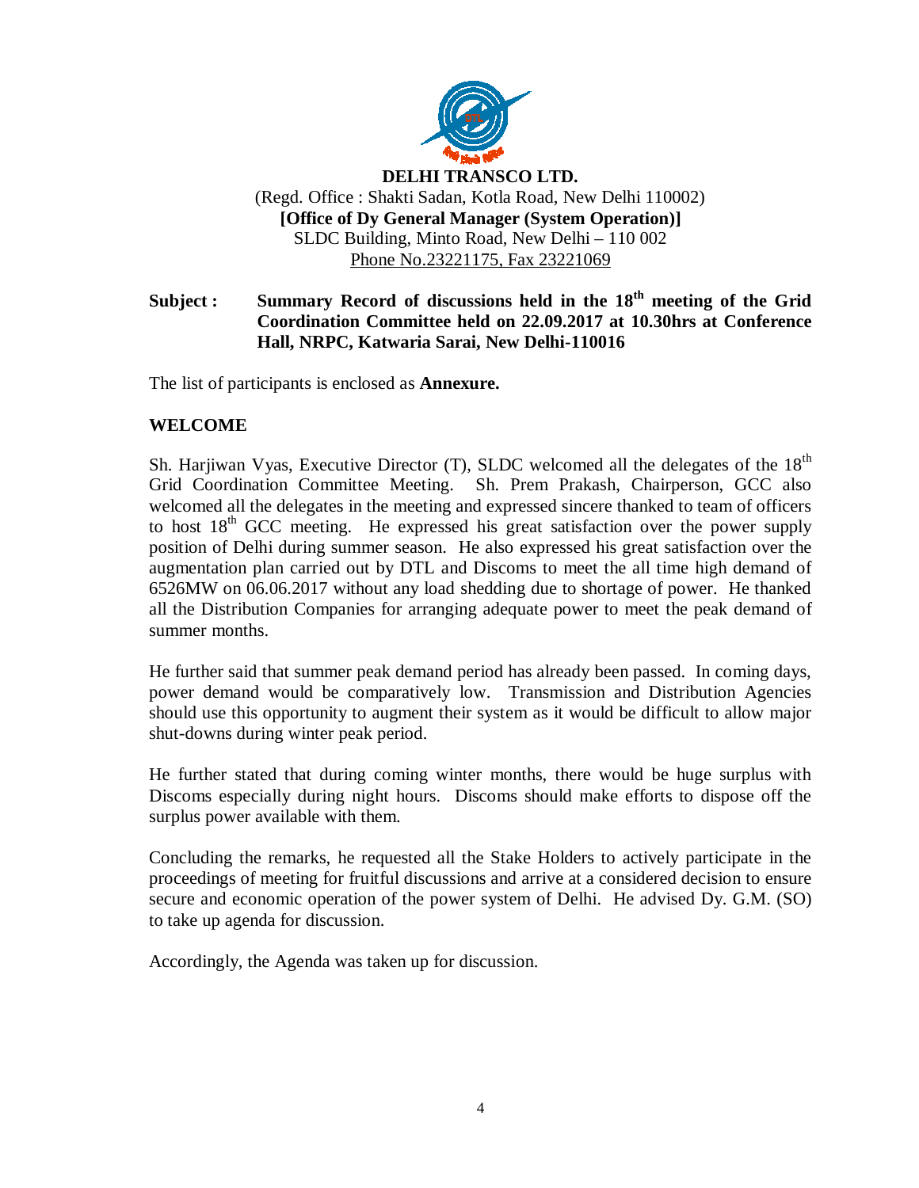**DELHI TRANSCO LTD.**

(Regd. Office : Shakti Sadan, Kotla Road, New Delhi 110002)

**[Office of Dy General Manager (System Operation)]**

SLDC Building, Minto Road, New Delhi – 110 002

Phone No.23221175, Fax 23221069

**Subject : Summary Record of discussions held in the 18th meeting of the Grid Coordination Committee held on 22.09.2017 at 10.30hrs at Conference Hall, NRPC, Katwaria Sarai, New Delhi-110016**

The list of participants is enclosed as **Annexure.**

## WELCOME

Sh. Harjiwan Vyas, Executive Director (T), SLDC welcomed all the delegates of the 18th Grid Coordination Committee Meeting. Sh. Prem Prakash, Chairperson, GCC also welcomed all the delegates in the meeting and expressed sincere thanked to team of officers to host 18th GCC meeting. He expressed his great satisfaction over the power supply position of Delhi during summer season. He also expressed his great satisfaction over the augmentation plan carried out by DTL and Discoms to meet the all time high demand of 6526MW on 06.06.2017 without any load shedding due to shortage of power. He thanked all the Distribution Companies for arranging adequate power to meet the peak demand of summer months.

He further said that summer peak demand period has already been passed. In coming days, power demand would be comparatively low. Transmission and Distribution Agencies should use this opportunity to augment their system as it would be difficult to allow major shut-downs during winter peak period.

He further stated that during coming winter months, there would be huge surplus with Discoms especially during night hours. Discoms should make efforts to dispose off the surplus power available with them.

Concluding the remarks, he requested all the Stake Holders to actively participate in the proceedings of meeting for fruitful discussions and arrive at a considered decision to ensure secure and economic operation of the power system of Delhi. He advised Dy. G.M. (SO) to take up agenda for discussion.

Accordingly, the Agenda was taken up for discussion.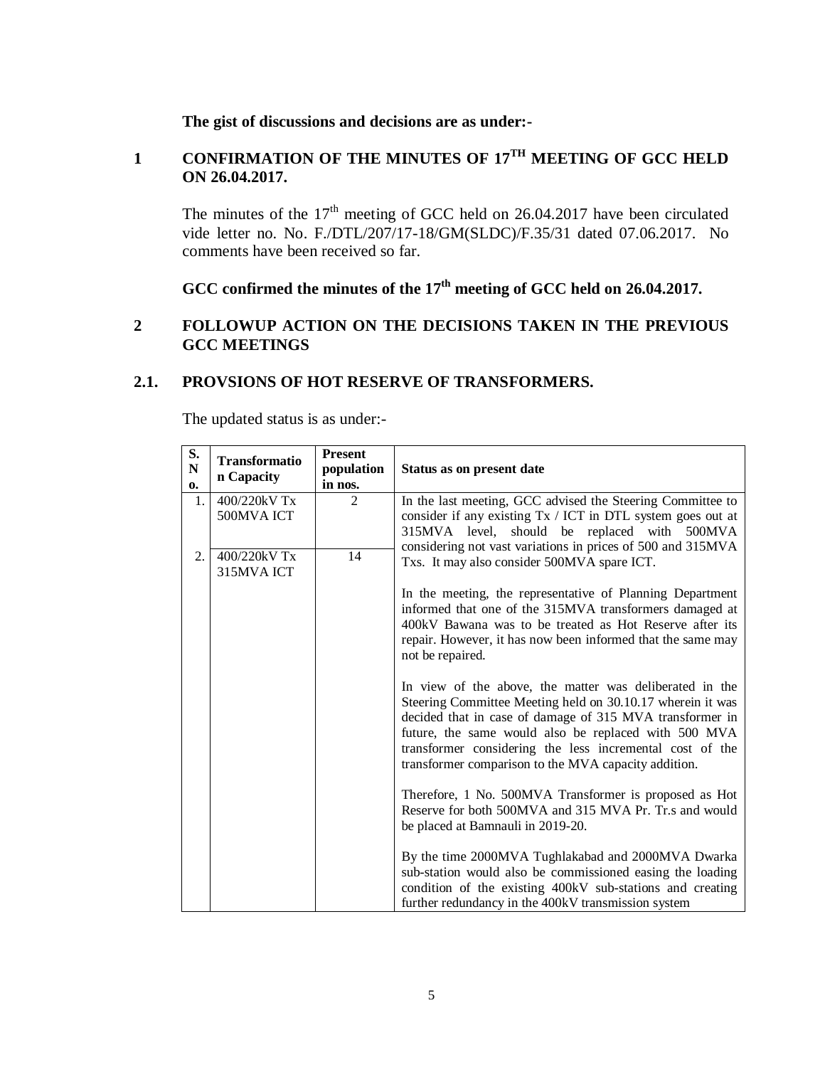**The gist of discussions and decisions are as under:-**

## 1 CONFIRMATION OF THE MINUTES OF 17[TH] MEETING OF GCC HELD ON 26.04.2017.

The minutes of the 17[th] meeting of GCC held on 26.04.2017 have been circulated vide letter no. No. F./DTL/207/17-18/GM(SLDC)/F.35/31 dated 07.06.2017. No comments have been received so far.

**GCC confirmed the minutes of the 17[th] meeting of GCC held on 26.04.2017.**

## 2 FOLLOWUP ACTION ON THE DECISIONS TAKEN IN THE PREVIOUS GCC MEETINGS

### 2.1. PROVSIONS OF HOT RESERVE OF TRANSFORMERS.

The updated status is as under:-

| S. No. | Transformation Capacity | Present population in nos. | Status as on present date |
|---|---|---|---|
| 1. | 400/220kV Tx 500MVA ICT | 2 | In the last meeting, GCC advised the Steering Committee to consider if any existing Tx / ICT in DTL system goes out at 315MVA level, should be replaced with 500MVA considering not vast variations in prices of 500 and 315MVA Txs. It may also consider 500MVA spare ICT.<br><br>In the meeting, the representative of Planning Department informed that one of the 315MVA transformers damaged at 400kV Bawana was to be treated as Hot Reserve after its repair. However, it has now been informed that the same may not be repaired.<br><br>In view of the above, the matter was deliberated in the Steering Committee Meeting held on 30.10.17 wherein it was decided that in case of damage of 315 MVA transformer in future, the same would also be replaced with 500 MVA transformer considering the less incremental cost of the transformer comparison to the MVA capacity addition.<br><br>Therefore, 1 No. 500MVA Transformer is proposed as Hot Reserve for both 500MVA and 315 MVA Pr. Tr.s and would be placed at Bamnauli in 2019-20.<br><br>By the time 2000MVA Tughlakabad and 2000MVA Dwarka sub-station would also be commissioned easing the loading condition of the existing 400kV sub-stations and creating further redundancy in the 400kV transmission system |
| 2. | 400/220kV Tx 315MVA ICT | 14 | |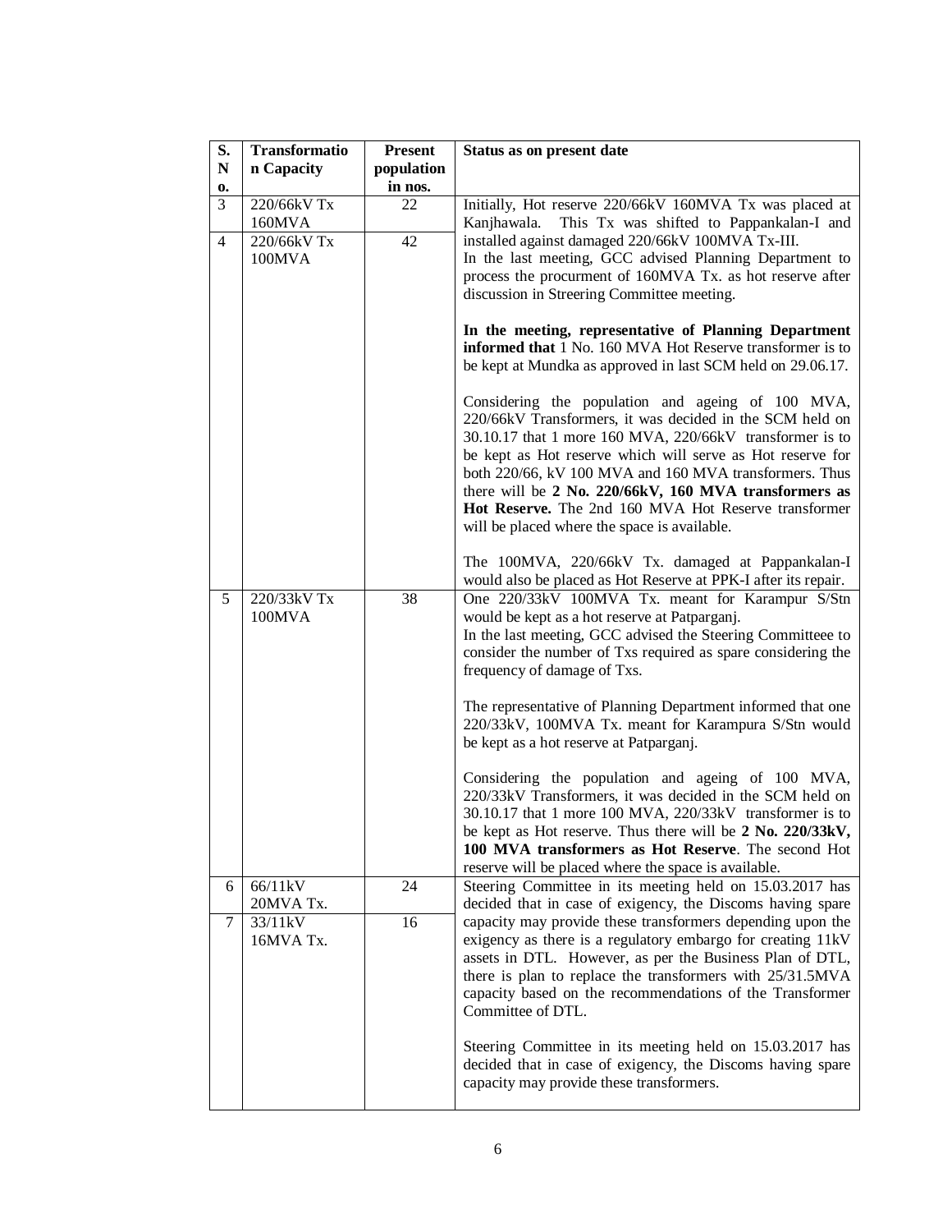| S. No. | Transformation Capacity | Present population in nos. | Status as on present date |
|---|---|---|---|
| 3 | 220/66kV Tx 160MVA | 22 | Initially, Hot reserve 220/66kV 160MVA Tx was placed at Kanjhawala. This Tx was shifted to Pappankalan-I and installed against damaged 220/66kV 100MVA Tx-III.<br>In the last meeting, GCC advised Planning Department to process the procurment of 160MVA Tx. as hot reserve after discussion in Streering Committee meeting.<br><br>**In the meeting, representative of Planning Department informed that** 1 No. 160 MVA Hot Reserve transformer is to be kept at Mundka as approved in last SCM held on 29.06.17.<br><br>Considering the population and ageing of 100 MVA, 220/66kV Transformers, it was decided in the SCM held on 30.10.17 that 1 more 160 MVA, 220/66kV transformer is to be kept as Hot reserve which will serve as Hot reserve for both 220/66, kV 100 MVA and 160 MVA transformers. Thus there will be **2 No. 220/66kV, 160 MVA transformers as Hot Reserve.** The 2nd 160 MVA Hot Reserve transformer will be placed where the space is available.<br><br>The 100MVA, 220/66kV Tx. damaged at Pappankalan-I would also be placed as Hot Reserve at PPK-I after its repair. |
| 4 | 220/66kV Tx 100MVA | 42 | |
| 5 | 220/33kV Tx 100MVA | 38 | One 220/33kV 100MVA Tx. meant for Karampur S/Stn would be kept as a hot reserve at Patparganj.<br>In the last meeting, GCC advised the Steering Committeee to consider the number of Txs required as spare considering the frequency of damage of Txs.<br><br>The representative of Planning Department informed that one 220/33kV, 100MVA Tx. meant for Karampura S/Stn would be kept as a hot reserve at Patparganj.<br><br>Considering the population and ageing of 100 MVA, 220/33kV Transformers, it was decided in the SCM held on 30.10.17 that 1 more 100 MVA, 220/33kV transformer is to be kept as Hot reserve. Thus there will be **2 No. 220/33kV, 100 MVA transformers as Hot Reserve**. The second Hot reserve will be placed where the space is available. |
| 6 | 66/11kV 20MVA Tx. | 24 | Steering Committee in its meeting held on 15.03.2017 has decided that in case of exigency, the Discoms having spare capacity may provide these transformers depending upon the exigency as there is a regulatory embargo for creating 11kV assets in DTL. However, as per the Business Plan of DTL, there is plan to replace the transformers with 25/31.5MVA capacity based on the recommendations of the Transformer Committee of DTL.<br><br>Steering Committee in its meeting held on 15.03.2017 has decided that in case of exigency, the Discoms having spare capacity may provide these transformers. |
| 7 | 33/11kV 16MVA Tx. | 16 | |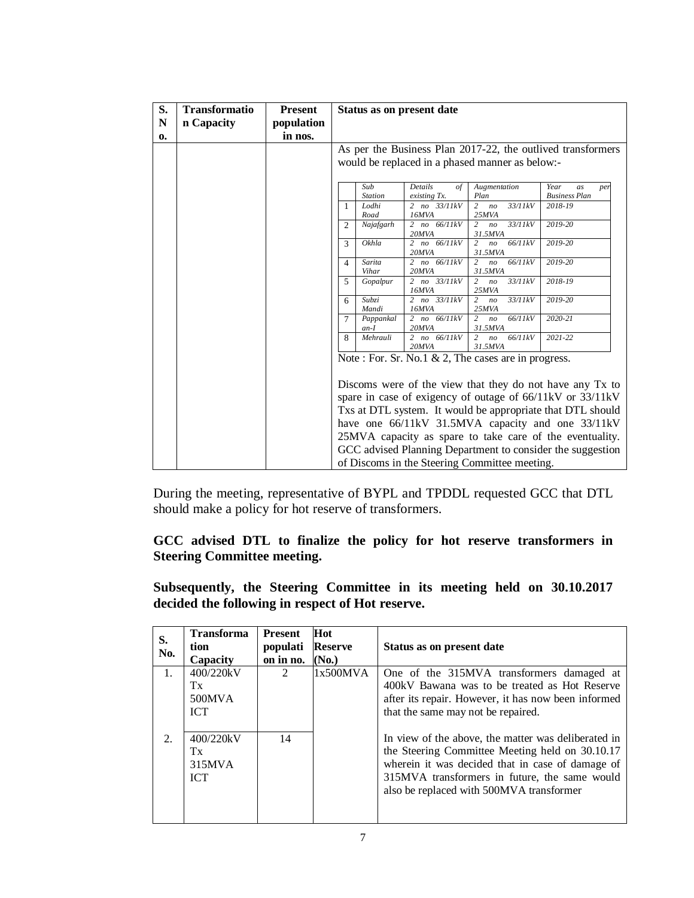| S. No. | Transformation Capacity | Present population in nos. | Status as on present date |
|---|---|---|---|
| | | | As per the Business Plan 2017-22, the outlived transformers would be replaced in a phased manner as below:-<br><br>(see table below)<br><br>Note : For. Sr. No.1 & 2, The cases are in progress.<br><br>Discoms were of the view that they do not have any Tx to spare in case of exigency of outage of 66/11kV or 33/11kV Txs at DTL system. It would be appropriate that DTL should have one 66/11kV 31.5MVA capacity and one 33/11kV 25MVA capacity as spare to take care of the eventuality. GCC advised Planning Department to consider the suggestion of Discoms in the Steering Committee meeting. |

| | *Sub Station* | *Details of existing Tx.* | *Augmentation Plan* | *Year as per Business Plan* |
|---|---|---|---|---|
| 1 | *Lodhi Road* | *2 no 33/11kV 16MVA* | *2 no 33/11kV 25MVA* | *2018-19* |
| 2 | *Najafgarh* | *2 no 66/11kV 20MVA* | *2 no 33/11kV 31.5MVA* | *2019-20* |
| 3 | *Okhla* | *2 no 66/11kV 20MVA* | *2 no 66/11kV 31.5MVA* | *2019-20* |
| 4 | *Sarita Vihar* | *2 no 66/11kV 20MVA* | *2 no 66/11kV 31.5MVA* | *2019-20* |
| 5 | *Gopalpur* | *2 no 33/11kV 16MVA* | *2 no 33/11kV 25MVA* | *2018-19* |
| 6 | *Subzi Mandi* | *2 no 33/11kV 16MVA* | *2 no 33/11kV 25MVA* | *2019-20* |
| 7 | *Pappankalan-I* | *2 no 66/11kV 20MVA* | *2 no 66/11kV 31.5MVA* | *2020-21* |
| 8 | *Mehrauli* | *2 no 66/11kV 20MVA* | *2 no 66/11kV 31.5MVA* | *2021-22* |

During the meeting, representative of BYPL and TPDDL requested GCC that DTL should make a policy for hot reserve of transformers.

**GCC advised DTL to finalize the policy for hot reserve transformers in Steering Committee meeting.**

**Subsequently, the Steering Committee in its meeting held on 30.10.2017 decided the following in respect of Hot reserve.**

| S. No. | Transformation Capacity | Present population in no. | Hot Reserve (No.) | Status as on present date |
|---|---|---|---|---|
| 1. | 400/220kV Tx 500MVA ICT | 2 | 1x500MVA | One of the 315MVA transformers damaged at 400kV Bawana was to be treated as Hot Reserve after its repair. However, it has now been informed that the same may not be repaired. |
| 2. | 400/220kV Tx 315MVA ICT | 14 | | In view of the above, the matter was deliberated in the Steering Committee Meeting held on 30.10.17 wherein it was decided that in case of damage of 315MVA transformers in future, the same would also be replaced with 500MVA transformer |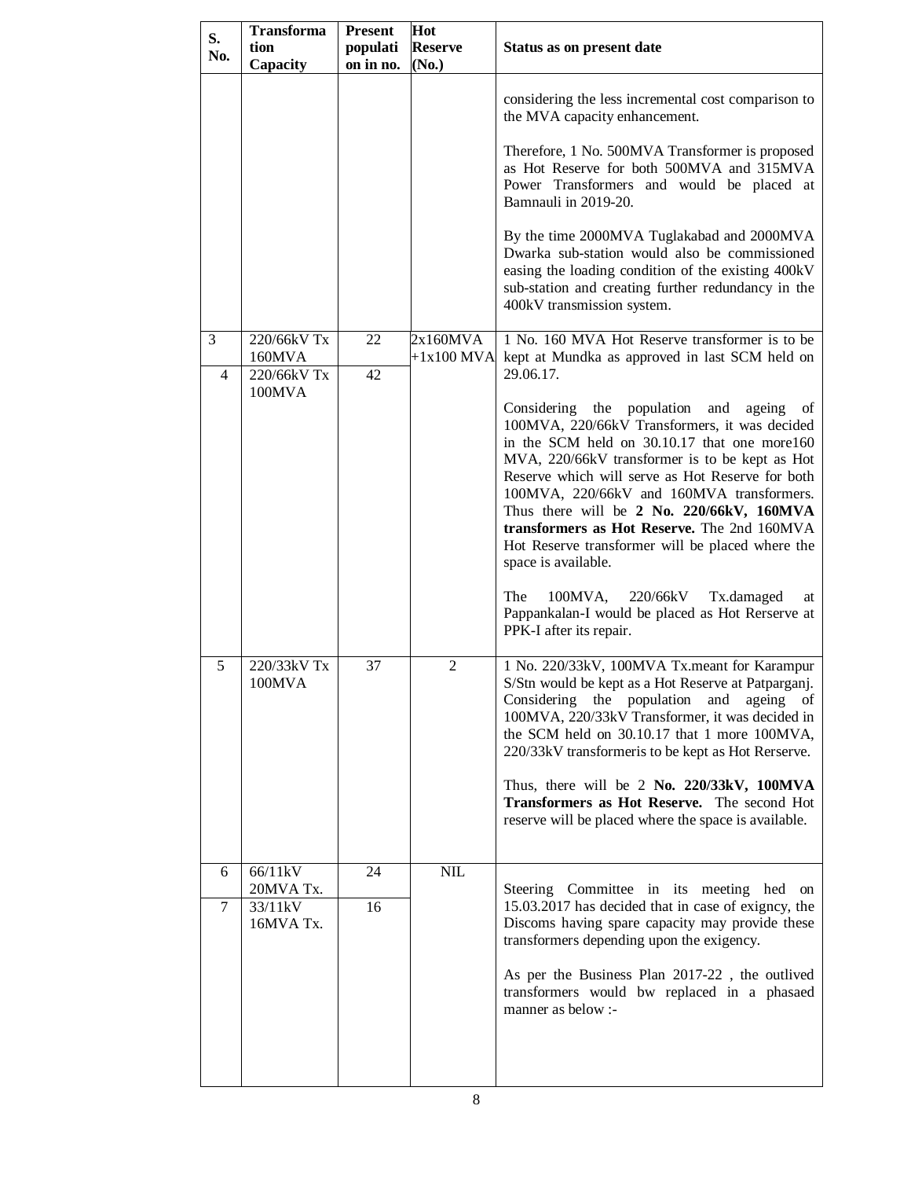| S. No. | Transformation Capacity | Present population in no. | Hot Reserve (No.) | Status as on present date |
|---|---|---|---|---|
| | | | | considering the less incremental cost comparison to the MVA capacity enhancement.<br><br>Therefore, 1 No. 500MVA Transformer is proposed as Hot Reserve for both 500MVA and 315MVA Power Transformers and would be placed at Bamnauli in 2019-20.<br><br>By the time 2000MVA Tuglakabad and 2000MVA Dwarka sub-station would also be commissioned easing the loading condition of the existing 400kV sub-station and creating further redundancy in the 400kV transmission system. |
| 3 | 220/66kV Tx 160MVA | 22 | 2x160MVA +1x100 MVA | 1 No. 160 MVA Hot Reserve transformer is to be kept at Mundka as approved in last SCM held on 29.06.17.<br><br>Considering the population and ageing of 100MVA, 220/66kV Transformers, it was decided in the SCM held on 30.10.17 that one more160 MVA, 220/66kV transformer is to be kept as Hot Reserve which will serve as Hot Reserve for both 100MVA, 220/66kV and 160MVA transformers. Thus there will be **2 No. 220/66kV, 160MVA transformers as Hot Reserve.** The 2nd 160MVA Hot Reserve transformer will be placed where the space is available.<br><br>The 100MVA, 220/66kV Tx.damaged at Pappankalan-I would be placed as Hot Rerserve at PPK-I after its repair. |
| 4 | 220/66kV Tx 100MVA | 42 | | |
| 5 | 220/33kV Tx 100MVA | 37 | 2 | 1 No. 220/33kV, 100MVA Tx.meant for Karampur S/Stn would be kept as a Hot Reserve at Patparganj. Considering the population and ageing of 100MVA, 220/33kV Transformer, it was decided in the SCM held on 30.10.17 that 1 more 100MVA, 220/33kV transformeris to be kept as Hot Rerserve.<br><br>Thus, there will be 2 **No. 220/33kV, 100MVA Transformers as Hot Reserve.** The second Hot reserve will be placed where the space is available. |
| 6 | 66/11kV 20MVA Tx. | 24 | NIL | Steering Committee in its meeting hed on 15.03.2017 has decided that in case of exigncy, the Discoms having spare capacity may provide these transformers depending upon the exigency.<br><br>As per the Business Plan 2017-22 , the outlived transformers would bw replaced in a phasaed manner as below :- |
| 7 | 33/11kV 16MVA Tx. | 16 | | |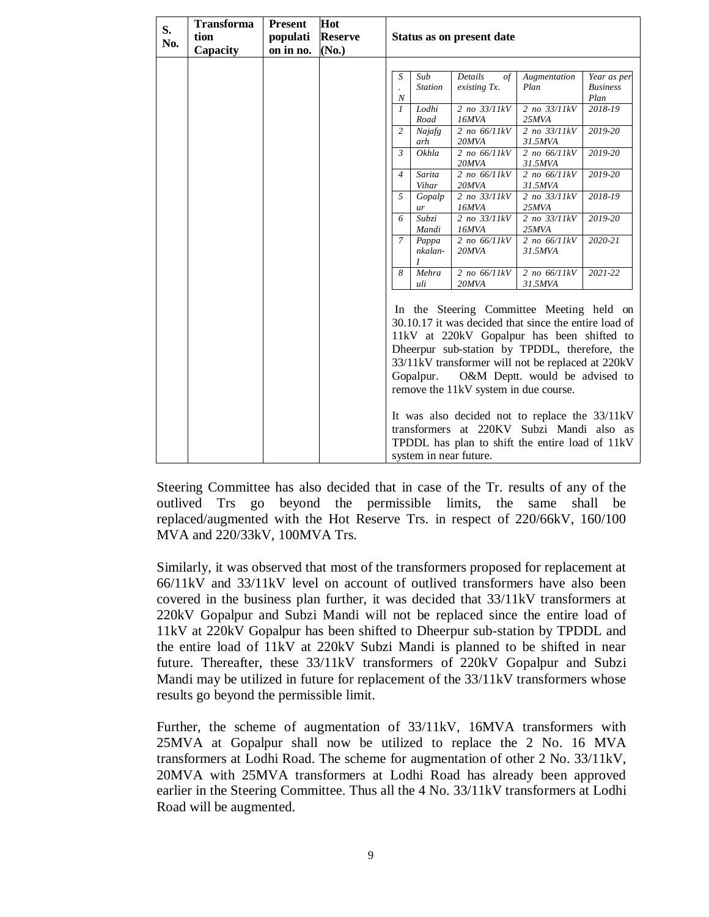| S. No. | Transformation Capacity | Present population in no. | Hot Reserve (No.) | Status as on present date |
|---|---|---|---|---|
| | | | | (see nested table and notes below) |

| S. N | Sub Station | Details of existing Tx. | Augmentation Plan | Year as per Business Plan |
|---|---|---|---|---|
| *1* | *Lodhi Road* | *2 no 33/11kV 16MVA* | *2 no 33/11kV 25MVA* | *2018-19* |
| *2* | *Najafgarh* | *2 no 66/11kV 20MVA* | *2 no 33/11kV 31.5MVA* | *2019-20* |
| *3* | *Okhla* | *2 no 66/11kV 20MVA* | *2 no 66/11kV 31.5MVA* | *2019-20* |
| *4* | *Sarita Vihar* | *2 no 66/11kV 20MVA* | *2 no 66/11kV 31.5MVA* | *2019-20* |
| *5* | *Gopalpur* | *2 no 33/11kV 16MVA* | *2 no 33/11kV 25MVA* | *2018-19* |
| *6* | *Subzi Mandi* | *2 no 33/11kV 16MVA* | *2 no 33/11kV 25MVA* | *2019-20* |
| *7* | *Pappankalan-I* | *2 no 66/11kV 20MVA* | *2 no 66/11kV 31.5MVA* | *2020-21* |
| *8* | *Mehrauli* | *2 no 66/11kV 20MVA* | *2 no 66/11kV 31.5MVA* | *2021-22* |

In the Steering Committee Meeting held on 30.10.17 it was decided that since the entire load of 11kV at 220kV Gopalpur has been shifted to Dheerpur sub-station by TPDDL, therefore, the 33/11kV transformer will not be replaced at 220kV Gopalpur. O&M Deptt. would be advised to remove the 11kV system in due course.

It was also decided not to replace the 33/11kV transformers at 220KV Subzi Mandi also as TPDDL has plan to shift the entire load of 11kV system in near future.

Steering Committee has also decided that in case of the Tr. results of any of the outlived Trs go beyond the permissible limits, the same shall be replaced/augmented with the Hot Reserve Trs. in respect of 220/66kV, 160/100 MVA and 220/33kV, 100MVA Trs.

Similarly, it was observed that most of the transformers proposed for replacement at 66/11kV and 33/11kV level on account of outlived transformers have also been covered in the business plan further, it was decided that 33/11kV transformers at 220kV Gopalpur and Subzi Mandi will not be replaced since the entire load of 11kV at 220kV Gopalpur has been shifted to Dheerpur sub-station by TPDDL and the entire load of 11kV at 220kV Subzi Mandi is planned to be shifted in near future. Thereafter, these 33/11kV transformers of 220kV Gopalpur and Subzi Mandi may be utilized in future for replacement of the 33/11kV transformers whose results go beyond the permissible limit.

Further, the scheme of augmentation of 33/11kV, 16MVA transformers with 25MVA at Gopalpur shall now be utilized to replace the 2 No. 16 MVA transformers at Lodhi Road. The scheme for augmentation of other 2 No. 33/11kV, 20MVA with 25MVA transformers at Lodhi Road has already been approved earlier in the Steering Committee. Thus all the 4 No. 33/11kV transformers at Lodhi Road will be augmented.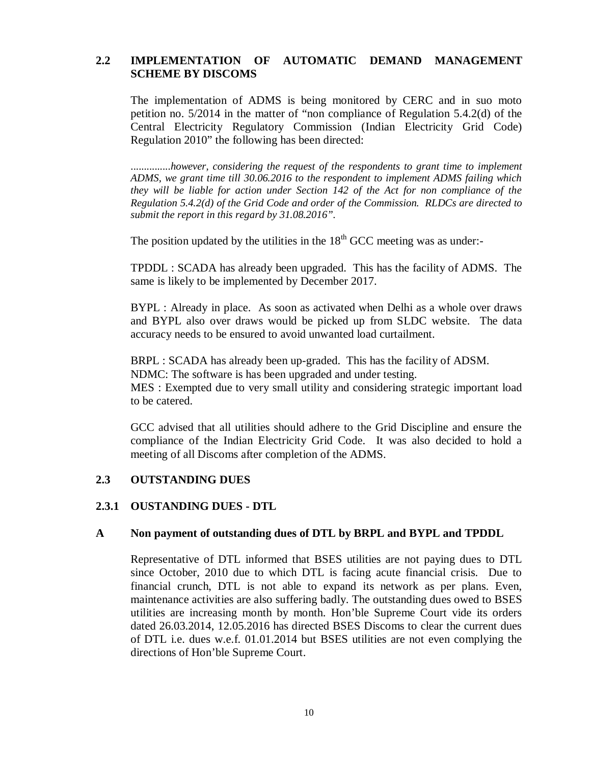## 2.2 IMPLEMENTATION OF AUTOMATIC DEMAND MANAGEMENT SCHEME BY DISCOMS

The implementation of ADMS is being monitored by CERC and in suo moto petition no. 5/2014 in the matter of "non compliance of Regulation 5.4.2(d) of the Central Electricity Regulatory Commission (Indian Electricity Grid Code) Regulation 2010" the following has been directed:

*...............however, considering the request of the respondents to grant time to implement ADMS, we grant time till 30.06.2016 to the respondent to implement ADMS failing which they will be liable for action under Section 142 of the Act for non compliance of the Regulation 5.4.2(d) of the Grid Code and order of the Commission. RLDCs are directed to submit the report in this regard by 31.08.2016".*

The position updated by the utilities in the 18th GCC meeting was as under:-

TPDDL : SCADA has already been upgraded. This has the facility of ADMS. The same is likely to be implemented by December 2017.

BYPL : Already in place. As soon as activated when Delhi as a whole over draws and BYPL also over draws would be picked up from SLDC website. The data accuracy needs to be ensured to avoid unwanted load curtailment.

BRPL : SCADA has already been up-graded. This has the facility of ADSM.
NDMC: The software is has been upgraded and under testing.
MES : Exempted due to very small utility and considering strategic important load to be catered.

GCC advised that all utilities should adhere to the Grid Discipline and ensure the compliance of the Indian Electricity Grid Code. It was also decided to hold a meeting of all Discoms after completion of the ADMS.

## 2.3 OUTSTANDING DUES

### 2.3.1 OUSTANDING DUES - DTL

#### A Non payment of outstanding dues of DTL by BRPL and BYPL and TPDDL

Representative of DTL informed that BSES utilities are not paying dues to DTL since October, 2010 due to which DTL is facing acute financial crisis. Due to financial crunch, DTL is not able to expand its network as per plans. Even, maintenance activities are also suffering badly. The outstanding dues owed to BSES utilities are increasing month by month. Hon'ble Supreme Court vide its orders dated 26.03.2014, 12.05.2016 has directed BSES Discoms to clear the current dues of DTL i.e. dues w.e.f. 01.01.2014 but BSES utilities are not even complying the directions of Hon'ble Supreme Court.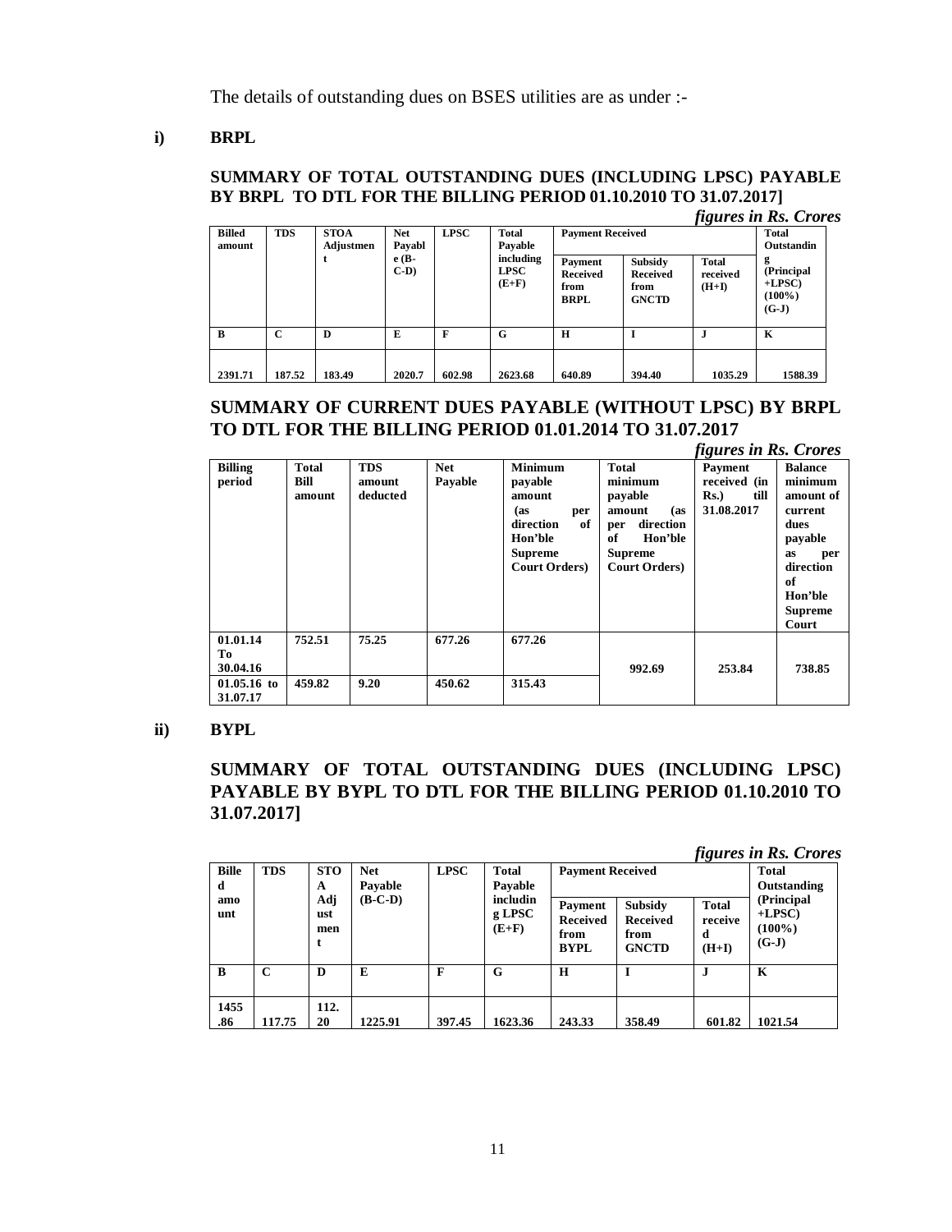The details of outstanding dues on BSES utilities are as under :-

**i) BRPL**

**SUMMARY OF TOTAL OUTSTANDING DUES (INCLUDING LPSC) PAYABLE BY BRPL TO DTL FOR THE BILLING PERIOD 01.10.2010 TO 31.07.2017]**

*figures in Rs. Crores*

| Billed amount | TDS | STOA Adjustment | Net Payable (B-C-D) | LPSC | Total Payable including LPSC (E+F) | Payment Received | | | Total Outstanding (Principal +LPSC) (100%) (G-J) |
|---|---|---|---|---|---|---|---|---|---|
| | | | | | | Payment Received from BRPL | Subsidy Received from GNCTD | Total received (H+I) | |
| B | C | D | E | F | G | H | I | J | K |
| 2391.71 | 187.52 | 183.49 | 2020.7 | 602.98 | 2623.68 | 640.89 | 394.40 | 1035.29 | 1588.39 |

**SUMMARY OF CURRENT DUES PAYABLE (WITHOUT LPSC) BY BRPL TO DTL FOR THE BILLING PERIOD 01.01.2014 TO 31.07.2017**

*figures in Rs. Crores*

| Billing period | Total Bill amount | TDS amount deducted | Net Payable | Minimum payable amount (as per direction of Hon'ble Supreme Court Orders) | Total minimum payable amount (as per direction of Hon'ble Supreme Court Orders) | Payment received (in Rs.) till 31.08.2017 | Balance minimum amount of current dues payable as per direction of Hon'ble Supreme Court |
|---|---|---|---|---|---|---|---|
| 01.01.14 To 30.04.16 | 752.51 | 75.25 | 677.26 | 677.26 | 992.69 | 253.84 | 738.85 |
| 01.05.16 to 31.07.17 | 459.82 | 9.20 | 450.62 | 315.43 | | | |

**ii) BYPL**

**SUMMARY OF TOTAL OUTSTANDING DUES (INCLUDING LPSC) PAYABLE BY BYPL TO DTL FOR THE BILLING PERIOD 01.10.2010 TO 31.07.2017]**

*figures in Rs. Crores*

| Billed amount | TDS | STOA Adjustment | Net Payable (B-C-D) | LPSC | Total Payable including LPSC (E+F) | Payment Received | | | Total Outstanding (Principal +LPSC) (100%) (G-J) |
|---|---|---|---|---|---|---|---|---|---|
| | | | | | | Payment Received from BYPL | Subsidy Received from GNCTD | Total received (H+I) | |
| B | C | D | E | F | G | H | I | J | K |
| 1455.86 | 117.75 | 112.20 | 1225.91 | 397.45 | 1623.36 | 243.33 | 358.49 | 601.82 | 1021.54 |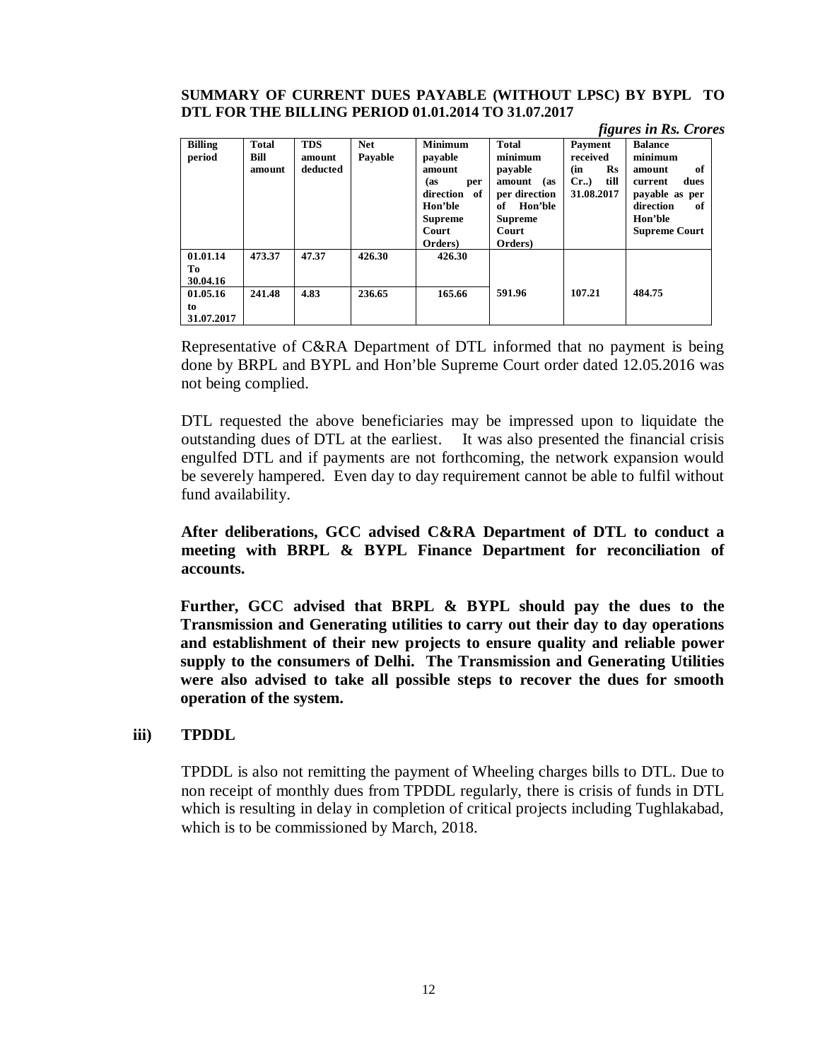**SUMMARY OF CURRENT DUES PAYABLE (WITHOUT LPSC) BY BYPL TO DTL FOR THE BILLING PERIOD 01.01.2014 TO 31.07.2017**

*figures in Rs. Crores*

| Billing period | Total Bill amount | TDS amount deducted | Net Payable | Minimum payable amount (as per direction of Hon'ble Supreme Court Orders) | Total minimum payable amount (as per direction of Hon'ble Supreme Court Orders) | Payment received (in Rs Cr..) till 31.08.2017 | Balance minimum amount of current dues payable as per direction of Hon'ble Supreme Court |
|---|---|---|---|---|---|---|---|
| 01.01.14 To 30.04.16 | 473.37 | 47.37 | 426.30 | 426.30 | 591.96 | 107.21 | 484.75 |
| 01.05.16 to 31.07.2017 | 241.48 | 4.83 | 236.65 | 165.66 | | | |

Representative of C&RA Department of DTL informed that no payment is being done by BRPL and BYPL and Hon'ble Supreme Court order dated 12.05.2016 was not being complied.

DTL requested the above beneficiaries may be impressed upon to liquidate the outstanding dues of DTL at the earliest. It was also presented the financial crisis engulfed DTL and if payments are not forthcoming, the network expansion would be severely hampered. Even day to day requirement cannot be able to fulfil without fund availability.

**After deliberations, GCC advised C&RA Department of DTL to conduct a meeting with BRPL & BYPL Finance Department for reconciliation of accounts.**

**Further, GCC advised that BRPL & BYPL should pay the dues to the Transmission and Generating utilities to carry out their day to day operations and establishment of their new projects to ensure quality and reliable power supply to the consumers of Delhi. The Transmission and Generating Utilities were also advised to take all possible steps to recover the dues for smooth operation of the system.**

**iii) TPDDL**

TPDDL is also not remitting the payment of Wheeling charges bills to DTL. Due to non receipt of monthly dues from TPDDL regularly, there is crisis of funds in DTL which is resulting in delay in completion of critical projects including Tughlakabad, which is to be commissioned by March, 2018.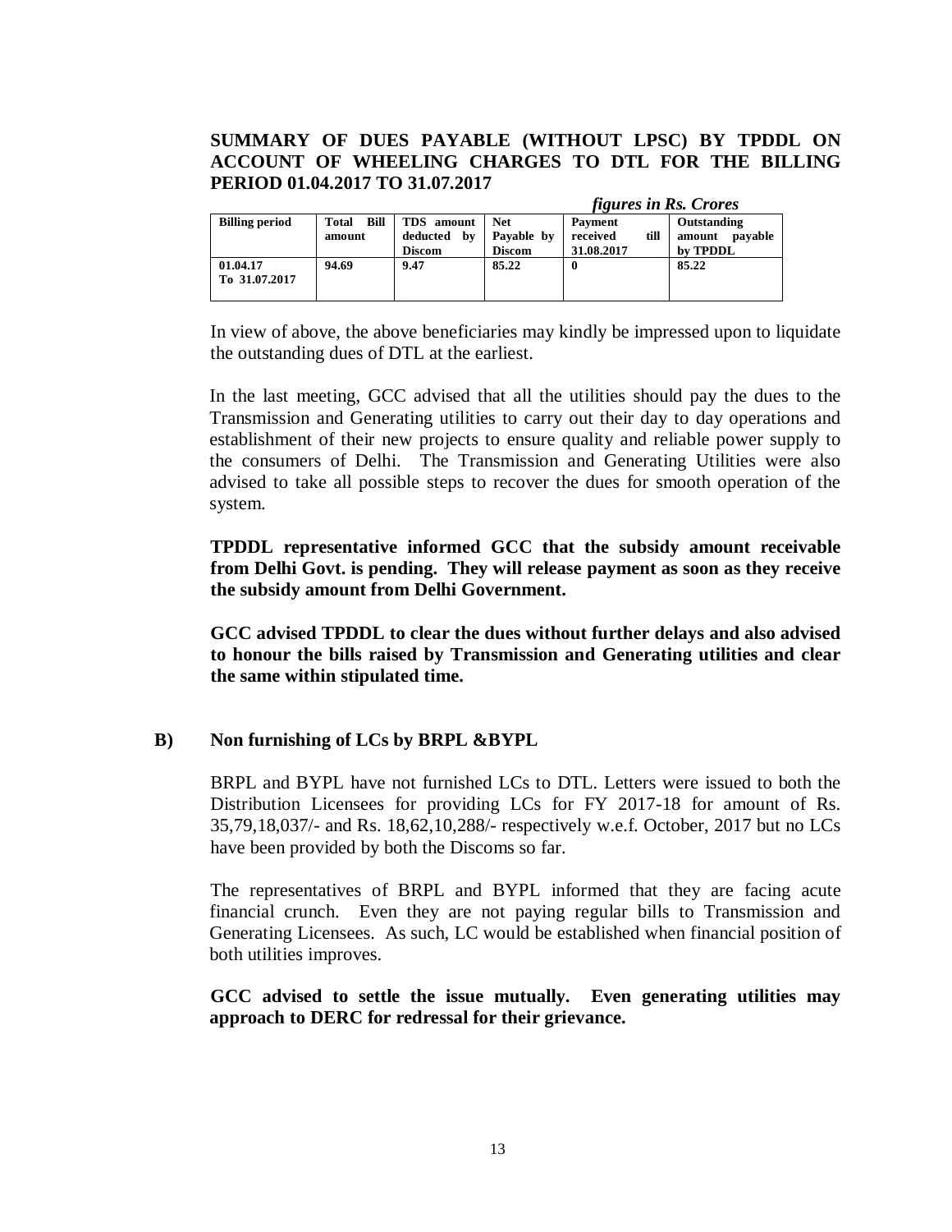**SUMMARY OF DUES PAYABLE (WITHOUT LPSC) BY TPDDL ON ACCOUNT OF WHEELING CHARGES TO DTL FOR THE BILLING PERIOD 01.04.2017 TO 31.07.2017**

*figures in Rs. Crores*

| Billing period | Total Bill amount | TDS amount deducted by Discom | Net Payable by Discom | Payment received till 31.08.2017 | Outstanding amount payable by TPDDL |
|---|---|---|---|---|---|
| 01.04.17 To 31.07.2017 | 94.69 | 9.47 | 85.22 | 0 | 85.22 |

In view of above, the above beneficiaries may kindly be impressed upon to liquidate the outstanding dues of DTL at the earliest.

In the last meeting, GCC advised that all the utilities should pay the dues to the Transmission and Generating utilities to carry out their day to day operations and establishment of their new projects to ensure quality and reliable power supply to the consumers of Delhi. The Transmission and Generating Utilities were also advised to take all possible steps to recover the dues for smooth operation of the system.

**TPDDL representative informed GCC that the subsidy amount receivable from Delhi Govt. is pending. They will release payment as soon as they receive the subsidy amount from Delhi Government.**

**GCC advised TPDDL to clear the dues without further delays and also advised to honour the bills raised by Transmission and Generating utilities and clear the same within stipulated time.**

### B) Non furnishing of LCs by BRPL &BYPL

BRPL and BYPL have not furnished LCs to DTL. Letters were issued to both the Distribution Licensees for providing LCs for FY 2017-18 for amount of Rs. 35,79,18,037/- and Rs. 18,62,10,288/- respectively w.e.f. October, 2017 but no LCs have been provided by both the Discoms so far.

The representatives of BRPL and BYPL informed that they are facing acute financial crunch. Even they are not paying regular bills to Transmission and Generating Licensees. As such, LC would be established when financial position of both utilities improves.

**GCC advised to settle the issue mutually. Even generating utilities may approach to DERC for redressal for their grievance.**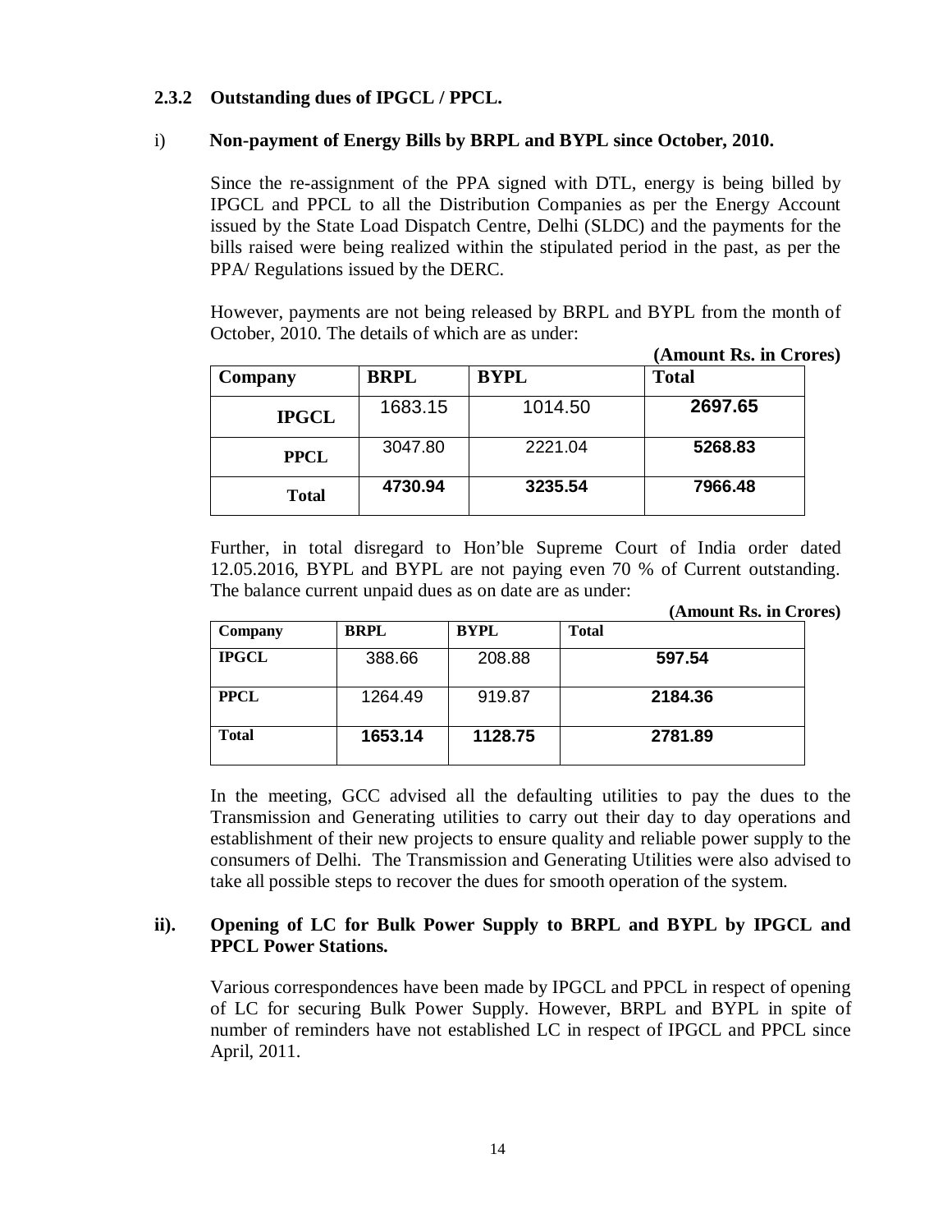### 2.3.2 Outstanding dues of IPGCL / PPCL.

i) **Non-payment of Energy Bills by BRPL and BYPL since October, 2010.**

Since the re-assignment of the PPA signed with DTL, energy is being billed by IPGCL and PPCL to all the Distribution Companies as per the Energy Account issued by the State Load Dispatch Centre, Delhi (SLDC) and the payments for the bills raised were being realized within the stipulated period in the past, as per the PPA/ Regulations issued by the DERC.

However, payments are not being released by BRPL and BYPL from the month of October, 2010. The details of which are as under:

**(Amount Rs. in Crores)**

| Company | BRPL | BYPL | Total |
|---|---|---|---|
| **IPGCL** | 1683.15 | 1014.50 | **2697.65** |
| **PPCL** | 3047.80 | 2221.04 | **5268.83** |
| **Total** | **4730.94** | **3235.54** | **7966.48** |

Further, in total disregard to Hon'ble Supreme Court of India order dated 12.05.2016, BYPL and BYPL are not paying even 70 % of Current outstanding. The balance current unpaid dues as on date are as under:

**(Amount Rs. in Crores)**

| Company | BRPL | BYPL | Total |
|---|---|---|---|
| **IPGCL** | 388.66 | 208.88 | **597.54** |
| **PPCL** | 1264.49 | 919.87 | **2184.36** |
| **Total** | **1653.14** | **1128.75** | **2781.89** |

In the meeting, GCC advised all the defaulting utilities to pay the dues to the Transmission and Generating utilities to carry out their day to day operations and establishment of their new projects to ensure quality and reliable power supply to the consumers of Delhi. The Transmission and Generating Utilities were also advised to take all possible steps to recover the dues for smooth operation of the system.

**ii). Opening of LC for Bulk Power Supply to BRPL and BYPL by IPGCL and PPCL Power Stations.**

Various correspondences have been made by IPGCL and PPCL in respect of opening of LC for securing Bulk Power Supply. However, BRPL and BYPL in spite of number of reminders have not established LC in respect of IPGCL and PPCL since April, 2011.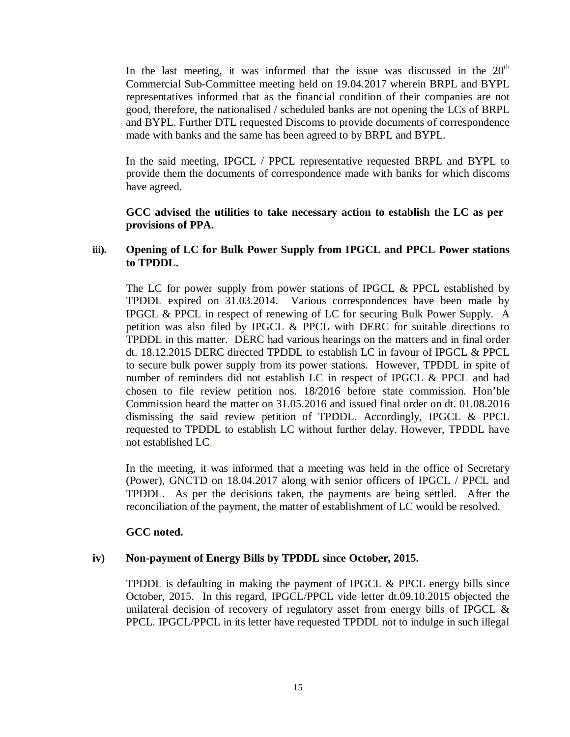In the last meeting, it was informed that the issue was discussed in the 20th Commercial Sub-Committee meeting held on 19.04.2017 wherein BRPL and BYPL representatives informed that as the financial condition of their companies are not good, therefore, the nationalised / scheduled banks are not opening the LCs of BRPL and BYPL. Further DTL requested Discoms to provide documents of correspondence made with banks and the same has been agreed to by BRPL and BYPL.

In the said meeting, IPGCL / PPCL representative requested BRPL and BYPL to provide them the documents of correspondence made with banks for which discoms have agreed.

**GCC advised the utilities to take necessary action to establish the LC as per provisions of PPA.**

**iii). Opening of LC for Bulk Power Supply from IPGCL and PPCL Power stations to TPDDL.**

The LC for power supply from power stations of IPGCL & PPCL established by TPDDL expired on 31.03.2014. Various correspondences have been made by IPGCL & PPCL in respect of renewing of LC for securing Bulk Power Supply. A petition was also filed by IPGCL & PPCL with DERC for suitable directions to TPDDL in this matter. DERC had various hearings on the matters and in final order dt. 18.12.2015 DERC directed TPDDL to establish LC in favour of IPGCL & PPCL to secure bulk power supply from its power stations. However, TPDDL in spite of number of reminders did not establish LC in respect of IPGCL & PPCL and had chosen to file review petition nos. 18/2016 before state commission. Hon'ble Commission heard the matter on 31.05.2016 and issued final order on dt. 01.08.2016 dismissing the said review petition of TPDDL. Accordingly, IPGCL & PPCL requested to TPDDL to establish LC without further delay. However, TPDDL have not established LC.

In the meeting, it was informed that a meeting was held in the office of Secretary (Power), GNCTD on 18.04.2017 along with senior officers of IPGCL / PPCL and TPDDL. As per the decisions taken, the payments are being settled. After the reconciliation of the payment, the matter of establishment of LC would be resolved.

**GCC noted.**

**iv) Non-payment of Energy Bills by TPDDL since October, 2015.**

TPDDL is defaulting in making the payment of IPGCL & PPCL energy bills since October, 2015. In this regard, IPGCL/PPCL vide letter dt.09.10.2015 objected the unilateral decision of recovery of regulatory asset from energy bills of IPGCL & PPCL. IPGCL/PPCL in its letter have requested TPDDL not to indulge in such illegal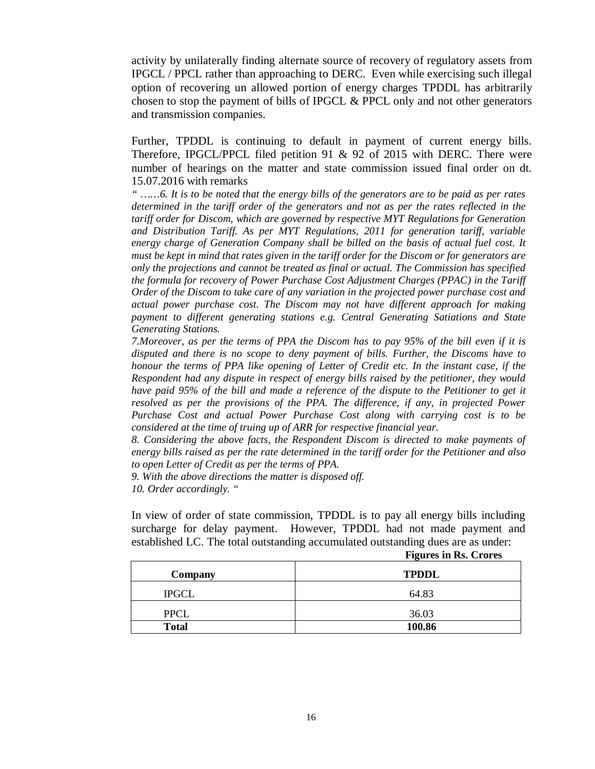activity by unilaterally finding alternate source of recovery of regulatory assets from IPGCL / PPCL rather than approaching to DERC. Even while exercising such illegal option of recovering un allowed portion of energy charges TPDDL has arbitrarily chosen to stop the payment of bills of IPGCL & PPCL only and not other generators and transmission companies.

Further, TPDDL is continuing to default in payment of current energy bills. Therefore, IPGCL/PPCL filed petition 91 & 92 of 2015 with DERC. There were number of hearings on the matter and state commission issued final order on dt. 15.07.2016 with remarks

*" ……6. It is to be noted that the energy bills of the generators are to be paid as per rates determined in the tariff order of the generators and not as per the rates reflected in the tariff order for Discom, which are governed by respective MYT Regulations for Generation and Distribution Tariff. As per MYT Regulations, 2011 for generation tariff, variable energy charge of Generation Company shall be billed on the basis of actual fuel cost. It must be kept in mind that rates given in the tariff order for the Discom or for generators are only the projections and cannot be treated as final or actual. The Commission has specified the formula for recovery of Power Purchase Cost Adjustment Charges (PPAC) in the Tariff Order of the Discom to take care of any variation in the projected power purchase cost and actual power purchase cost. The Discom may not have different approach for making payment to different generating stations e.g. Central Generating Satiations and State Generating Stations.*

*7.Moreover, as per the terms of PPA the Discom has to pay 95% of the bill even if it is disputed and there is no scope to deny payment of bills. Further, the Discoms have to honour the terms of PPA like opening of Letter of Credit etc. In the instant case, if the Respondent had any dispute in respect of energy bills raised by the petitioner, they would have paid 95% of the bill and made a reference of the dispute to the Petitioner to get it resolved as per the provisions of the PPA. The difference, if any, in projected Power Purchase Cost and actual Power Purchase Cost along with carrying cost is to be considered at the time of truing up of ARR for respective financial year.*

*8. Considering the above facts, the Respondent Discom is directed to make payments of energy bills raised as per the rate determined in the tariff order for the Petitioner and also to open Letter of Credit as per the terms of PPA.*

*9. With the above directions the matter is disposed off.*

*10. Order accordingly. "*

In view of order of state commission, TPDDL is to pay all energy bills including surcharge for delay payment. However, TPDDL had not made payment and established LC. The total outstanding accumulated outstanding dues are as under:

**Figures in Rs. Crores**

| Company | TPDDL |
|---|---|
| IPGCL | 64.83 |
| PPCL | 36.03 |
| **Total** | **100.86** |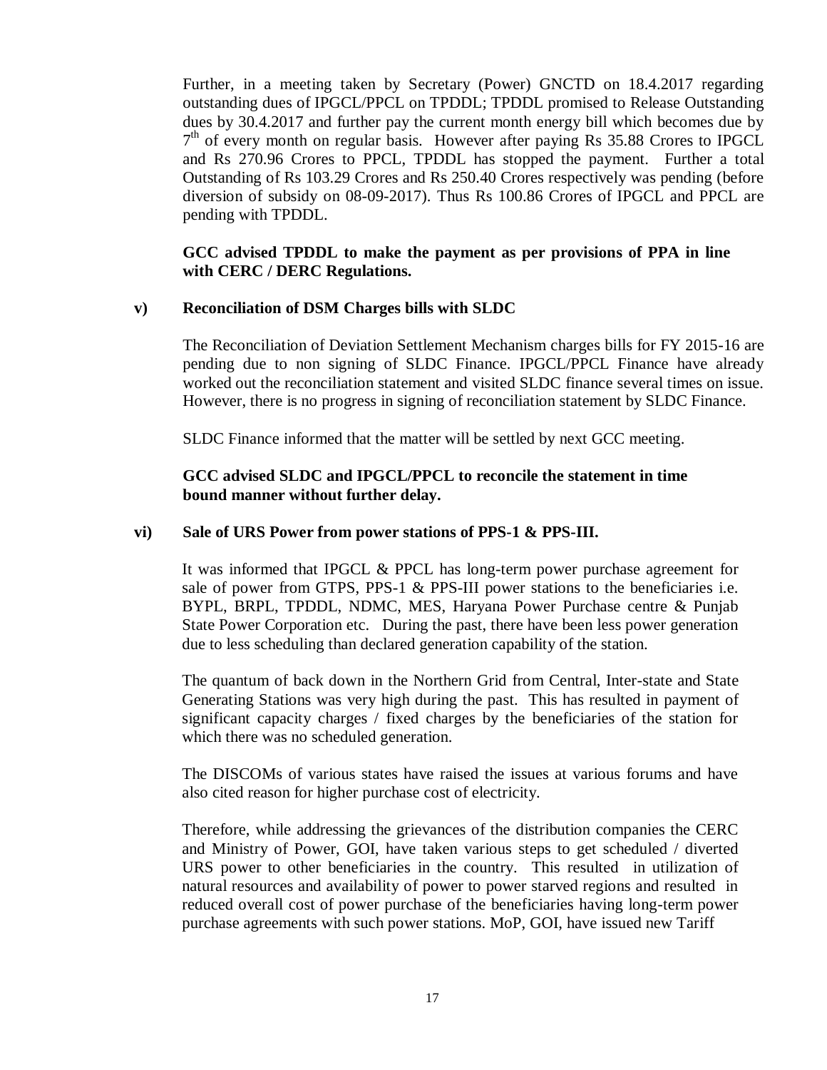Further, in a meeting taken by Secretary (Power) GNCTD on 18.4.2017 regarding outstanding dues of IPGCL/PPCL on TPDDL; TPDDL promised to Release Outstanding dues by 30.4.2017 and further pay the current month energy bill which becomes due by 7th of every month on regular basis. However after paying Rs 35.88 Crores to IPGCL and Rs 270.96 Crores to PPCL, TPDDL has stopped the payment. Further a total Outstanding of Rs 103.29 Crores and Rs 250.40 Crores respectively was pending (before diversion of subsidy on 08-09-2017). Thus Rs 100.86 Crores of IPGCL and PPCL are pending with TPDDL.

**GCC advised TPDDL to make the payment as per provisions of PPA in line with CERC / DERC Regulations.**

**v) Reconciliation of DSM Charges bills with SLDC**

The Reconciliation of Deviation Settlement Mechanism charges bills for FY 2015-16 are pending due to non signing of SLDC Finance. IPGCL/PPCL Finance have already worked out the reconciliation statement and visited SLDC finance several times on issue. However, there is no progress in signing of reconciliation statement by SLDC Finance.

SLDC Finance informed that the matter will be settled by next GCC meeting.

**GCC advised SLDC and IPGCL/PPCL to reconcile the statement in time bound manner without further delay.**

**vi) Sale of URS Power from power stations of PPS-1 & PPS-III.**

It was informed that IPGCL & PPCL has long-term power purchase agreement for sale of power from GTPS, PPS-1 & PPS-III power stations to the beneficiaries i.e. BYPL, BRPL, TPDDL, NDMC, MES, Haryana Power Purchase centre & Punjab State Power Corporation etc. During the past, there have been less power generation due to less scheduling than declared generation capability of the station.

The quantum of back down in the Northern Grid from Central, Inter-state and State Generating Stations was very high during the past. This has resulted in payment of significant capacity charges / fixed charges by the beneficiaries of the station for which there was no scheduled generation.

The DISCOMs of various states have raised the issues at various forums and have also cited reason for higher purchase cost of electricity.

Therefore, while addressing the grievances of the distribution companies the CERC and Ministry of Power, GOI, have taken various steps to get scheduled / diverted URS power to other beneficiaries in the country. This resulted in utilization of natural resources and availability of power to power starved regions and resulted in reduced overall cost of power purchase of the beneficiaries having long-term power purchase agreements with such power stations. MoP, GOI, have issued new Tariff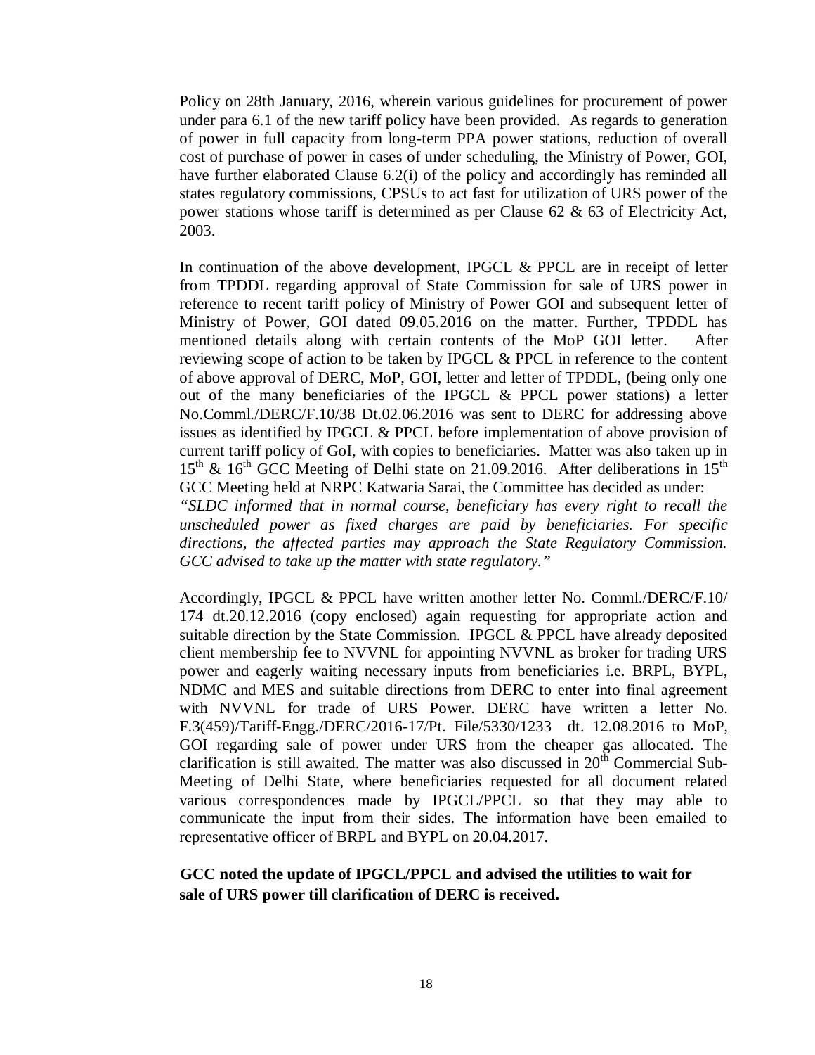Policy on 28th January, 2016, wherein various guidelines for procurement of power under para 6.1 of the new tariff policy have been provided. As regards to generation of power in full capacity from long-term PPA power stations, reduction of overall cost of purchase of power in cases of under scheduling, the Ministry of Power, GOI, have further elaborated Clause 6.2(i) of the policy and accordingly has reminded all states regulatory commissions, CPSUs to act fast for utilization of URS power of the power stations whose tariff is determined as per Clause 62 & 63 of Electricity Act, 2003.

In continuation of the above development, IPGCL & PPCL are in receipt of letter from TPDDL regarding approval of State Commission for sale of URS power in reference to recent tariff policy of Ministry of Power GOI and subsequent letter of Ministry of Power, GOI dated 09.05.2016 on the matter. Further, TPDDL has mentioned details along with certain contents of the MoP GOI letter. After reviewing scope of action to be taken by IPGCL & PPCL in reference to the content of above approval of DERC, MoP, GOI, letter and letter of TPDDL, (being only one out of the many beneficiaries of the IPGCL & PPCL power stations) a letter No.Comml./DERC/F.10/38 Dt.02.06.2016 was sent to DERC for addressing above issues as identified by IPGCL & PPCL before implementation of above provision of current tariff policy of GoI, with copies to beneficiaries. Matter was also taken up in 15th & 16th GCC Meeting of Delhi state on 21.09.2016. After deliberations in 15th GCC Meeting held at NRPC Katwaria Sarai, the Committee has decided as under:
*"SLDC informed that in normal course, beneficiary has every right to recall the unscheduled power as fixed charges are paid by beneficiaries. For specific directions, the affected parties may approach the State Regulatory Commission. GCC advised to take up the matter with state regulatory."*

Accordingly, IPGCL & PPCL have written another letter No. Comml./DERC/F.10/174 dt.20.12.2016 (copy enclosed) again requesting for appropriate action and suitable direction by the State Commission. IPGCL & PPCL have already deposited client membership fee to NVVNL for appointing NVVNL as broker for trading URS power and eagerly waiting necessary inputs from beneficiaries i.e. BRPL, BYPL, NDMC and MES and suitable directions from DERC to enter into final agreement with NVVNL for trade of URS Power. DERC have written a letter No. F.3(459)/Tariff-Engg./DERC/2016-17/Pt. File/5330/1233 dt. 12.08.2016 to MoP, GOI regarding sale of power under URS from the cheaper gas allocated. The clarification is still awaited. The matter was also discussed in 20th Commercial Sub-Meeting of Delhi State, where beneficiaries requested for all document related various correspondences made by IPGCL/PPCL so that they may able to communicate the input from their sides. The information have been emailed to representative officer of BRPL and BYPL on 20.04.2017.

**GCC noted the update of IPGCL/PPCL and advised the utilities to wait for sale of URS power till clarification of DERC is received.**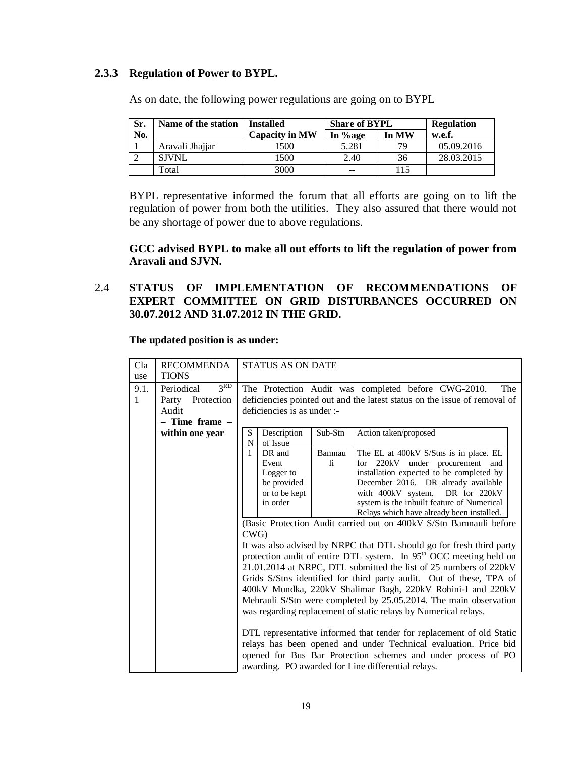### 2.3.3 Regulation of Power to BYPL.

As on date, the following power regulations are going on to BYPL

| Sr. No. | Name of the station | Installed Capacity in MW | Share of BYPL | | Regulation w.e.f. |
|---|---|---|---|---|---|
| | | | In %age | In MW | |
| 1 | Aravali Jhajjar | 1500 | 5.281 | 79 | 05.09.2016 |
| 2 | SJVNL | 1500 | 2.40 | 36 | 28.03.2015 |
| | Total | 3000 | -- | 115 | |

BYPL representative informed the forum that all efforts are going on to lift the regulation of power from both the utilities. They also assured that there would not be any shortage of power due to above regulations.

**GCC advised BYPL to make all out efforts to lift the regulation of power from Aravali and SJVN.**

## 2.4 STATUS OF IMPLEMENTATION OF RECOMMENDATIONS OF EXPERT COMMITTEE ON GRID DISTURBANCES OCCURRED ON 30.07.2012 AND 31.07.2012 IN THE GRID.

**The updated position is as under:**

| Clause | RECOMMENDATIONS | STATUS AS ON DATE |
|---|---|---|
| 9.1.1 | Periodical 3RD Party Protection Audit **– Time frame – within one year** | The Protection Audit was completed before CWG-2010. The deficiencies pointed out and the latest status on the issue of removal of deficiencies is as under :-<br><br>**SN 1** – Description of Issue: DR and Event Logger to be provided or to be kept in order; Sub-Stn: Bamnauli; Action taken/proposed: The EL at 400kV S/Stns is in place. EL for 220kV under procurement and installation expected to be completed by December 2016. DR already available with 400kV system. DR for 220kV system is the inbuilt feature of Numerical Relays which have already been installed.<br><br>(Basic Protection Audit carried out on 400kV S/Stn Bamnauli before CWG)<br>It was also advised by NRPC that DTL should go for fresh third party protection audit of entire DTL system. In 95th OCC meeting held on 21.01.2014 at NRPC, DTL submitted the list of 25 numbers of 220kV Grids S/Stns identified for third party audit. Out of these, TPA of 400kV Mundka, 220kV Shalimar Bagh, 220kV Rohini-I and 220kV Mehrauli S/Stn were completed by 25.05.2014. The main observation was regarding replacement of static relays by Numerical relays.<br><br>DTL representative informed that tender for replacement of old Static relays has been opened and under Technical evaluation. Price bid opened for Bus Bar Protection schemes and under process of PO awarding. PO awarded for Line differential relays. |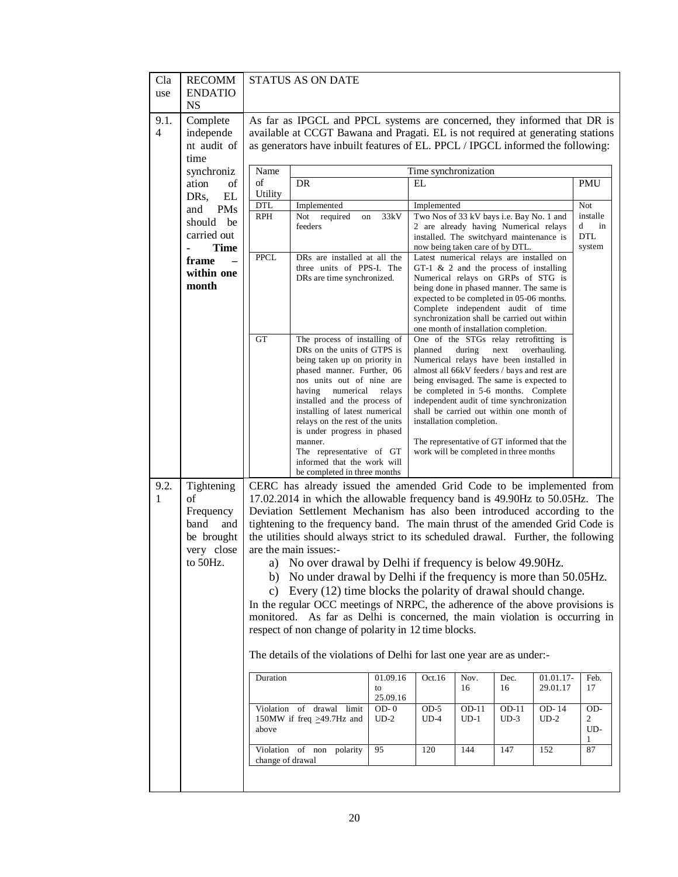| Clause | RECOMMENDATIONS | STATUS AS ON DATE |
|---|---|---|
| 9.1.4 | Complete independent audit of time synchronization of DRs, EL and PMs should be carried out - **Time frame – within one month** | As far as IPGCL and PPCL systems are concerned, they informed that DR is available at CCGT Bawana and Pragati. EL is not required at generating stations as generators have inbuilt features of EL. PPCL / IPGCL informed the following: (see table below) |
| 9.2.1 | Tightening of Frequency band and be brought very close to 50Hz. | CERC has already issued the amended Grid Code to be implemented from 17.02.2014 in which the allowable frequency band is 49.90Hz to 50.05Hz. The Deviation Settlement Mechanism has also been introduced according to the tightening to the frequency band. The main thrust of the amended Grid Code is the utilities should always strict to its scheduled drawal. Further, the following are the main issues:- a) No over drawal by Delhi if frequency is below 49.90Hz. b) No under drawal by Delhi if the frequency is more than 50.05Hz. c) Every (12) time blocks the polarity of drawal should change. In the regular OCC meetings of NRPC, the adherence of the above provisions is monitored. As far as Delhi is concerned, the main violation is occurring in respect of non change of polarity in 12 time blocks. The details of the violations of Delhi for last one year are as under:- (see table below) |

**Clause 9.1.4 – Time synchronization**

| Name of Utility | Time synchronization | | |
|---|---|---|---|
| | DR | EL | PMU |
| DTL | Implemented | Implemented | Not installed in DTL system |
| RPH | Not required on 33kV feeders | Two Nos of 33 kV bays i.e. Bay No. 1 and 2 are already having Numerical relays installed. The switchyard maintenance is now being taken care of by DTL. | |
| PPCL | DRs are installed at all the three units of PPS-I. The DRs are time synchronized. | Latest numerical relays are installed on GT-1 & 2 and the process of installing Numerical relays on GRPs of STG is being done in phased manner. The same is expected to be completed in 05-06 months. Complete independent audit of time synchronization shall be carried out within one month of installation completion. | |
| GT | The process of installing of DRs on the units of GTPS is being taken up on priority in phased manner. Further, 06 nos units out of nine are having numerical relays installed and the process of installing of latest numerical relays on the rest of the units is under progress in phased manner. The representative of GT informed that the work will be completed in three months | One of the STGs relay retrofitting is planned during next overhauling. Numerical relays have been installed in almost all 66kV feeders / bays and rest are being envisaged. The same is expected to be completed in 5-6 months. Complete independent audit of time synchronization shall be carried out within one month of installation completion. The representative of GT informed that the work will be completed in three months | |

**Clause 9.2.1 – Violations of Delhi**

| Duration | 01.09.16 to 25.09.16 | Oct.16 | Nov. 16 | Dec. 16 | 01.01.17-29.01.17 | Feb. 17 |
|---|---|---|---|---|---|---|
| Violation of drawal limit 150MW if freq ≥49.7Hz and above | OD- 0 UD-2 | OD-5 UD-4 | OD-11 UD-1 | OD-11 UD-3 | OD- 14 UD-2 | OD-2 UD-1 |
| Violation of non polarity change of drawal | 95 | 120 | 144 | 147 | 152 | 87 |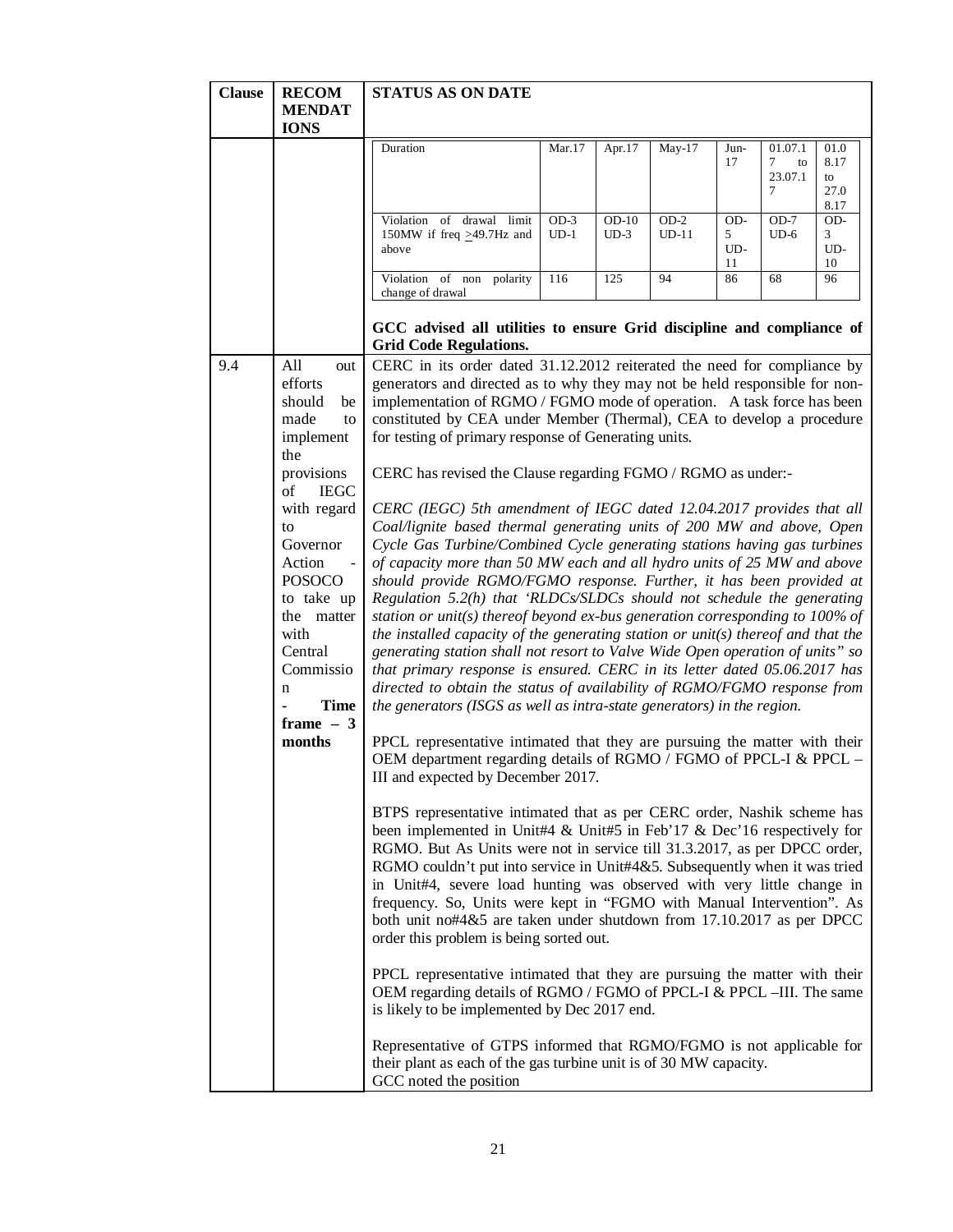| Clause | RECOMMENDATIONS | STATUS AS ON DATE |
|---|---|---|
| | | (see table below) GCC advised all utilities to ensure Grid discipline and compliance of Grid Code Regulations. |
| 9.4 | All out efforts should be made to implement the provisions of IEGC with regard to Governor Action - POSOCO to take up the matter with Central Commission - **Time frame – 3 months** | (see text below) |

| Duration | Mar.17 | Apr.17 | May-17 | Jun-17 | 01.07.17 to 23.07.17 | 01.08.17 to 27.08.17 |
|---|---|---|---|---|---|---|
| Violation of drawal limit 150MW if freq ≥49.7Hz and above | OD-3 UD-1 | OD-10 UD-3 | OD-2 UD-11 | OD-5 UD-11 | OD-7 UD-6 | OD-3 UD-10 |
| Violation of non polarity change of drawal | 116 | 125 | 94 | 86 | 68 | 96 |

**GCC advised all utilities to ensure Grid discipline and compliance of Grid Code Regulations.**

**9.4** — All out efforts should be made to implement the provisions of IEGC with regard to Governor Action - POSOCO to take up the matter with Central Commission - **Time frame – 3 months**

CERC in its order dated 31.12.2012 reiterated the need for compliance by generators and directed as to why they may not be held responsible for non-implementation of RGMO / FGMO mode of operation. A task force has been constituted by CEA under Member (Thermal), CEA to develop a procedure for testing of primary response of Generating units.

CERC has revised the Clause regarding FGMO / RGMO as under:-

*CERC (IEGC) 5th amendment of IEGC dated 12.04.2017 provides that all Coal/lignite based thermal generating units of 200 MW and above, Open Cycle Gas Turbine/Combined Cycle generating stations having gas turbines of capacity more than 50 MW each and all hydro units of 25 MW and above should provide RGMO/FGMO response. Further, it has been provided at Regulation 5.2(h) that 'RLDCs/SLDCs should not schedule the generating station or unit(s) thereof beyond ex-bus generation corresponding to 100% of the installed capacity of the generating station or unit(s) thereof and that the generating station shall not resort to Valve Wide Open operation of units" so that primary response is ensured. CERC in its letter dated 05.06.2017 has directed to obtain the status of availability of RGMO/FGMO response from the generators (ISGS as well as intra-state generators) in the region.*

PPCL representative intimated that they are pursuing the matter with their OEM department regarding details of RGMO / FGMO of PPCL-I & PPCL – III and expected by December 2017.

BTPS representative intimated that as per CERC order, Nashik scheme has been implemented in Unit#4 & Unit#5 in Feb'17 & Dec'16 respectively for RGMO. But As Units were not in service till 31.3.2017, as per DPCC order, RGMO couldn't put into service in Unit#4&5. Subsequently when it was tried in Unit#4, severe load hunting was observed with very little change in frequency. So, Units were kept in "FGMO with Manual Intervention". As both unit no#4&5 are taken under shutdown from 17.10.2017 as per DPCC order this problem is being sorted out.

PPCL representative intimated that they are pursuing the matter with their OEM regarding details of RGMO / FGMO of PPCL-I & PPCL –III. The same is likely to be implemented by Dec 2017 end.

Representative of GTPS informed that RGMO/FGMO is not applicable for their plant as each of the gas turbine unit is of 30 MW capacity.
GCC noted the position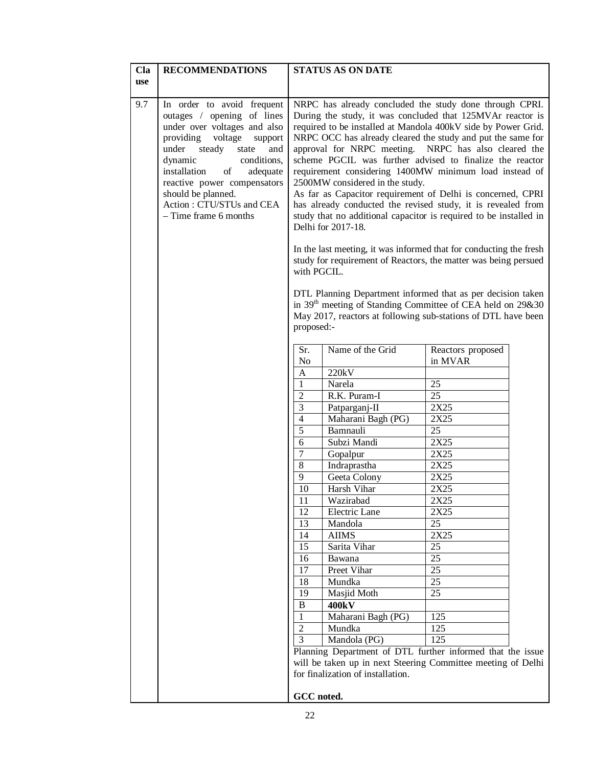| Clause | RECOMMENDATIONS | STATUS AS ON DATE |
|---|---|---|
| 9.7 | In order to avoid frequent outages / opening of lines under over voltages and also providing voltage support under steady state and dynamic conditions, installation of adequate reactive power compensators should be planned.<br>Action : CTU/STUs and CEA – Time frame 6 months | NRPC has already concluded the study done through CPRI. During the study, it was concluded that 125MVAr reactor is required to be installed at Mandola 400kV side by Power Grid. NRPC OCC has already cleared the study and put the same for approval for NRPC meeting. NRPC has also cleared the scheme PGCIL was further advised to finalize the reactor requirement considering 1400MW minimum load instead of 2500MW considered in the study.<br>As far as Capacitor requirement of Delhi is concerned, CPRI has already conducted the revised study, it is revealed from study that no additional capacitor is required to be installed in Delhi for 2017-18.<br><br>In the last meeting, it was informed that for conducting the fresh study for requirement of Reactors, the matter was being persued with PGCIL.<br><br>DTL Planning Department informed that as per decision taken in 39th meeting of Standing Committee of CEA held on 29&30 May 2017, reactors at following sub-stations of DTL have been proposed:- |

| Sr. No | Name of the Grid | Reactors proposed in MVAR |
|---|---|---|
| A | 220kV | |
| 1 | Narela | 25 |
| 2 | R.K. Puram-I | 25 |
| 3 | Patparganj-II | 2X25 |
| 4 | Maharani Bagh (PG) | 2X25 |
| 5 | Bamnauli | 25 |
| 6 | Subzi Mandi | 2X25 |
| 7 | Gopalpur | 2X25 |
| 8 | Indraprastha | 2X25 |
| 9 | Geeta Colony | 2X25 |
| 10 | Harsh Vihar | 2X25 |
| 11 | Wazirabad | 2X25 |
| 12 | Electric Lane | 2X25 |
| 13 | Mandola | 25 |
| 14 | AIIMS | 2X25 |
| 15 | Sarita Vihar | 25 |
| 16 | Bawana | 25 |
| 17 | Preet Vihar | 25 |
| 18 | Mundka | 25 |
| 19 | Masjid Moth | 25 |
| B | **400kV** | |
| 1 | Maharani Bagh (PG) | 125 |
| 2 | Mundka | 125 |
| 3 | Mandola (PG) | 125 |

Planning Department of DTL further informed that the issue will be taken up in next Steering Committee meeting of Delhi for finalization of installation.

**GCC noted.**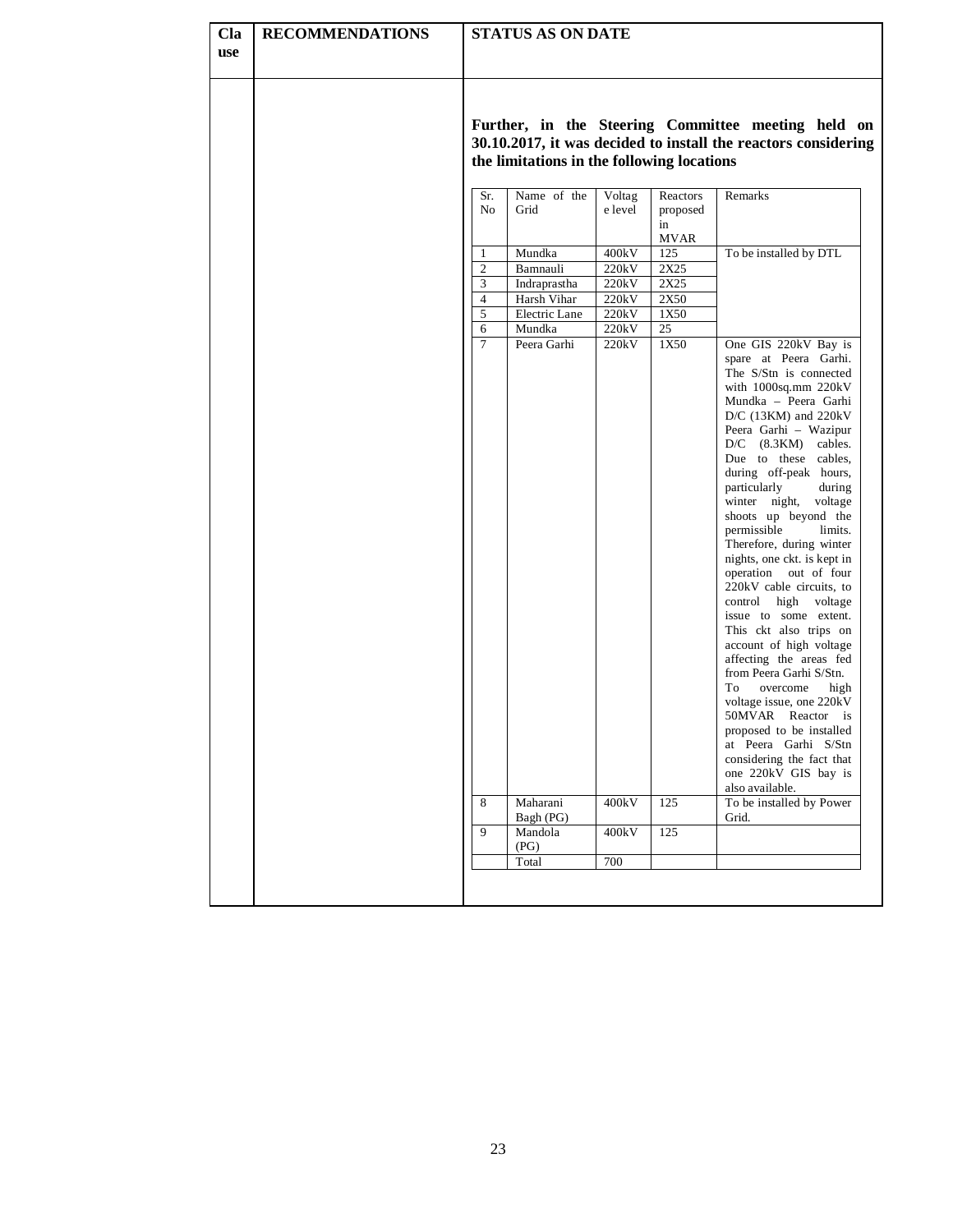| Clause | RECOMMENDATIONS | STATUS AS ON DATE |
|---|---|---|
| | | **Further, in the Steering Committee meeting held on 30.10.2017, it was decided to install the reactors considering the limitations in the following locations** |

| Sr. No | Name of the Grid | Voltage level | Reactors proposed in MVAR | Remarks |
|---|---|---|---|---|
| 1 | Mundka | 400kV | 125 | To be installed by DTL |
| 2 | Bamnauli | 220kV | 2X25 | |
| 3 | Indraprastha | 220kV | 2X25 | |
| 4 | Harsh Vihar | 220kV | 2X50 | |
| 5 | Electric Lane | 220kV | 1X50 | |
| 6 | Mundka | 220kV | 25 | |
| 7 | Peera Garhi | 220kV | 1X50 | One GIS 220kV Bay is spare at Peera Garhi. The S/Stn is connected with 1000sq.mm 220kV Mundka – Peera Garhi D/C (13KM) and 220kV Peera Garhi – Wazipur D/C (8.3KM) cables. Due to these cables, during off-peak hours, particularly during winter night, voltage shoots up beyond the permissible limits. Therefore, during winter nights, one ckt. is kept in operation out of four 220kV cable circuits, to control high voltage issue to some extent. This ckt also trips on account of high voltage affecting the areas fed from Peera Garhi S/Stn. To overcome high voltage issue, one 220kV 50MVAR Reactor is proposed to be installed at Peera Garhi S/Stn considering the fact that one 220kV GIS bay is also available. |
| 8 | Maharani Bagh (PG) | 400kV | 125 | To be installed by Power Grid. |
| 9 | Mandola (PG) | 400kV | 125 | |
| | Total | 700 | | |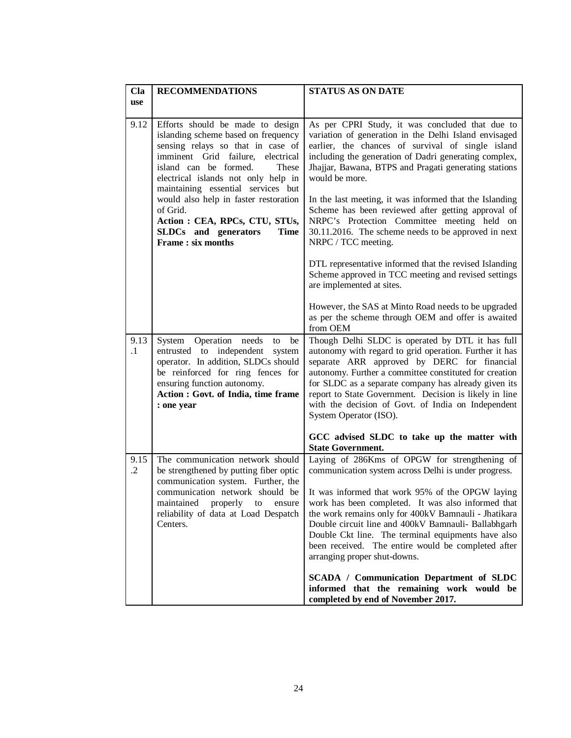| Clause | RECOMMENDATIONS | STATUS AS ON DATE |
|---|---|---|
| 9.12 | Efforts should be made to design islanding scheme based on frequency sensing relays so that in case of imminent Grid failure, electrical island can be formed. These electrical islands not only help in maintaining essential services but would also help in faster restoration of Grid. **Action : CEA, RPCs, CTU, STUs, SLDCs and generators Time Frame : six months** | As per CPRI Study, it was concluded that due to variation of generation in the Delhi Island envisaged earlier, the chances of survival of single island including the generation of Dadri generating complex, Jhajjar, Bawana, BTPS and Pragati generating stations would be more.<br><br>In the last meeting, it was informed that the Islanding Scheme has been reviewed after getting approval of NRPC's Protection Committee meeting held on 30.11.2016. The scheme needs to be approved in next NRPC / TCC meeting.<br><br>DTL representative informed that the revised Islanding Scheme approved in TCC meeting and revised settings are implemented at sites.<br><br>However, the SAS at Minto Road needs to be upgraded as per the scheme through OEM and offer is awaited from OEM |
| 9.13.1 | System Operation needs to be entrusted to independent system operator. In addition, SLDCs should be reinforced for ring fences for ensuring function autonomy. **Action : Govt. of India, time frame : one year** | Though Delhi SLDC is operated by DTL it has full autonomy with regard to grid operation. Further it has separate ARR approved by DERC for financial autonomy. Further a committee constituted for creation for SLDC as a separate company has already given its report to State Government. Decision is likely in line with the decision of Govt. of India on Independent System Operator (ISO).<br><br>**GCC advised SLDC to take up the matter with State Government.** |
| 9.15.2 | The communication network should be strengthened by putting fiber optic communication system. Further, the communication network should be maintained properly to ensure reliability of data at Load Despatch Centers. | Laying of 286Kms of OPGW for strengthening of communication system across Delhi is under progress.<br><br>It was informed that work 95% of the OPGW laying work has been completed. It was also informed that the work remains only for 400kV Bamnauli - Jhatikara Double circuit line and 400kV Bamnauli- Ballabhgarh Double Ckt line. The terminal equipments have also been received. The entire would be completed after arranging proper shut-downs.<br><br>**SCADA / Communication Department of SLDC informed that the remaining work would be completed by end of November 2017.** |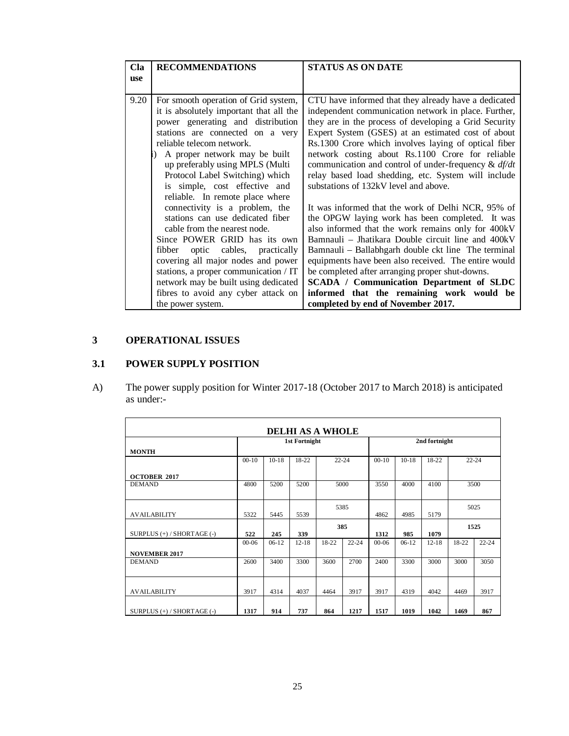| Clause | RECOMMENDATIONS | STATUS AS ON DATE |
|---|---|---|
| 9.20 | For smooth operation of Grid system, it is absolutely important that all the power generating and distribution stations are connected on a very reliable telecom network.<br>i) A proper network may be built up preferably using MPLS (Multi Protocol Label Switching) which is simple, cost effective and reliable. In remote place where connectivity is a problem, the stations can use dedicated fiber cable from the nearest node.<br>Since POWER GRID has its own fibber optic cables, practically covering all major nodes and power stations, a proper communication / IT network may be built using dedicated fibres to avoid any cyber attack on the power system. | CTU have informed that they already have a dedicated independent communication network in place. Further, they are in the process of developing a Grid Security Expert System (GSES) at an estimated cost of about Rs.1300 Crore which involves laying of optical fiber network costing about Rs.1100 Crore for reliable communication and control of under-frequency & *df/dt* relay based load shedding, etc. System will include substations of 132kV level and above.<br><br>It was informed that the work of Delhi NCR, 95% of the OPGW laying work has been completed. It was also informed that the work remains only for 400kV Bamnauli – Jhatikara Double circuit line and 400kV Bamnauli – Ballabhgarh double ckt line The terminal equipments have been also received. The entire would be completed after arranging proper shut-downs.<br>**SCADA / Communication Department of SLDC informed that the remaining work would be completed by end of November 2017.** |

## 3 OPERATIONAL ISSUES

### 3.1 POWER SUPPLY POSITION

A) The power supply position for Winter 2017-18 (October 2017 to March 2018) is anticipated as under:-

| **DELHI AS A WHOLE** | | | | | | | | | | |
|---|---|---|---|---|---|---|---|---|---|---|
| **MONTH** | **1st Fortnight** | | | | | **2nd fortnight** | | | | |
| **OCTOBER 2017** | 00-10 | 10-18 | 18-22 | 22-24 | | 00-10 | 10-18 | 18-22 | 22-24 | |
| DEMAND | 4800 | 5200 | 5200 | 5000 | | 3550 | 4000 | 4100 | 3500 | |
| AVAILABILITY | 5322 | 5445 | 5539 | 5385 | | 4862 | 4985 | 5179 | 5025 | |
| SURPLUS (+) / SHORTAGE (-) | **522** | **245** | **339** | **385** | | **1312** | **985** | **1079** | **1525** | |
| **NOVEMBER 2017** | 00-06 | 06-12 | 12-18 | 18-22 | 22-24 | 00-06 | 06-12 | 12-18 | 18-22 | 22-24 |
| DEMAND | 2600 | 3400 | 3300 | 3600 | 2700 | 2400 | 3300 | 3000 | 3000 | 3050 |
| AVAILABILITY | 3917 | 4314 | 4037 | 4464 | 3917 | 3917 | 4319 | 4042 | 4469 | 3917 |
| SURPLUS (+) / SHORTAGE (-) | **1317** | **914** | **737** | **864** | **1217** | **1517** | **1019** | **1042** | **1469** | **867** |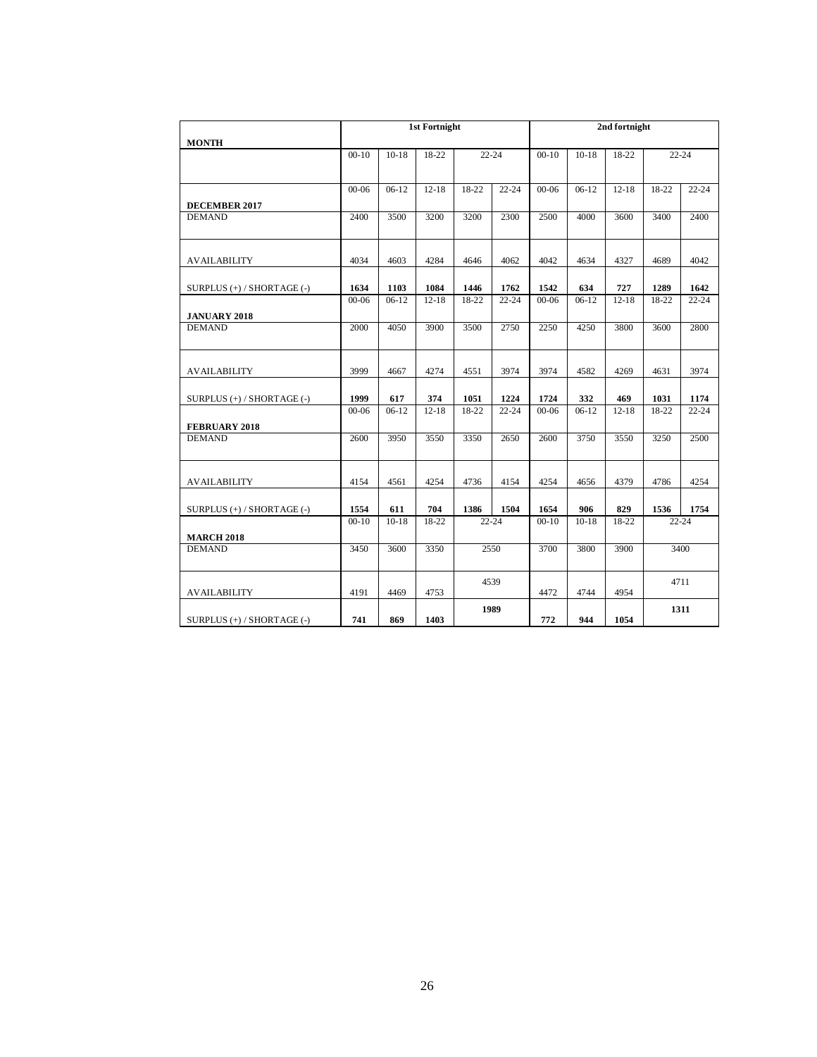| MONTH | 1st Fortnight | | | | | 2nd fortnight | | | | |
|---|---|---|---|---|---|---|---|---|---|---|
| | 00-10 | 10-18 | 18-22 | 22-24 | | 00-10 | 10-18 | 18-22 | 22-24 | |
| **DECEMBER 2017** | 00-06 | 06-12 | 12-18 | 18-22 | 22-24 | 00-06 | 06-12 | 12-18 | 18-22 | 22-24 |
| DEMAND | 2400 | 3500 | 3200 | 3200 | 2300 | 2500 | 4000 | 3600 | 3400 | 2400 |
| AVAILABILITY | 4034 | 4603 | 4284 | 4646 | 4062 | 4042 | 4634 | 4327 | 4689 | 4042 |
| SURPLUS (+) / SHORTAGE (-) | **1634** | **1103** | **1084** | **1446** | **1762** | **1542** | **634** | **727** | **1289** | **1642** |
| **JANUARY 2018** | 00-06 | 06-12 | 12-18 | 18-22 | 22-24 | 00-06 | 06-12 | 12-18 | 18-22 | 22-24 |
| DEMAND | 2000 | 4050 | 3900 | 3500 | 2750 | 2250 | 4250 | 3800 | 3600 | 2800 |
| AVAILABILITY | 3999 | 4667 | 4274 | 4551 | 3974 | 3974 | 4582 | 4269 | 4631 | 3974 |
| SURPLUS (+) / SHORTAGE (-) | **1999** | **617** | **374** | **1051** | **1224** | **1724** | **332** | **469** | **1031** | **1174** |
| **FEBRUARY 2018** | 00-06 | 06-12 | 12-18 | 18-22 | 22-24 | 00-06 | 06-12 | 12-18 | 18-22 | 22-24 |
| DEMAND | 2600 | 3950 | 3550 | 3350 | 2650 | 2600 | 3750 | 3550 | 3250 | 2500 |
| AVAILABILITY | 4154 | 4561 | 4254 | 4736 | 4154 | 4254 | 4656 | 4379 | 4786 | 4254 |
| SURPLUS (+) / SHORTAGE (-) | **1554** | **611** | **704** | **1386** | **1504** | **1654** | **906** | **829** | **1536** | **1754** |
| **MARCH 2018** | 00-10 | 10-18 | 18-22 | 22-24 | | 00-10 | 10-18 | 18-22 | 22-24 | |
| DEMAND | 3450 | 3600 | 3350 | 2550 | | 3700 | 3800 | 3900 | 3400 | |
| AVAILABILITY | 4191 | 4469 | 4753 | 4539 | | 4472 | 4744 | 4954 | 4711 | |
| SURPLUS (+) / SHORTAGE (-) | **741** | **869** | **1403** | **1989** | | **772** | **944** | **1054** | **1311** | |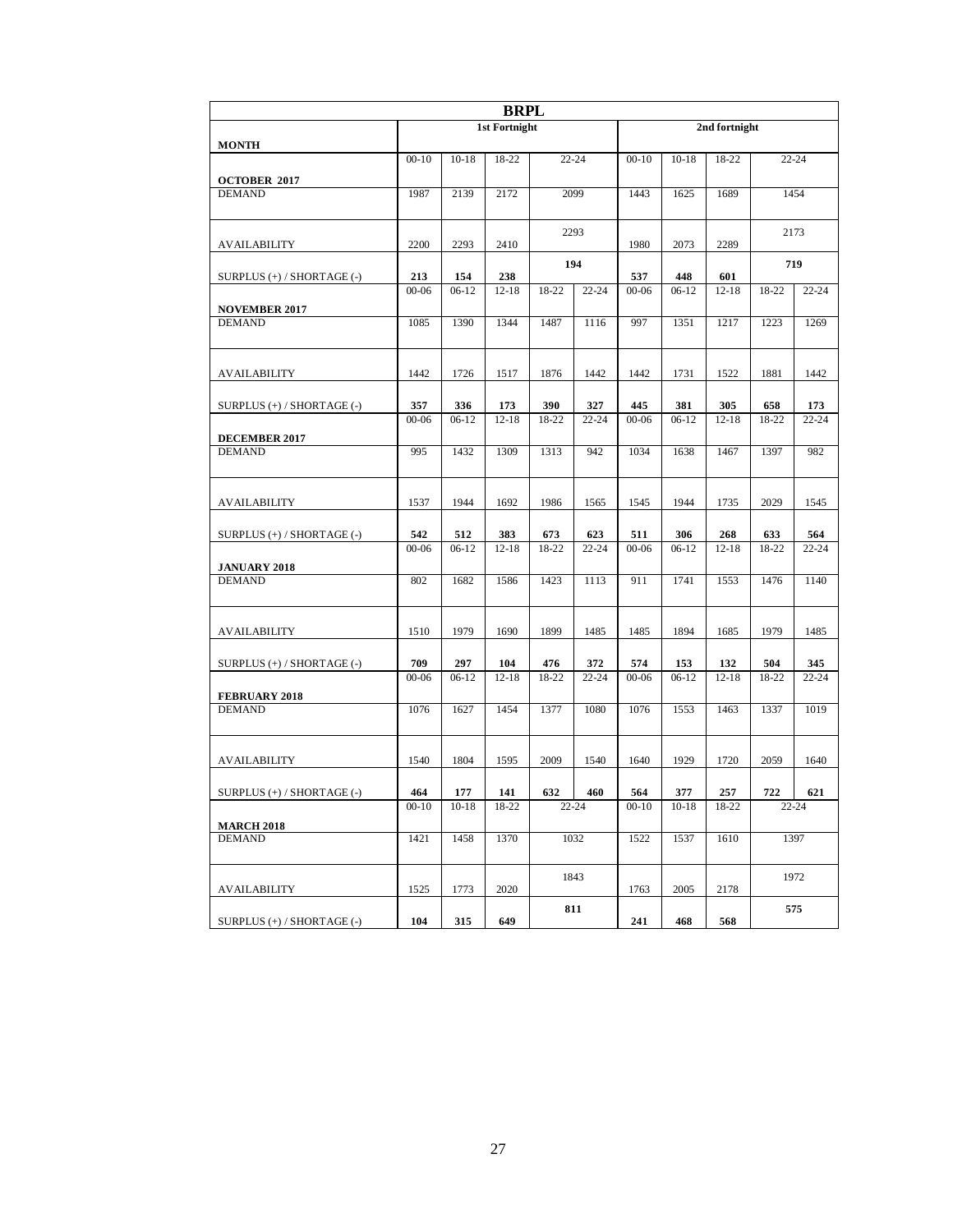# BRPL

| MONTH | 1st Fortnight | | | | | 2nd fortnight | | | | |
|---|---|---|---|---|---|---|---|---|---|---|
| | 00-10 | 10-18 | 18-22 | 22-24 | | 00-10 | 10-18 | 18-22 | 22-24 | |
| **OCTOBER 2017** | | | | | | | | | | |
| DEMAND | 1987 | 2139 | 2172 | 2099 | | 1443 | 1625 | 1689 | 1454 | |
| AVAILABILITY | 2200 | 2293 | 2410 | 2293 | | 1980 | 2073 | 2289 | 2173 | |
| SURPLUS (+) / SHORTAGE (-) | **213** | **154** | **238** | **194** | | **537** | **448** | **601** | **719** | |
| | 00-06 | 06-12 | 12-18 | 18-22 | 22-24 | 00-06 | 06-12 | 12-18 | 18-22 | 22-24 |
| **NOVEMBER 2017** | | | | | | | | | | |
| DEMAND | 1085 | 1390 | 1344 | 1487 | 1116 | 997 | 1351 | 1217 | 1223 | 1269 |
| AVAILABILITY | 1442 | 1726 | 1517 | 1876 | 1442 | 1442 | 1731 | 1522 | 1881 | 1442 |
| SURPLUS (+) / SHORTAGE (-) | **357** | **336** | **173** | **390** | **327** | **445** | **381** | **305** | **658** | **173** |
| | 00-06 | 06-12 | 12-18 | 18-22 | 22-24 | 00-06 | 06-12 | 12-18 | 18-22 | 22-24 |
| **DECEMBER 2017** | | | | | | | | | | |
| DEMAND | 995 | 1432 | 1309 | 1313 | 942 | 1034 | 1638 | 1467 | 1397 | 982 |
| AVAILABILITY | 1537 | 1944 | 1692 | 1986 | 1565 | 1545 | 1944 | 1735 | 2029 | 1545 |
| SURPLUS (+) / SHORTAGE (-) | **542** | **512** | **383** | **673** | **623** | **511** | **306** | **268** | **633** | **564** |
| | 00-06 | 06-12 | 12-18 | 18-22 | 22-24 | 00-06 | 06-12 | 12-18 | 18-22 | 22-24 |
| **JANUARY 2018** | | | | | | | | | | |
| DEMAND | 802 | 1682 | 1586 | 1423 | 1113 | 911 | 1741 | 1553 | 1476 | 1140 |
| AVAILABILITY | 1510 | 1979 | 1690 | 1899 | 1485 | 1485 | 1894 | 1685 | 1979 | 1485 |
| SURPLUS (+) / SHORTAGE (-) | **709** | **297** | **104** | **476** | **372** | **574** | **153** | **132** | **504** | **345** |
| | 00-06 | 06-12 | 12-18 | 18-22 | 22-24 | 00-06 | 06-12 | 12-18 | 18-22 | 22-24 |
| **FEBRUARY 2018** | | | | | | | | | | |
| DEMAND | 1076 | 1627 | 1454 | 1377 | 1080 | 1076 | 1553 | 1463 | 1337 | 1019 |
| AVAILABILITY | 1540 | 1804 | 1595 | 2009 | 1540 | 1640 | 1929 | 1720 | 2059 | 1640 |
| SURPLUS (+) / SHORTAGE (-) | **464** | **177** | **141** | **632** | **460** | **564** | **377** | **257** | **722** | **621** |
| | 00-10 | 10-18 | 18-22 | 22-24 | | 00-10 | 10-18 | 18-22 | 22-24 | |
| **MARCH 2018** | | | | | | | | | | |
| DEMAND | 1421 | 1458 | 1370 | 1032 | | 1522 | 1537 | 1610 | 1397 | |
| AVAILABILITY | 1525 | 1773 | 2020 | 1843 | | 1763 | 2005 | 2178 | 1972 | |
| SURPLUS (+) / SHORTAGE (-) | **104** | **315** | **649** | **811** | | **241** | **468** | **568** | **575** | |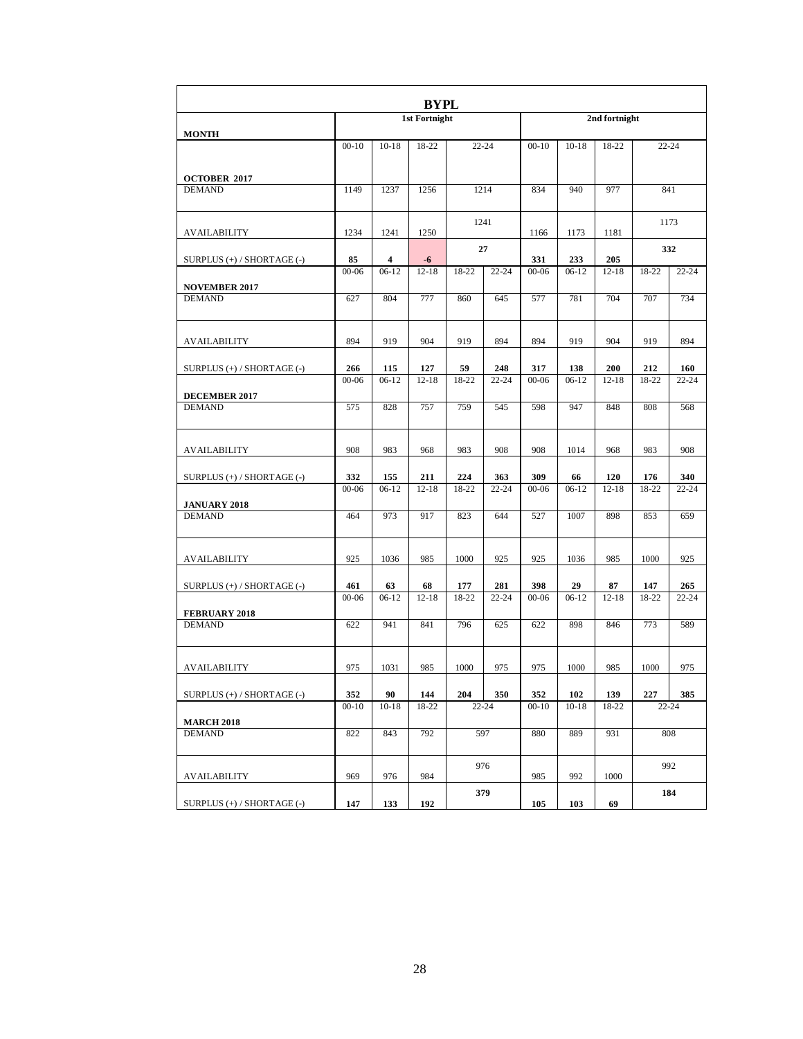| BYPL | | | | | | | | | | |
|---|---|---|---|---|---|---|---|---|---|---|
| **MONTH** | **1st Fortnight** | | | | | **2nd fortnight** | | | | |
| | 00-10 | 10-18 | 18-22 | 22-24 | | 00-10 | 10-18 | 18-22 | 22-24 | |
| **OCTOBER 2017** | | | | | | | | | | |
| DEMAND | 1149 | 1237 | 1256 | 1214 | | 834 | 940 | 977 | 841 | |
| AVAILABILITY | 1234 | 1241 | 1250 | 1241 | | 1166 | 1173 | 1181 | 1173 | |
| SURPLUS (+) / SHORTAGE (-) | **85** | **4** | **-6** | **27** | | **331** | **233** | **205** | **332** | |
| | 00-06 | 06-12 | 12-18 | 18-22 | 22-24 | 00-06 | 06-12 | 12-18 | 18-22 | 22-24 |
| **NOVEMBER 2017** | | | | | | | | | | |
| DEMAND | 627 | 804 | 777 | 860 | 645 | 577 | 781 | 704 | 707 | 734 |
| AVAILABILITY | 894 | 919 | 904 | 919 | 894 | 894 | 919 | 904 | 919 | 894 |
| SURPLUS (+) / SHORTAGE (-) | **266** | **115** | **127** | **59** | **248** | **317** | **138** | **200** | **212** | **160** |
| | 00-06 | 06-12 | 12-18 | 18-22 | 22-24 | 00-06 | 06-12 | 12-18 | 18-22 | 22-24 |
| **DECEMBER 2017** | | | | | | | | | | |
| DEMAND | 575 | 828 | 757 | 759 | 545 | 598 | 947 | 848 | 808 | 568 |
| AVAILABILITY | 908 | 983 | 968 | 983 | 908 | 908 | 1014 | 968 | 983 | 908 |
| SURPLUS (+) / SHORTAGE (-) | **332** | **155** | **211** | **224** | **363** | **309** | **66** | **120** | **176** | **340** |
| | 00-06 | 06-12 | 12-18 | 18-22 | 22-24 | 00-06 | 06-12 | 12-18 | 18-22 | 22-24 |
| **JANUARY 2018** | | | | | | | | | | |
| DEMAND | 464 | 973 | 917 | 823 | 644 | 527 | 1007 | 898 | 853 | 659 |
| AVAILABILITY | 925 | 1036 | 985 | 1000 | 925 | 925 | 1036 | 985 | 1000 | 925 |
| SURPLUS (+) / SHORTAGE (-) | **461** | **63** | **68** | **177** | **281** | **398** | **29** | **87** | **147** | **265** |
| | 00-06 | 06-12 | 12-18 | 18-22 | 22-24 | 00-06 | 06-12 | 12-18 | 18-22 | 22-24 |
| **FEBRUARY 2018** | | | | | | | | | | |
| DEMAND | 622 | 941 | 841 | 796 | 625 | 622 | 898 | 846 | 773 | 589 |
| AVAILABILITY | 975 | 1031 | 985 | 1000 | 975 | 975 | 1000 | 985 | 1000 | 975 |
| SURPLUS (+) / SHORTAGE (-) | **352** | **90** | **144** | **204** | **350** | **352** | **102** | **139** | **227** | **385** |
| | 00-10 | 10-18 | 18-22 | 22-24 | | 00-10 | 10-18 | 18-22 | 22-24 | |
| **MARCH 2018** | | | | | | | | | | |
| DEMAND | 822 | 843 | 792 | 597 | | 880 | 889 | 931 | 808 | |
| AVAILABILITY | 969 | 976 | 984 | 976 | | 985 | 992 | 1000 | 992 | |
| SURPLUS (+) / SHORTAGE (-) | **147** | **133** | **192** | **379** | | **105** | **103** | **69** | **184** | |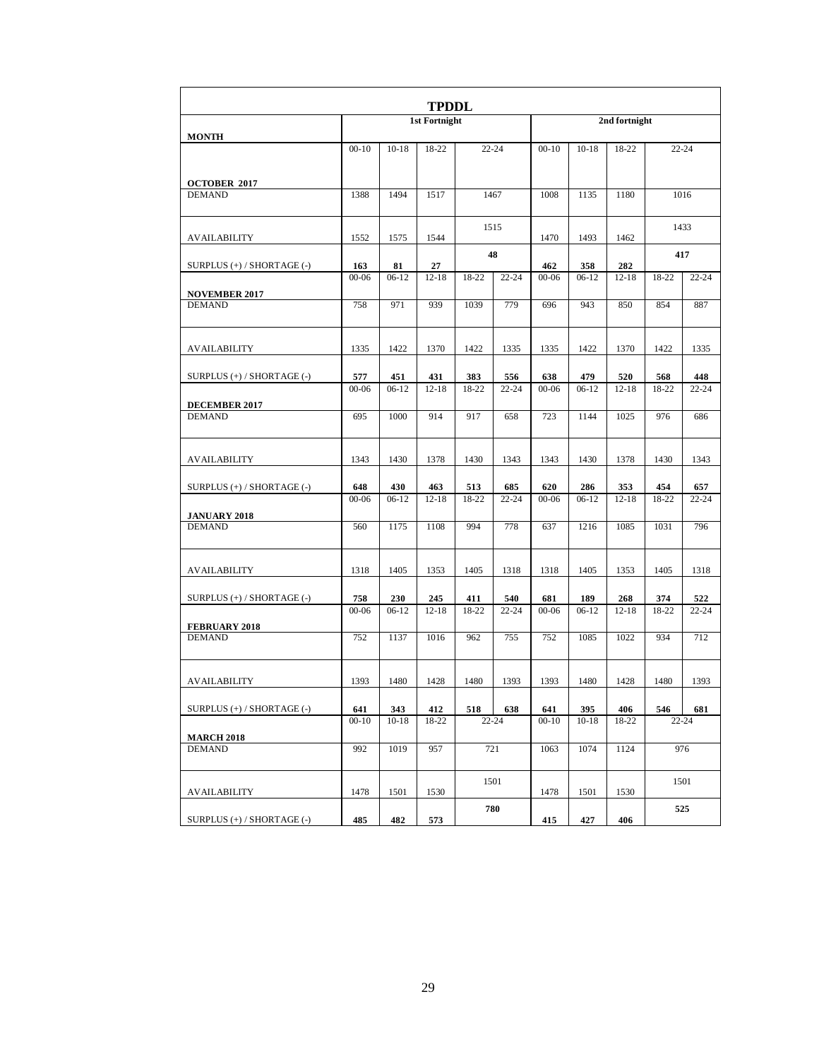| TPDDL | | | | | | | | | | |
|---|---|---|---|---|---|---|---|---|---|---|
| **MONTH** | **1st Fortnight** | | | | | **2nd fortnight** | | | | |
| **OCTOBER 2017** | 00-10 | 10-18 | 18-22 | 22-24 | | 00-10 | 10-18 | 18-22 | 22-24 | |
| DEMAND | 1388 | 1494 | 1517 | 1467 | | 1008 | 1135 | 1180 | 1016 | |
| AVAILABILITY | 1552 | 1575 | 1544 | 1515 | | 1470 | 1493 | 1462 | 1433 | |
| SURPLUS (+) / SHORTAGE (-) | **163** | **81** | **27** | **48** | | **462** | **358** | **282** | **417** | |
| **NOVEMBER 2017** | 00-06 | 06-12 | 12-18 | 18-22 | 22-24 | 00-06 | 06-12 | 12-18 | 18-22 | 22-24 |
| DEMAND | 758 | 971 | 939 | 1039 | 779 | 696 | 943 | 850 | 854 | 887 |
| AVAILABILITY | 1335 | 1422 | 1370 | 1422 | 1335 | 1335 | 1422 | 1370 | 1422 | 1335 |
| SURPLUS (+) / SHORTAGE (-) | **577** | **451** | **431** | **383** | **556** | **638** | **479** | **520** | **568** | **448** |
| **DECEMBER 2017** | 00-06 | 06-12 | 12-18 | 18-22 | 22-24 | 00-06 | 06-12 | 12-18 | 18-22 | 22-24 |
| DEMAND | 695 | 1000 | 914 | 917 | 658 | 723 | 1144 | 1025 | 976 | 686 |
| AVAILABILITY | 1343 | 1430 | 1378 | 1430 | 1343 | 1343 | 1430 | 1378 | 1430 | 1343 |
| SURPLUS (+) / SHORTAGE (-) | **648** | **430** | **463** | **513** | **685** | **620** | **286** | **353** | **454** | **657** |
| **JANUARY 2018** | 00-06 | 06-12 | 12-18 | 18-22 | 22-24 | 00-06 | 06-12 | 12-18 | 18-22 | 22-24 |
| DEMAND | 560 | 1175 | 1108 | 994 | 778 | 637 | 1216 | 1085 | 1031 | 796 |
| AVAILABILITY | 1318 | 1405 | 1353 | 1405 | 1318 | 1318 | 1405 | 1353 | 1405 | 1318 |
| SURPLUS (+) / SHORTAGE (-) | **758** | **230** | **245** | **411** | **540** | **681** | **189** | **268** | **374** | **522** |
| **FEBRUARY 2018** | 00-06 | 06-12 | 12-18 | 18-22 | 22-24 | 00-06 | 06-12 | 12-18 | 18-22 | 22-24 |
| DEMAND | 752 | 1137 | 1016 | 962 | 755 | 752 | 1085 | 1022 | 934 | 712 |
| AVAILABILITY | 1393 | 1480 | 1428 | 1480 | 1393 | 1393 | 1480 | 1428 | 1480 | 1393 |
| SURPLUS (+) / SHORTAGE (-) | **641** | **343** | **412** | **518** | **638** | **641** | **395** | **406** | **546** | **681** |
| **MARCH 2018** | 00-10 | 10-18 | 18-22 | 22-24 | | 00-10 | 10-18 | 18-22 | 22-24 | |
| DEMAND | 992 | 1019 | 957 | 721 | | 1063 | 1074 | 1124 | 976 | |
| AVAILABILITY | 1478 | 1501 | 1530 | 1501 | | 1478 | 1501 | 1530 | 1501 | |
| SURPLUS (+) / SHORTAGE (-) | **485** | **482** | **573** | **780** | | **415** | **427** | **406** | **525** | |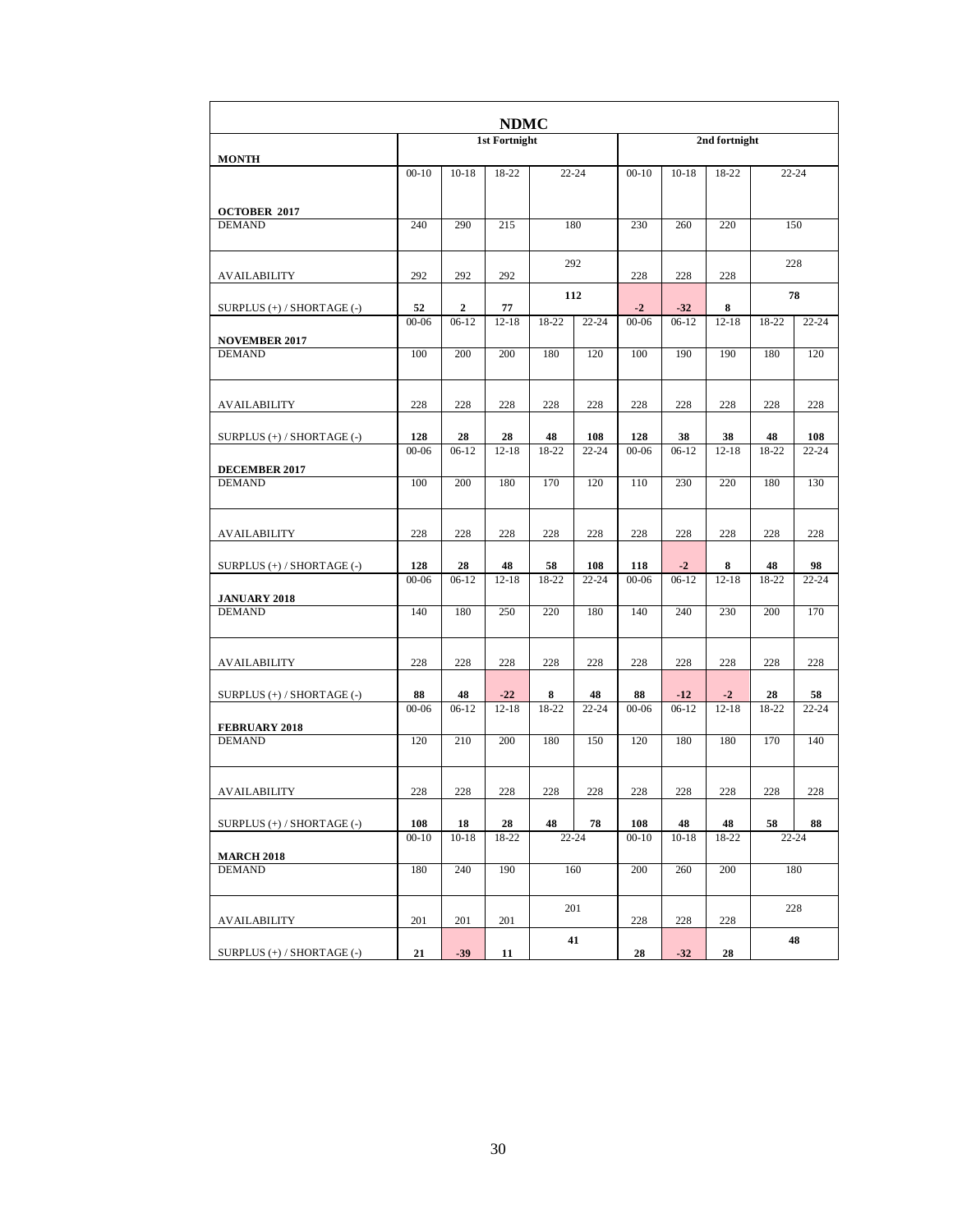**NDMC**

| MONTH | 1st Fortnight | | | | | 2nd fortnight | | | | |
|---|---|---|---|---|---|---|---|---|---|---|
| | 00-10 | 10-18 | 18-22 | 22-24 | | 00-10 | 10-18 | 18-22 | 22-24 | |
| **OCTOBER 2017** | | | | | | | | | | |
| DEMAND | 240 | 290 | 215 | 180 | | 230 | 260 | 220 | 150 | |
| AVAILABILITY | 292 | 292 | 292 | 292 | | 228 | 228 | 228 | 228 | |
| SURPLUS (+) / SHORTAGE (-) | **52** | **2** | **77** | **112** | | **-2** | **-32** | **8** | **78** | |
| | 00-06 | 06-12 | 12-18 | 18-22 | 22-24 | 00-06 | 06-12 | 12-18 | 18-22 | 22-24 |
| **NOVEMBER 2017** | | | | | | | | | | |
| DEMAND | 100 | 200 | 200 | 180 | 120 | 100 | 190 | 190 | 180 | 120 |
| AVAILABILITY | 228 | 228 | 228 | 228 | 228 | 228 | 228 | 228 | 228 | 228 |
| SURPLUS (+) / SHORTAGE (-) | **128** | **28** | **28** | **48** | **108** | **128** | **38** | **38** | **48** | **108** |
| | 00-06 | 06-12 | 12-18 | 18-22 | 22-24 | 00-06 | 06-12 | 12-18 | 18-22 | 22-24 |
| **DECEMBER 2017** | | | | | | | | | | |
| DEMAND | 100 | 200 | 180 | 170 | 120 | 110 | 230 | 220 | 180 | 130 |
| AVAILABILITY | 228 | 228 | 228 | 228 | 228 | 228 | 228 | 228 | 228 | 228 |
| SURPLUS (+) / SHORTAGE (-) | **128** | **28** | **48** | **58** | **108** | **118** | **-2** | **8** | **48** | **98** |
| | 00-06 | 06-12 | 12-18 | 18-22 | 22-24 | 00-06 | 06-12 | 12-18 | 18-22 | 22-24 |
| **JANUARY 2018** | | | | | | | | | | |
| DEMAND | 140 | 180 | 250 | 220 | 180 | 140 | 240 | 230 | 200 | 170 |
| AVAILABILITY | 228 | 228 | 228 | 228 | 228 | 228 | 228 | 228 | 228 | 228 |
| SURPLUS (+) / SHORTAGE (-) | **88** | **48** | **-22** | **8** | **48** | **88** | **-12** | **-2** | **28** | **58** |
| | 00-06 | 06-12 | 12-18 | 18-22 | 22-24 | 00-06 | 06-12 | 12-18 | 18-22 | 22-24 |
| **FEBRUARY 2018** | | | | | | | | | | |
| DEMAND | 120 | 210 | 200 | 180 | 150 | 120 | 180 | 180 | 170 | 140 |
| AVAILABILITY | 228 | 228 | 228 | 228 | 228 | 228 | 228 | 228 | 228 | 228 |
| SURPLUS (+) / SHORTAGE (-) | **108** | **18** | **28** | **48** | **78** | **108** | **48** | **48** | **58** | **88** |
| | 00-10 | 10-18 | 18-22 | 22-24 | | 00-10 | 10-18 | 18-22 | 22-24 | |
| **MARCH 2018** | | | | | | | | | | |
| DEMAND | 180 | 240 | 190 | 160 | | 200 | 260 | 200 | 180 | |
| AVAILABILITY | 201 | 201 | 201 | 201 | | 228 | 228 | 228 | 228 | |
| SURPLUS (+) / SHORTAGE (-) | **21** | **-39** | **11** | **41** | | **28** | **-32** | **28** | **48** | |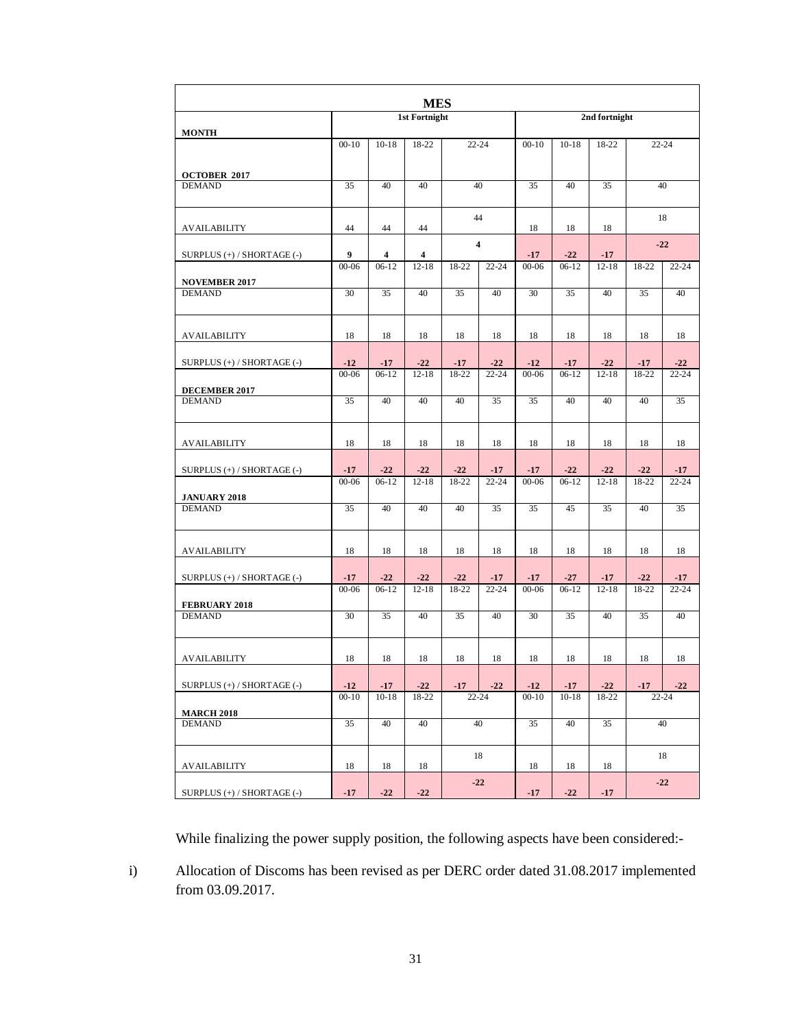| MES | | | | | | | | | | |
|---|---|---|---|---|---|---|---|---|---|---|
| **MONTH** | **1st Fortnight** | | | | | **2nd fortnight** | | | | |
| | 00-10 | 10-18 | 18-22 | 22-24 | | 00-10 | 10-18 | 18-22 | 22-24 | |
| **OCTOBER 2017** | | | | | | | | | | |
| DEMAND | 35 | 40 | 40 | 40 | | 35 | 40 | 35 | 40 | |
| AVAILABILITY | 44 | 44 | 44 | 44 | | 18 | 18 | 18 | 18 | |
| SURPLUS (+) / SHORTAGE (-) | **9** | **4** | **4** | **4** | | **-17** | **-22** | **-17** | **-22** | |
| | 00-06 | 06-12 | 12-18 | 18-22 | 22-24 | 00-06 | 06-12 | 12-18 | 18-22 | 22-24 |
| **NOVEMBER 2017** | | | | | | | | | | |
| DEMAND | 30 | 35 | 40 | 35 | 40 | 30 | 35 | 40 | 35 | 40 |
| AVAILABILITY | 18 | 18 | 18 | 18 | 18 | 18 | 18 | 18 | 18 | 18 |
| SURPLUS (+) / SHORTAGE (-) | **-12** | **-17** | **-22** | **-17** | **-22** | **-12** | **-17** | **-22** | **-17** | **-22** |
| | 00-06 | 06-12 | 12-18 | 18-22 | 22-24 | 00-06 | 06-12 | 12-18 | 18-22 | 22-24 |
| **DECEMBER 2017** | | | | | | | | | | |
| DEMAND | 35 | 40 | 40 | 40 | 35 | 35 | 40 | 40 | 40 | 35 |
| AVAILABILITY | 18 | 18 | 18 | 18 | 18 | 18 | 18 | 18 | 18 | 18 |
| SURPLUS (+) / SHORTAGE (-) | **-17** | **-22** | **-22** | **-22** | **-17** | **-17** | **-22** | **-22** | **-22** | **-17** |
| | 00-06 | 06-12 | 12-18 | 18-22 | 22-24 | 00-06 | 06-12 | 12-18 | 18-22 | 22-24 |
| **JANUARY 2018** | | | | | | | | | | |
| DEMAND | 35 | 40 | 40 | 40 | 35 | 35 | 45 | 35 | 40 | 35 |
| AVAILABILITY | 18 | 18 | 18 | 18 | 18 | 18 | 18 | 18 | 18 | 18 |
| SURPLUS (+) / SHORTAGE (-) | **-17** | **-22** | **-22** | **-22** | **-17** | **-17** | **-27** | **-17** | **-22** | **-17** |
| | 00-06 | 06-12 | 12-18 | 18-22 | 22-24 | 00-06 | 06-12 | 12-18 | 18-22 | 22-24 |
| **FEBRUARY 2018** | | | | | | | | | | |
| DEMAND | 30 | 35 | 40 | 35 | 40 | 30 | 35 | 40 | 35 | 40 |
| AVAILABILITY | 18 | 18 | 18 | 18 | 18 | 18 | 18 | 18 | 18 | 18 |
| SURPLUS (+) / SHORTAGE (-) | **-12** | **-17** | **-22** | **-17** | **-22** | **-12** | **-17** | **-22** | **-17** | **-22** |
| | 00-10 | 10-18 | 18-22 | 22-24 | | 00-10 | 10-18 | 18-22 | 22-24 | |
| **MARCH 2018** | | | | | | | | | | |
| DEMAND | 35 | 40 | 40 | 40 | | 35 | 40 | 35 | 40 | |
| AVAILABILITY | 18 | 18 | 18 | 18 | | 18 | 18 | 18 | 18 | |
| SURPLUS (+) / SHORTAGE (-) | **-17** | **-22** | **-22** | **-22** | | **-17** | **-22** | **-17** | **-22** | |

While finalizing the power supply position, the following aspects have been considered:-

i) Allocation of Discoms has been revised as per DERC order dated 31.08.2017 implemented from 03.09.2017.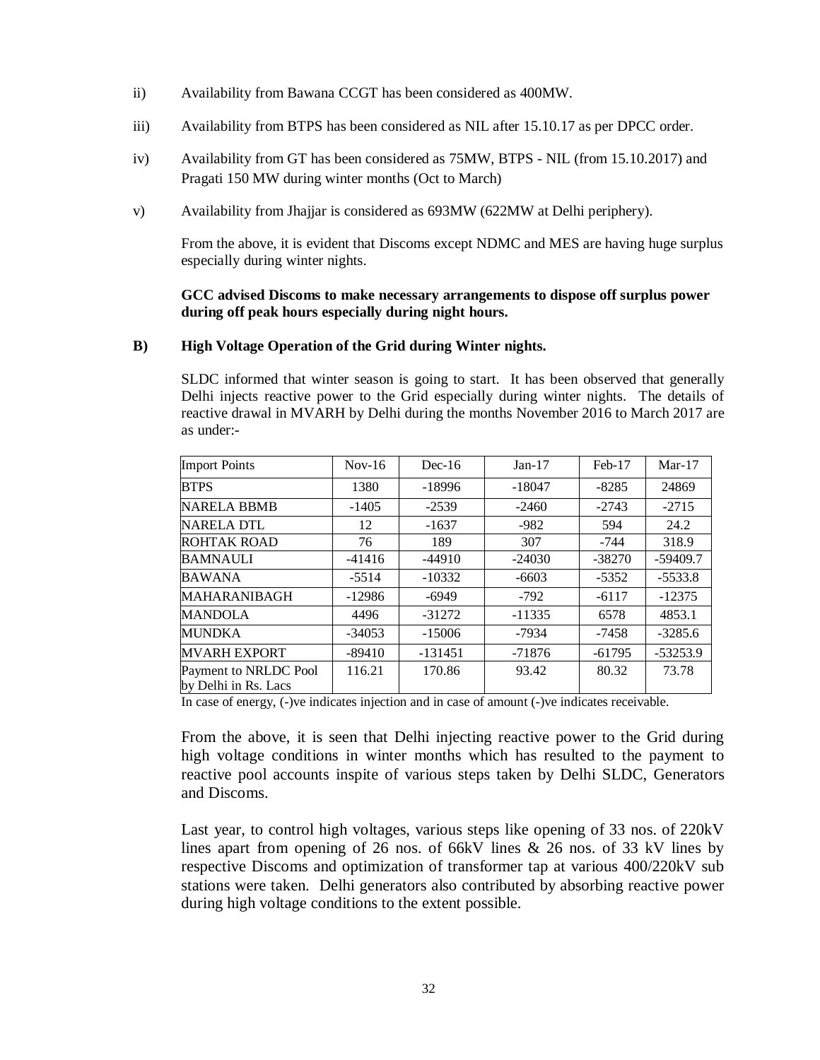ii) Availability from Bawana CCGT has been considered as 400MW.

iii) Availability from BTPS has been considered as NIL after 15.10.17 as per DPCC order.

iv) Availability from GT has been considered as 75MW, BTPS - NIL (from 15.10.2017) and Pragati 150 MW during winter months (Oct to March)

v) Availability from Jhajjar is considered as 693MW (622MW at Delhi periphery).

From the above, it is evident that Discoms except NDMC and MES are having huge surplus especially during winter nights.

**GCC advised Discoms to make necessary arrangements to dispose off surplus power during off peak hours especially during night hours.**

**B) High Voltage Operation of the Grid during Winter nights.**

SLDC informed that winter season is going to start. It has been observed that generally Delhi injects reactive power to the Grid especially during winter nights. The details of reactive drawal in MVARH by Delhi during the months November 2016 to March 2017 are as under:-

| Import Points | Nov-16 | Dec-16 | Jan-17 | Feb-17 | Mar-17 |
|---|---|---|---|---|---|
| BTPS | 1380 | -18996 | -18047 | -8285 | 24869 |
| NARELA BBMB | -1405 | -2539 | -2460 | -2743 | -2715 |
| NARELA DTL | 12 | -1637 | -982 | 594 | 24.2 |
| ROHTAK ROAD | 76 | 189 | 307 | -744 | 318.9 |
| BAMNAULI | -41416 | -44910 | -24030 | -38270 | -59409.7 |
| BAWANA | -5514 | -10332 | -6603 | -5352 | -5533.8 |
| MAHARANIBAGH | -12986 | -6949 | -792 | -6117 | -12375 |
| MANDOLA | 4496 | -31272 | -11335 | 6578 | 4853.1 |
| MUNDKA | -34053 | -15006 | -7934 | -7458 | -3285.6 |
| MVARH EXPORT | -89410 | -131451 | -71876 | -61795 | -53253.9 |
| Payment to NRLDC Pool by Delhi in Rs. Lacs | 116.21 | 170.86 | 93.42 | 80.32 | 73.78 |

In case of energy, (-)ve indicates injection and in case of amount (-)ve indicates receivable.

From the above, it is seen that Delhi injecting reactive power to the Grid during high voltage conditions in winter months which has resulted to the payment to reactive pool accounts inspite of various steps taken by Delhi SLDC, Generators and Discoms.

Last year, to control high voltages, various steps like opening of 33 nos. of 220kV lines apart from opening of 26 nos. of 66kV lines & 26 nos. of 33 kV lines by respective Discoms and optimization of transformer tap at various 400/220kV sub stations were taken. Delhi generators also contributed by absorbing reactive power during high voltage conditions to the extent possible.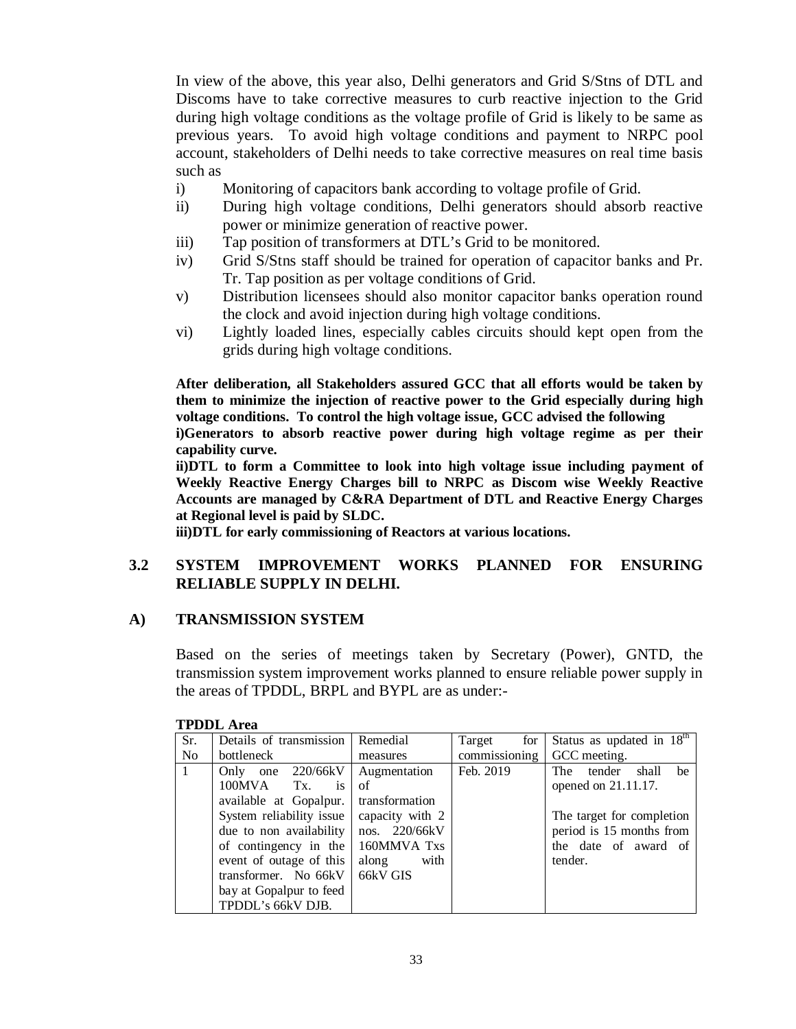In view of the above, this year also, Delhi generators and Grid S/Stns of DTL and Discoms have to take corrective measures to curb reactive injection to the Grid during high voltage conditions as the voltage profile of Grid is likely to be same as previous years. To avoid high voltage conditions and payment to NRPC pool account, stakeholders of Delhi needs to take corrective measures on real time basis such as

i) Monitoring of capacitors bank according to voltage profile of Grid.
ii) During high voltage conditions, Delhi generators should absorb reactive power or minimize generation of reactive power.
iii) Tap position of transformers at DTL's Grid to be monitored.
iv) Grid S/Stns staff should be trained for operation of capacitor banks and Pr. Tr. Tap position as per voltage conditions of Grid.
v) Distribution licensees should also monitor capacitor banks operation round the clock and avoid injection during high voltage conditions.
vi) Lightly loaded lines, especially cables circuits should kept open from the grids during high voltage conditions.

**After deliberation, all Stakeholders assured GCC that all efforts would be taken by them to minimize the injection of reactive power to the Grid especially during high voltage conditions. To control the high voltage issue, GCC advised the following**
**i)Generators to absorb reactive power during high voltage regime as per their capability curve.**
**ii)DTL to form a Committee to look into high voltage issue including payment of Weekly Reactive Energy Charges bill to NRPC as Discom wise Weekly Reactive Accounts are managed by C&RA Department of DTL and Reactive Energy Charges at Regional level is paid by SLDC.**
**iii)DTL for early commissioning of Reactors at various locations.**

## 3.2 SYSTEM IMPROVEMENT WORKS PLANNED FOR ENSURING RELIABLE SUPPLY IN DELHI.

### A) TRANSMISSION SYSTEM

Based on the series of meetings taken by Secretary (Power), GNTD, the transmission system improvement works planned to ensure reliable power supply in the areas of TPDDL, BRPL and BYPL are as under:-

**TPDDL Area**

| Sr. No | Details of transmission bottleneck | Remedial measures | Target for commissioning | Status as updated in 18th GCC meeting. |
|---|---|---|---|---|
| 1 | Only one 220/66kV 100MVA Tx. is available at Gopalpur. System reliability issue due to non availability of contingency in the event of outage of this transformer. No 66kV bay at Gopalpur to feed TPDDL's 66kV DJB. | Augmentation of transformation capacity with 2 nos. 220/66kV 160MMVA Txs along with 66kV GIS | Feb. 2019 | The tender shall be opened on 21.11.17.<br><br>The target for completion period is 15 months from the date of award of tender. |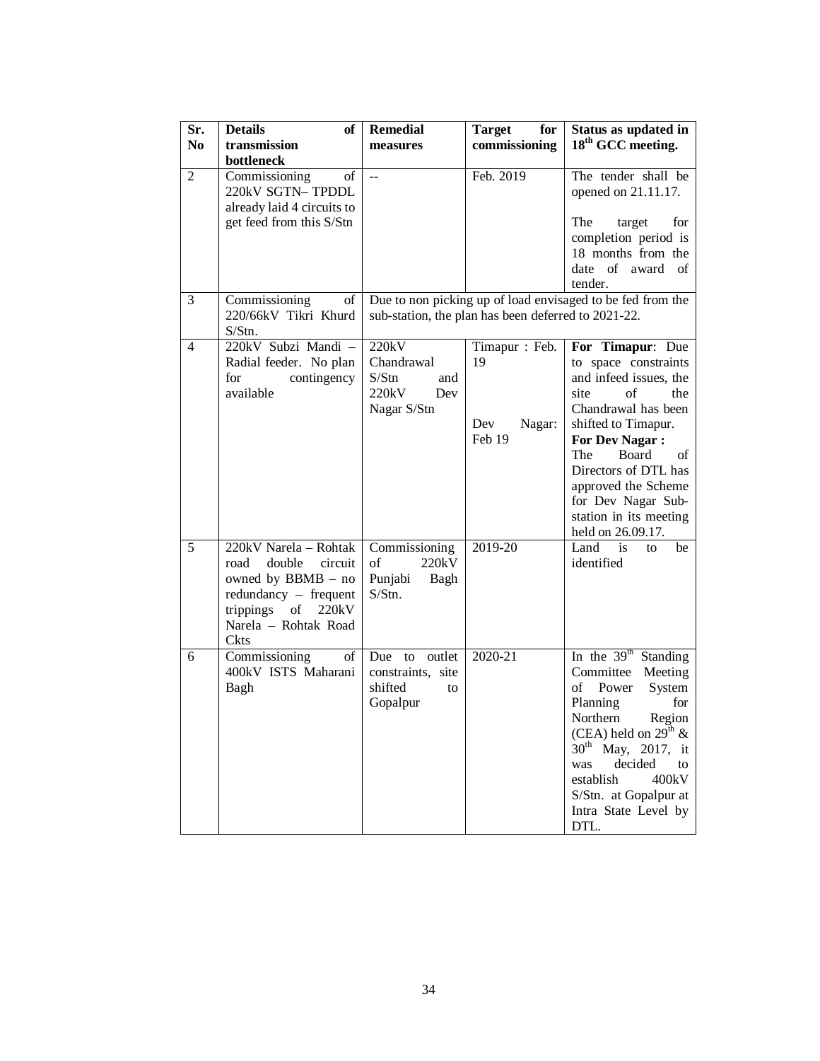| Sr. No | Details of transmission bottleneck | Remedial measures | Target for commissioning | Status as updated in 18[th] GCC meeting. |
|---|---|---|---|---|
| 2 | Commissioning of 220kV SGTN– TPDDL already laid 4 circuits to get feed from this S/Stn | -- | Feb. 2019 | The tender shall be opened on 21.11.17. The target for completion period is 18 months from the date of award of tender. |
| 3 | Commissioning of 220/66kV Tikri Khurd S/Stn. | Due to non picking up of load envisaged to be fed from the sub-station, the plan has been deferred to 2021-22. | | |
| 4 | 220kV Subzi Mandi – Radial feeder. No plan for contingency available | 220kV Chandrawal S/Stn and 220kV Dev Nagar S/Stn | Timapur : Feb. 19<br><br>Dev Nagar: Feb 19 | **For Timapur**: Due to space constraints and infeed issues, the site of the Chandrawal has been shifted to Timapur.<br>**For Dev Nagar :** The Board of Directors of DTL has approved the Scheme for Dev Nagar Sub-station in its meeting held on 26.09.17. |
| 5 | 220kV Narela – Rohtak road double circuit owned by BBMB – no redundancy – frequent trippings of 220kV Narela – Rohtak Road Ckts | Commissioning of 220kV Punjabi Bagh S/Stn. | 2019-20 | Land is to be identified |
| 6 | Commissioning of 400kV ISTS Maharani Bagh | Due to outlet constraints, site shifted to Gopalpur | 2020-21 | In the 39[th] Standing Committee Meeting of Power System Planning for Northern Region (CEA) held on 29[th] & 30[th] May, 2017, it was decided to establish 400kV S/Stn. at Gopalpur at Intra State Level by DTL. |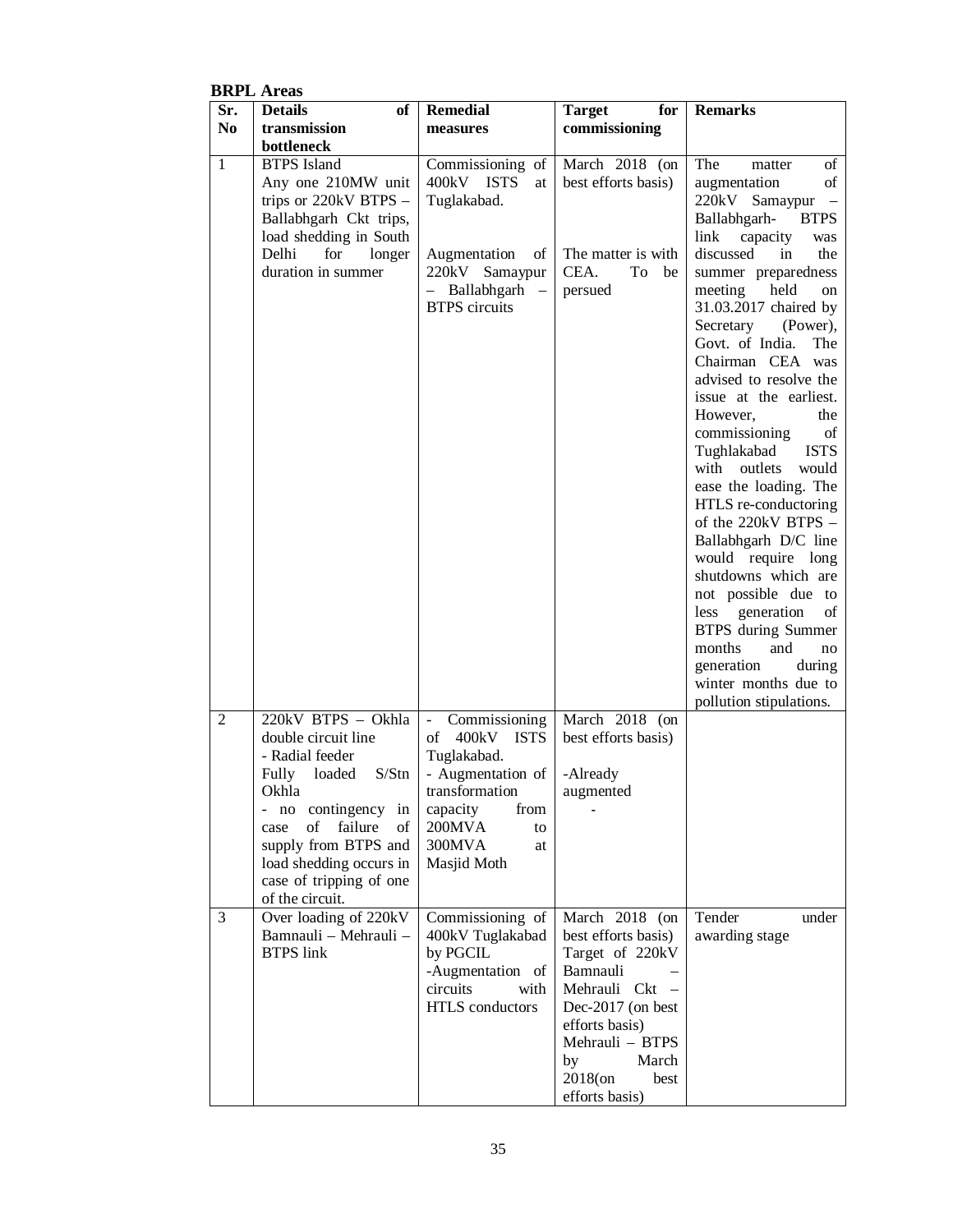**BRPL Areas**

| Sr. No | Details of transmission bottleneck | Remedial measures | Target for commissioning | Remarks |
|---|---|---|---|---|
| 1 | BTPS Island<br>Any one 210MW unit trips or 220kV BTPS – Ballabhgarh Ckt trips, load shedding in South Delhi for longer duration in summer | Commissioning of 400kV ISTS at Tuglakabad.<br><br>Augmentation of 220kV Samaypur – Ballabhgarh – BTPS circuits | March 2018 (on best efforts basis)<br><br>The matter is with CEA. To be persued | The matter of augmentation of 220kV Samaypur – Ballabhgarh- BTPS link capacity was discussed in the summer preparedness meeting held on 31.03.2017 chaired by Secretary (Power), Govt. of India. The Chairman CEA was advised to resolve the issue at the earliest. However, the commissioning of Tughlakabad ISTS with outlets would ease the loading. The HTLS re-conductoring of the 220kV BTPS – Ballabhgarh D/C line would require long shutdowns which are not possible due to less generation of BTPS during Summer months and no generation during winter months due to pollution stipulations. |
| 2 | 220kV BTPS – Okhla double circuit line<br>- Radial feeder<br>Fully loaded S/Stn Okhla<br>- no contingency in case of failure of supply from BTPS and load shedding occurs in case of tripping of one of the circuit. | - Commissioning of 400kV ISTS Tuglakabad.<br>- Augmentation of transformation capacity from 200MVA to 300MVA at Masjid Moth | March 2018 (on best efforts basis)<br><br>-Already augmented<br>- | |
| 3 | Over loading of 220kV Bamnauli – Mehrauli – BTPS link | Commissioning of 400kV Tuglakabad by PGCIL<br>-Augmentation of circuits with HTLS conductors | March 2018 (on best efforts basis)<br>Target of 220kV Bamnauli – Mehrauli Ckt – Dec-2017 (on best efforts basis)<br>Mehrauli – BTPS by March 2018(on best efforts basis) | Tender under awarding stage |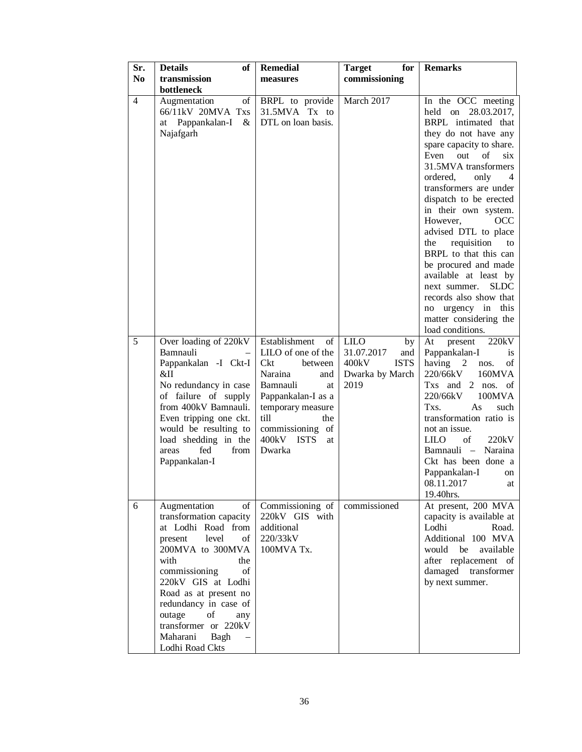| Sr. No | Details of transmission bottleneck | Remedial measures | Target for commissioning | Remarks |
|---|---|---|---|---|
| 4 | Augmentation of 66/11kV 20MVA Txs at Pappankalan-I & Najafgarh | BRPL to provide 31.5MVA Tx to DTL on loan basis. | March 2017 | In the OCC meeting held on 28.03.2017, BRPL intimated that they do not have any spare capacity to share. Even out of six 31.5MVA transformers ordered, only 4 transformers are under dispatch to be erected in their own system. However, OCC advised DTL to place the requisition to BRPL to that this can be procured and made available at least by next summer. SLDC records also show that no urgency in this matter considering the load conditions. |
| 5 | Over loading of 220kV Bamnauli – Pappankalan -I Ckt-I &II No redundancy in case of failure of supply from 400kV Bamnauli. Even tripping one ckt. would be resulting to load shedding in the areas fed from Pappankalan-I | Establishment of LILO of one of the Ckt between Naraina and Bamnauli at Pappankalan-I as a temporary measure till the commissioning of 400kV ISTS at Dwarka | LILO by 31.07.2017 and 400kV ISTS Dwarka by March 2019 | At present 220kV Pappankalan-I is having 2 nos. of 220/66kV 160MVA Txs and 2 nos. of 220/66kV 100MVA Txs. As such transformation ratio is not an issue. LILO of 220kV Bamnauli – Naraina Ckt has been done a Pappankalan-I on 08.11.2017 at 19.40hrs. |
| 6 | Augmentation of transformation capacity at Lodhi Road from present level of 200MVA to 300MVA with the commissioning of 220kV GIS at Lodhi Road as at present no redundancy in case of outage of any transformer or 220kV Maharani Bagh – Lodhi Road Ckts | Commissioning of 220kV GIS with additional 220/33kV 100MVA Tx. | commissioned | At present, 200 MVA capacity is available at Lodhi Road. Additional 100 MVA would be available after replacement of damaged transformer by next summer. |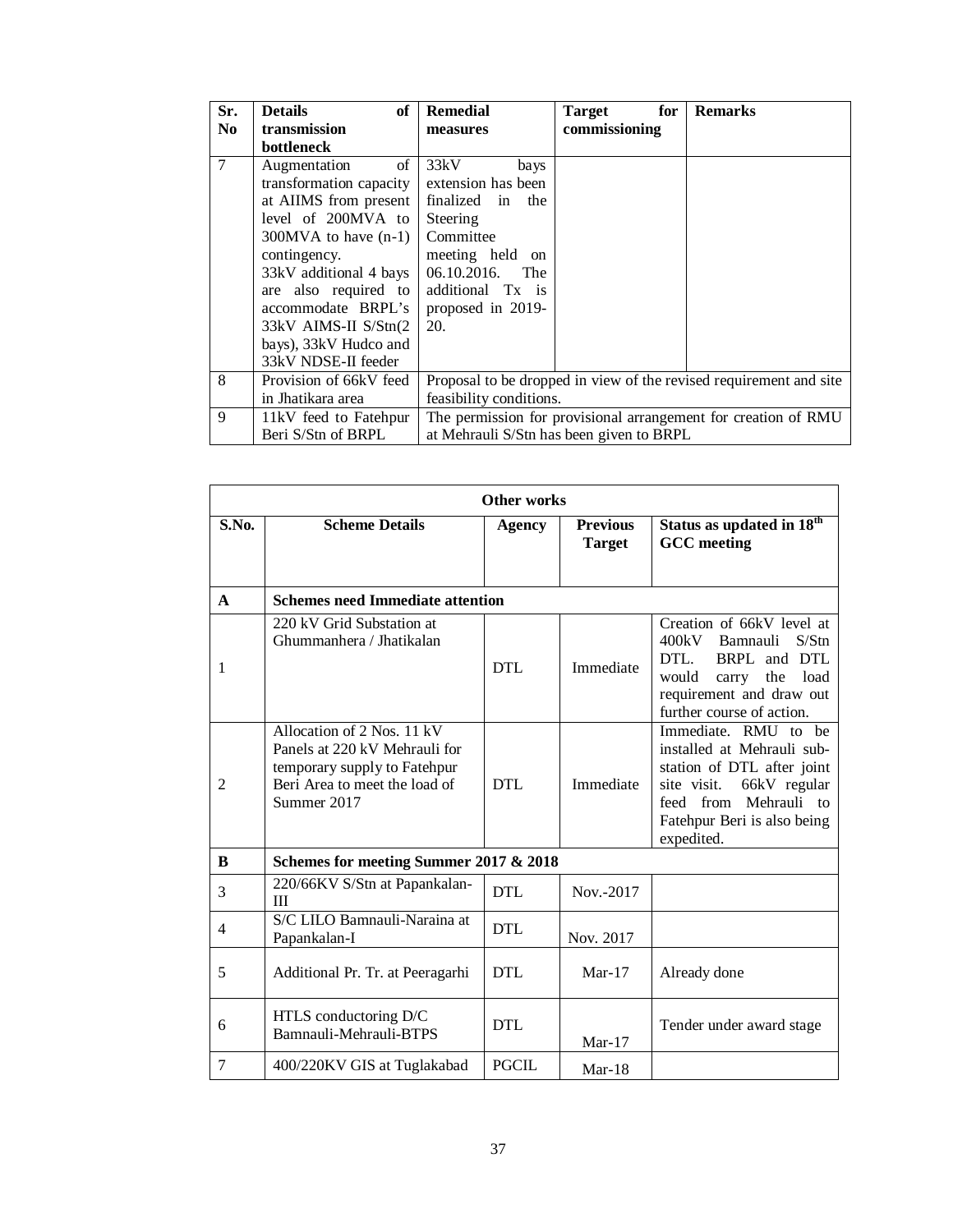| Sr. No | Details of transmission bottleneck | Remedial measures | Target for commissioning | Remarks |
|---|---|---|---|---|
| 7 | Augmentation of transformation capacity at AIIMS from present level of 200MVA to 300MVA to have (n-1) contingency. 33kV additional 4 bays are also required to accommodate BRPL's 33kV AIMS-II S/Stn(2 bays), 33kV Hudco and 33kV NDSE-II feeder | 33kV bays extension has been finalized in the Steering Committee meeting held on 06.10.2016. The additional Tx is proposed in 2019-20. | | |
| 8 | Provision of 66kV feed in Jhatikara area | Proposal to be dropped in view of the revised requirement and site feasibility conditions. | | |
| 9 | 11kV feed to Fatehpur Beri S/Stn of BRPL | The permission for provisional arrangement for creation of RMU at Mehrauli S/Stn has been given to BRPL | | |

| Other works | | | | |
|---|---|---|---|---|
| **S.No.** | **Scheme Details** | **Agency** | **Previous Target** | **Status as updated in 18th GCC meeting** |
| **A** | **Schemes need Immediate attention** | | | |
| 1 | 220 kV Grid Substation at Ghummanhera / Jhatikalan | DTL | Immediate | Creation of 66kV level at 400kV Bamnauli S/Stn DTL. BRPL and DTL would carry the load requirement and draw out further course of action. |
| 2 | Allocation of 2 Nos. 11 kV Panels at 220 kV Mehrauli for temporary supply to Fatehpur Beri Area to meet the load of Summer 2017 | DTL | Immediate | Immediate. RMU to be installed at Mehrauli sub-station of DTL after joint site visit. 66kV regular feed from Mehrauli to Fatehpur Beri is also being expedited. |
| **B** | **Schemes for meeting Summer 2017 & 2018** | | | |
| 3 | 220/66KV S/Stn at Papankalan-III | DTL | Nov.-2017 | |
| 4 | S/C LILO Bamnauli-Naraina at Papankalan-I | DTL | Nov. 2017 | |
| 5 | Additional Pr. Tr. at Peeragarhi | DTL | Mar-17 | Already done |
| 6 | HTLS conductoring D/C Bamnauli-Mehrauli-BTPS | DTL | Mar-17 | Tender under award stage |
| 7 | 400/220KV GIS at Tuglakabad | PGCIL | Mar-18 | |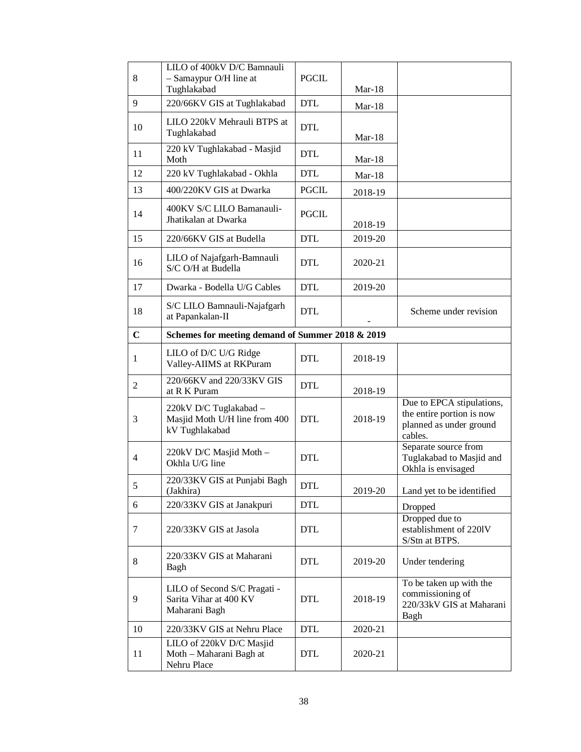| | | | | |
|---|---|---|---|---|
| 8 | LILO of 400kV D/C Bamnauli – Samaypur O/H line at Tughlakabad | PGCIL | Mar-18 | |
| 9 | 220/66KV GIS at Tughlakabad | DTL | Mar-18 | |
| 10 | LILO 220kV Mehrauli BTPS at Tughlakabad | DTL | Mar-18 | |
| 11 | 220 kV Tughlakabad - Masjid Moth | DTL | Mar-18 | |
| 12 | 220 kV Tughlakabad - Okhla | DTL | Mar-18 | |
| 13 | 400/220KV GIS at Dwarka | PGCIL | 2018-19 | |
| 14 | 400KV S/C LILO Bamanauli-Jhatikalan at Dwarka | PGCIL | 2018-19 | |
| 15 | 220/66KV GIS at Budella | DTL | 2019-20 | |
| 16 | LILO of Najafgarh-Bamnauli S/C O/H at Budella | DTL | 2020-21 | |
| 17 | Dwarka - Bodella U/G Cables | DTL | 2019-20 | |
| 18 | S/C LILO Bamnauli-Najafgarh at Papankalan-II | DTL | - | Scheme under revision |
| **C** | **Schemes for meeting demand of Summer 2018 & 2019** | | | |
| 1 | LILO of D/C U/G Ridge Valley-AIIMS at RKPuram | DTL | 2018-19 | |
| 2 | 220/66KV and 220/33KV GIS at R K Puram | DTL | 2018-19 | |
| 3 | 220kV D/C Tuglakabad – Masjid Moth U/H line from 400 kV Tughlakabad | DTL | 2018-19 | Due to EPCA stipulations, the entire portion is now planned as under ground cables. |
| 4 | 220kV D/C Masjid Moth – Okhla U/G line | DTL | | Separate source from Tuglakabad to Masjid and Okhla is envisaged |
| 5 | 220/33KV GIS at Punjabi Bagh (Jakhira) | DTL | 2019-20 | Land yet to be identified |
| 6 | 220/33KV GIS at Janakpuri | DTL | | Dropped |
| 7 | 220/33KV GIS at Jasola | DTL | | Dropped due to establishment of 220lV S/Stn at BTPS. |
| 8 | 220/33KV GIS at Maharani Bagh | DTL | 2019-20 | Under tendering |
| 9 | LILO of Second S/C Pragati - Sarita Vihar at 400 KV Maharani Bagh | DTL | 2018-19 | To be taken up with the commissioning of 220/33kV GIS at Maharani Bagh |
| 10 | 220/33KV GIS at Nehru Place | DTL | 2020-21 | |
| 11 | LILO of 220kV D/C Masjid Moth – Maharani Bagh at Nehru Place | DTL | 2020-21 | |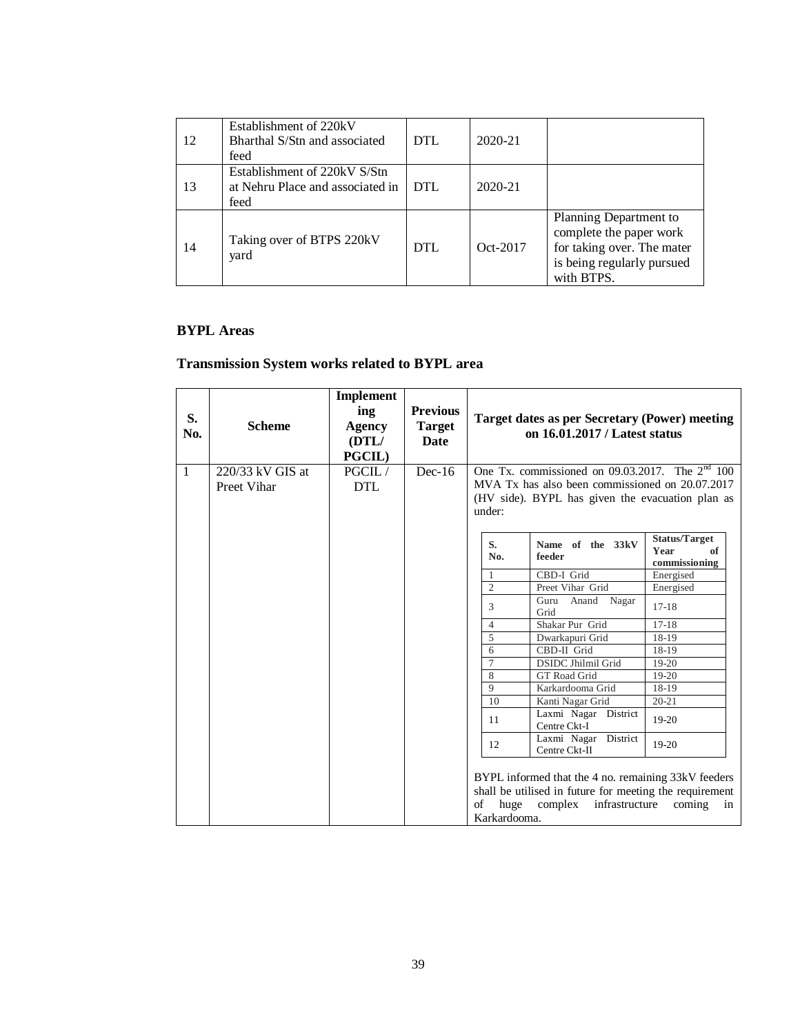| 12 | Establishment of 220kV Bharthal S/Stn and associated feed | DTL | 2020-21 | |
|---|---|---|---|---|
| 13 | Establishment of 220kV S/Stn at Nehru Place and associated in feed | DTL | 2020-21 | |
| 14 | Taking over of BTPS 220kV yard | DTL | Oct-2017 | Planning Department to complete the paper work for taking over. The mater is being regularly pursued with BTPS. |

**BYPL Areas**

**Transmission System works related to BYPL area**

| S. No. | Scheme | Implementing Agency (DTL/ PGCIL) | Previous Target Date | Target dates as per Secretary (Power) meeting on 16.01.2017 / Latest status |
|---|---|---|---|---|
| 1 | 220/33 kV GIS at Preet Vihar | PGCIL / DTL | Dec-16 | One Tx. commissioned on 09.03.2017. The 2nd 100 MVA Tx has also been commissioned on 20.07.2017 (HV side). BYPL has given the evacuation plan as under: |

| S. No. | Name of the 33kV feeder | Status/Target Year of commissioning |
|---|---|---|
| 1 | CBD-I Grid | Energised |
| 2 | Preet Vihar Grid | Energised |
| 3 | Guru Anand Nagar Grid | 17-18 |
| 4 | Shakar Pur Grid | 17-18 |
| 5 | Dwarkapuri Grid | 18-19 |
| 6 | CBD-II Grid | 18-19 |
| 7 | DSIDC Jhilmil Grid | 19-20 |
| 8 | GT Road Grid | 19-20 |
| 9 | Karkardooma Grid | 18-19 |
| 10 | Kanti Nagar Grid | 20-21 |
| 11 | Laxmi Nagar District Centre Ckt-I | 19-20 |
| 12 | Laxmi Nagar District Centre Ckt-II | 19-20 |

BYPL informed that the 4 no. remaining 33kV feeders shall be utilised in future for meeting the requirement of huge complex infrastructure coming in Karkardooma.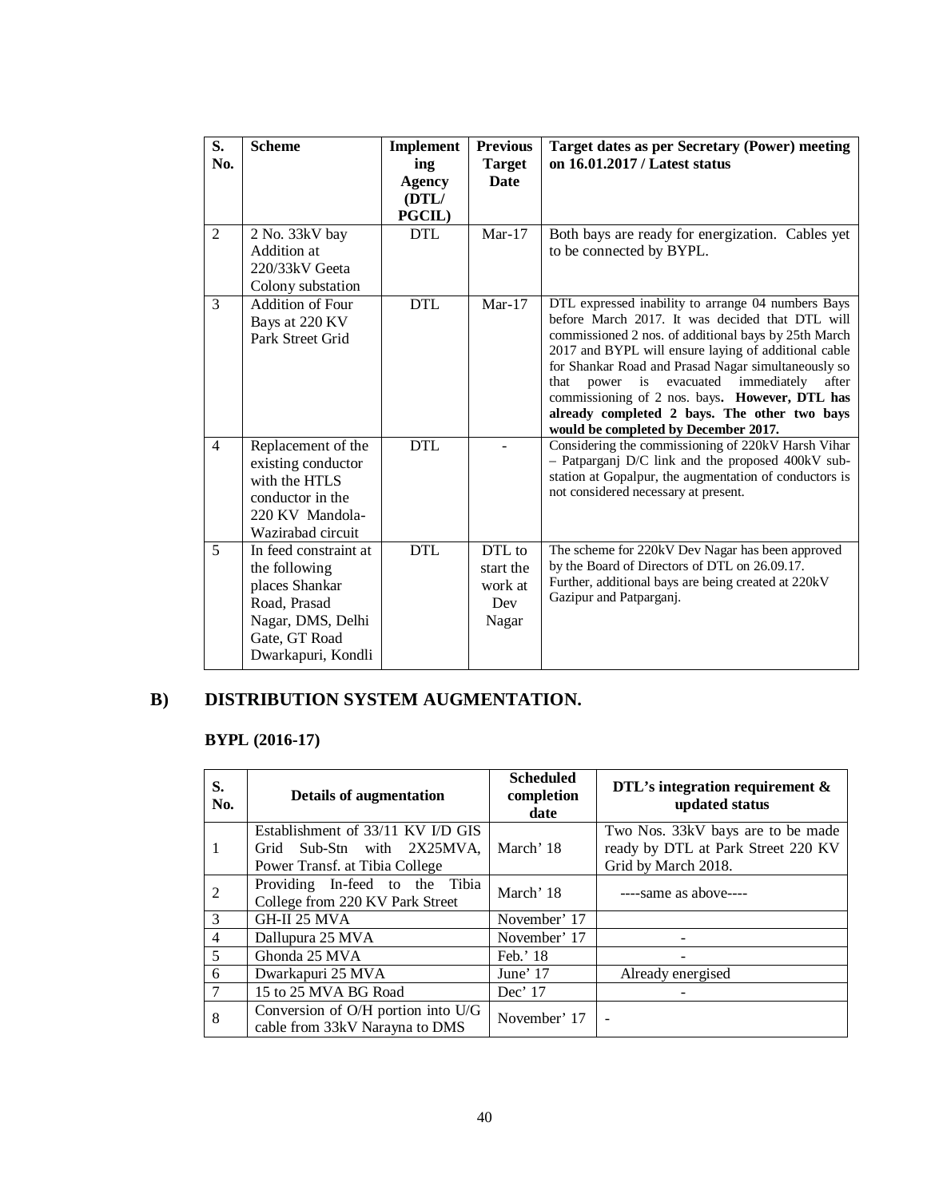| S. No. | Scheme | Implementing Agency (DTL/ PGCIL) | Previous Target Date | Target dates as per Secretary (Power) meeting on 16.01.2017 / Latest status |
|---|---|---|---|---|
| 2 | 2 No. 33kV bay Addition at 220/33kV Geeta Colony substation | DTL | Mar-17 | Both bays are ready for energization. Cables yet to be connected by BYPL. |
| 3 | Addition of Four Bays at 220 KV Park Street Grid | DTL | Mar-17 | DTL expressed inability to arrange 04 numbers Bays before March 2017. It was decided that DTL will commissioned 2 nos. of additional bays by 25th March 2017 and BYPL will ensure laying of additional cable for Shankar Road and Prasad Nagar simultaneously so that power is evacuated immediately after commissioning of 2 nos. bays. **However, DTL has already completed 2 bays. The other two bays would be completed by December 2017.** |
| 4 | Replacement of the existing conductor with the HTLS conductor in the 220 KV Mandola-Wazirabad circuit | DTL | - | Considering the commissioning of 220kV Harsh Vihar – Patparganj D/C link and the proposed 400kV sub-station at Gopalpur, the augmentation of conductors is not considered necessary at present. |
| 5 | In feed constraint at the following places Shankar Road, Prasad Nagar, DMS, Delhi Gate, GT Road Dwarkapuri, Kondli | DTL | DTL to start the work at Dev Nagar | The scheme for 220kV Dev Nagar has been approved by the Board of Directors of DTL on 26.09.17. Further, additional bays are being created at 220kV Gazipur and Patparganj. |

## B) DISTRIBUTION SYSTEM AUGMENTATION.

### BYPL (2016-17)

| S. No. | Details of augmentation | Scheduled completion date | DTL's integration requirement & updated status |
|---|---|---|---|
| 1 | Establishment of 33/11 KV I/D GIS Grid Sub-Stn with 2X25MVA, Power Transf. at Tibia College | March' 18 | Two Nos. 33kV bays are to be made ready by DTL at Park Street 220 KV Grid by March 2018. |
| 2 | Providing In-feed to the Tibia College from 220 KV Park Street | March' 18 | ----same as above---- |
| 3 | GH-II 25 MVA | November' 17 | |
| 4 | Dallupura 25 MVA | November' 17 | - |
| 5 | Ghonda 25 MVA | Feb.' 18 | - |
| 6 | Dwarkapuri 25 MVA | June' 17 | Already energised |
| 7 | 15 to 25 MVA BG Road | Dec' 17 | - |
| 8 | Conversion of O/H portion into U/G cable from 33kV Narayna to DMS | November' 17 | - |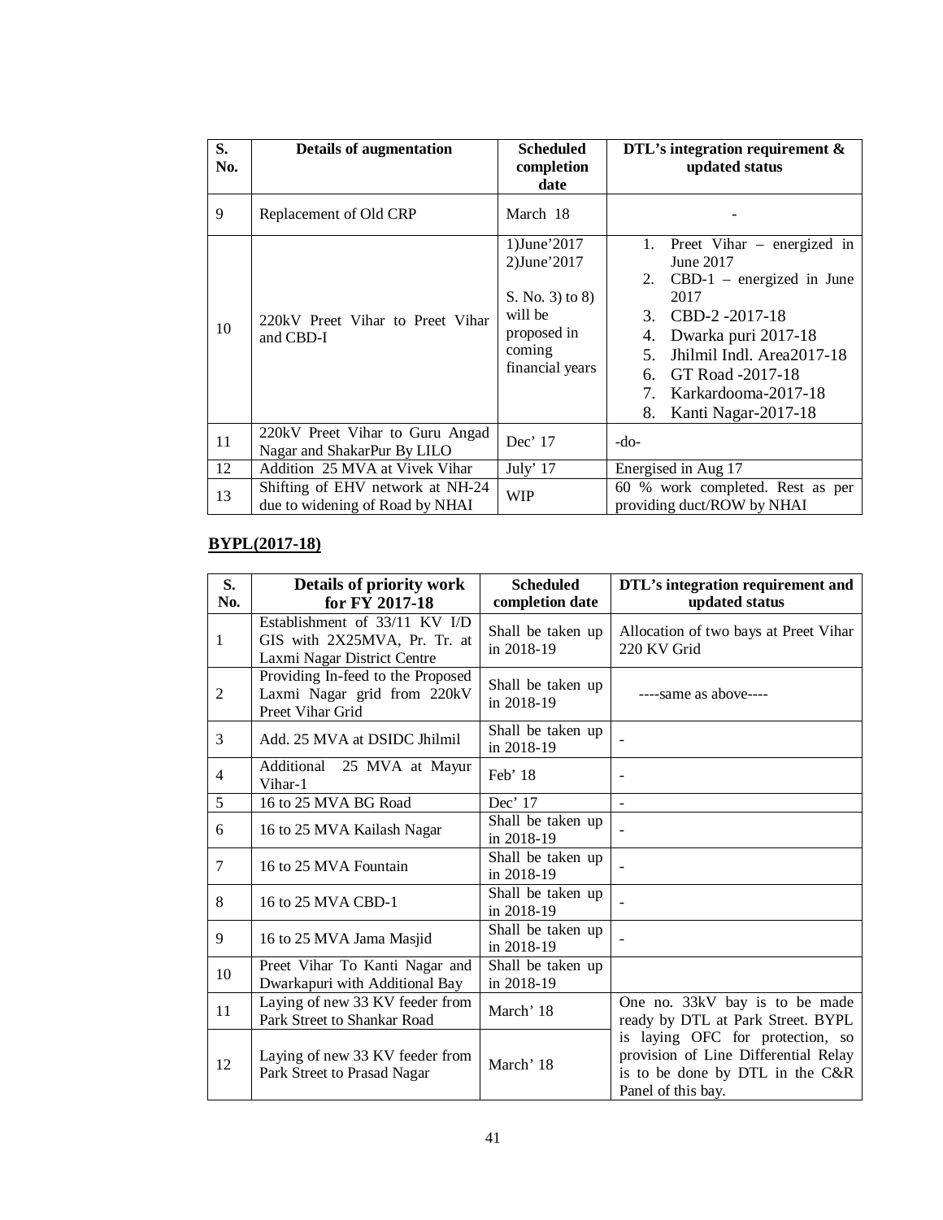| S. No. | Details of augmentation | Scheduled completion date | DTL's integration requirement & updated status |
|---|---|---|---|
| 9 | Replacement of Old CRP | March 18 | - |
| 10 | 220kV Preet Vihar to Preet Vihar and CBD-I | 1)June'2017 2)June'2017 S. No. 3) to 8) will be proposed in coming financial years | 1. Preet Vihar – energized in June 2017 2. CBD-1 – energized in June 2017 3. CBD-2 -2017-18 4. Dwarka puri 2017-18 5. Jhilmil Indl. Area2017-18 6. GT Road -2017-18 7. Karkardooma-2017-18 8. Kanti Nagar-2017-18 |
| 11 | 220kV Preet Vihar to Guru Angad Nagar and ShakarPur By LILO | Dec' 17 | -do- |
| 12 | Addition 25 MVA at Vivek Vihar | July' 17 | Energised in Aug 17 |
| 13 | Shifting of EHV network at NH-24 due to widening of Road by NHAI | WIP | 60 % work completed. Rest as per providing duct/ROW by NHAI |

**BYPL(2017-18)**

| S. No. | Details of priority work for FY 2017-18 | Scheduled completion date | DTL's integration requirement and updated status |
|---|---|---|---|
| 1 | Establishment of 33/11 KV I/D GIS with 2X25MVA, Pr. Tr. at Laxmi Nagar District Centre | Shall be taken up in 2018-19 | Allocation of two bays at Preet Vihar 220 KV Grid |
| 2 | Providing In-feed to the Proposed Laxmi Nagar grid from 220kV Preet Vihar Grid | Shall be taken up in 2018-19 | ----same as above---- |
| 3 | Add. 25 MVA at DSIDC Jhilmil | Shall be taken up in 2018-19 | - |
| 4 | Additional 25 MVA at Mayur Vihar-1 | Feb' 18 | - |
| 5 | 16 to 25 MVA BG Road | Dec' 17 | - |
| 6 | 16 to 25 MVA Kailash Nagar | Shall be taken up in 2018-19 | - |
| 7 | 16 to 25 MVA Fountain | Shall be taken up in 2018-19 | - |
| 8 | 16 to 25 MVA CBD-1 | Shall be taken up in 2018-19 | - |
| 9 | 16 to 25 MVA Jama Masjid | Shall be taken up in 2018-19 | - |
| 10 | Preet Vihar To Kanti Nagar and Dwarkapuri with Additional Bay | Shall be taken up in 2018-19 | |
| 11 | Laying of new 33 KV feeder from Park Street to Shankar Road | March' 18 | One no. 33kV bay is to be made ready by DTL at Park Street. BYPL is laying OFC for protection, so provision of Line Differential Relay is to be done by DTL in the C&R Panel of this bay. |
| 12 | Laying of new 33 KV feeder from Park Street to Prasad Nagar | March' 18 | |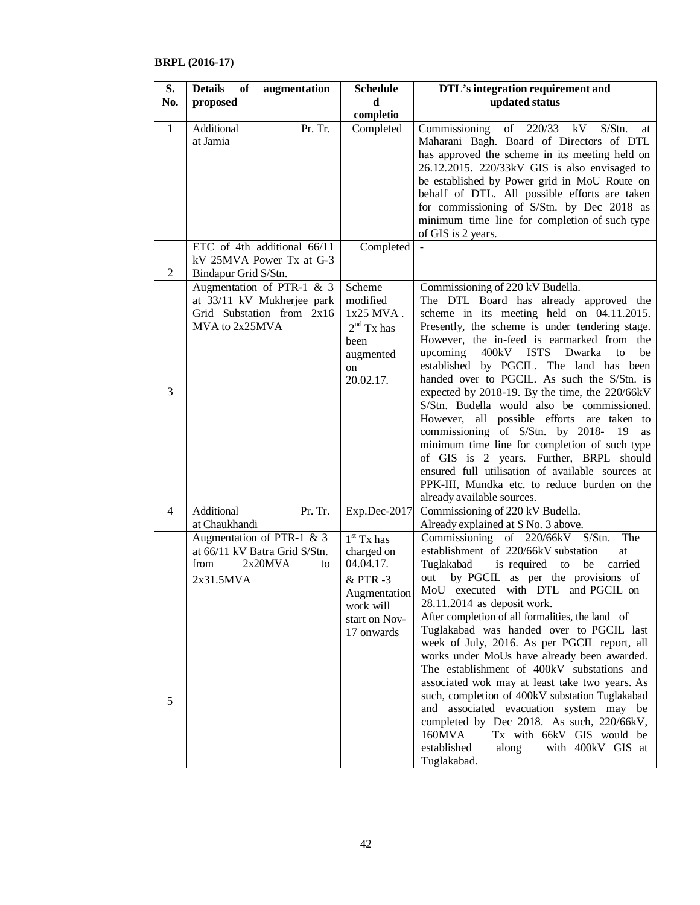**BRPL (2016-17)**

| S. No. | Details of augmentation proposed | Scheduled completio | DTL's integration requirement and updated status |
|---|---|---|---|
| 1 | Additional Pr. Tr. at Jamia | Completed | Commissioning of 220/33 kV S/Stn. at Maharani Bagh. Board of Directors of DTL has approved the scheme in its meeting held on 26.12.2015. 220/33kV GIS is also envisaged to be established by Power grid in MoU Route on behalf of DTL. All possible efforts are taken for commissioning of S/Stn. by Dec 2018 as minimum time line for completion of such type of GIS is 2 years. |
| 2 | ETC of 4th additional 66/11 kV 25MVA Power Tx at G-3 Bindapur Grid S/Stn. | Completed | - |
| 3 | Augmentation of PTR-1 & 3 at 33/11 kV Mukherjee park Grid Substation from 2x16 MVA to 2x25MVA | Scheme modified 1x25 MVA . 2nd Tx has been augmented on 20.02.17. | Commissioning of 220 kV Budella. The DTL Board has already approved the scheme in its meeting held on 04.11.2015. Presently, the scheme is under tendering stage. However, the in-feed is earmarked from the upcoming 400kV ISTS Dwarka to be established by PGCIL. The land has been handed over to PGCIL. As such the S/Stn. is expected by 2018-19. By the time, the 220/66kV S/Stn. Budella would also be commissioned. However, all possible efforts are taken to commissioning of S/Stn. by 2018- 19 as minimum time line for completion of such type of GIS is 2 years. Further, BRPL should ensured full utilisation of available sources at PPK-III, Mundka etc. to reduce burden on the already available sources. |
| 4 | Additional Pr. Tr. at Chaukhandi | Exp.Dec-2017 | Commissioning of 220 kV Budella. Already explained at S No. 3 above. |
| 5 | Augmentation of PTR-1 & 3 at 66/11 kV Batra Grid S/Stn. from 2x20MVA to 2x31.5MVA | 1st Tx has charged on 04.04.17. & PTR -3 Augmentation work will start on Nov-17 onwards | Commissioning of 220/66kV S/Stn. The establishment of 220/66kV substation at Tuglakabad is required to be carried out by PGCIL as per the provisions of MoU executed with DTL and PGCIL on 28.11.2014 as deposit work. After completion of all formalities, the land of Tuglakabad was handed over to PGCIL last week of July, 2016. As per PGCIL report, all works under MoUs have already been awarded. The establishment of 400kV substations and associated wok may at least take two years. As such, completion of 400kV substation Tuglakabad and associated evacuation system may be completed by Dec 2018. As such, 220/66kV, 160MVA Tx with 66kV GIS would be established along with 400kV GIS at Tuglakabad. |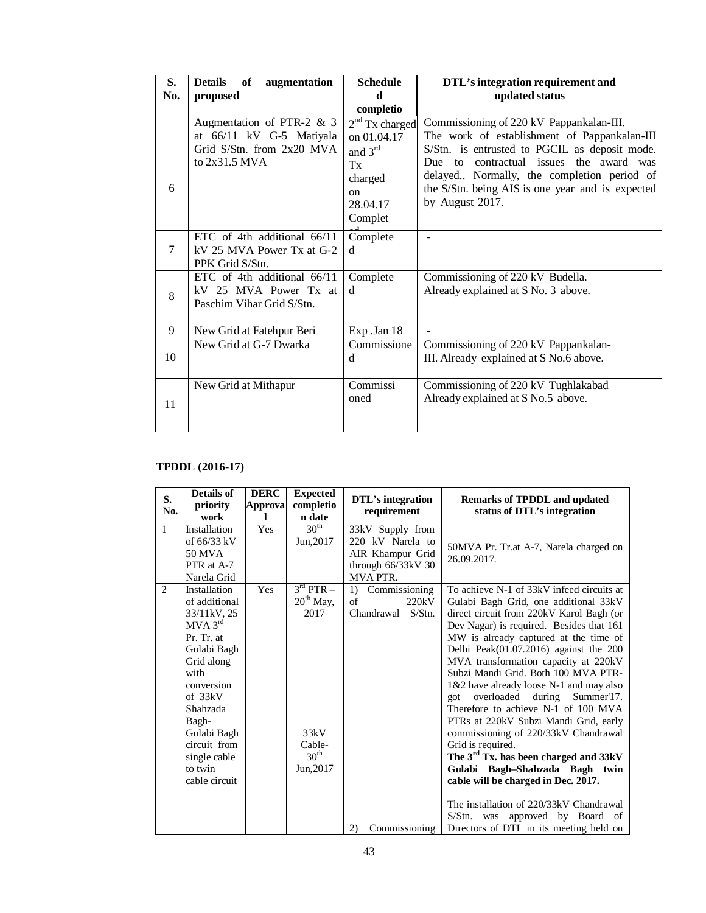| S. No. | Details of augmentation proposed | Scheduled completion | DTL's integration requirement and updated status |
|---|---|---|---|
| 6 | Augmentation of PTR-2 & 3 at 66/11 kV G-5 Matiyala Grid S/Stn. from 2x20 MVA to 2x31.5 MVA | 2nd Tx charged on 01.04.17 and 3rd Tx charged on 28.04.17 Completed | Commissioning of 220 kV Pappankalan-III. The work of establishment of Pappankalan-III S/Stn. is entrusted to PGCIL as deposit mode. Due to contractual issues the award was delayed.. Normally, the completion period of the S/Stn. being AIS is one year and is expected by August 2017. |
| 7 | ETC of 4th additional 66/11 kV 25 MVA Power Tx at G-2 PPK Grid S/Stn. | Completed | - |
| 8 | ETC of 4th additional 66/11 kV 25 MVA Power Tx at Paschim Vihar Grid S/Stn. | Completed | Commissioning of 220 kV Budella. Already explained at S No. 3 above. |
| 9 | New Grid at Fatehpur Beri | Exp .Jan 18 | - |
| 10 | New Grid at G-7 Dwarka | Commissioned | Commissioning of 220 kV Pappankalan-III. Already explained at S No.6 above. |
| 11 | New Grid at Mithapur | Commissioned | Commissioning of 220 kV Tughlakabad Already explained at S No.5 above. |

**TPDDL (2016-17)**

| S. No. | Details of priority work | DERC Approval | Expected completion date | DTL's integration requirement | Remarks of TPDDL and updated status of DTL's integration |
|---|---|---|---|---|---|
| 1 | Installation of 66/33 kV 50 MVA PTR at A-7 Narela Grid | Yes | 30th Jun,2017 | 33kV Supply from 220 kV Narela to AIR Khampur Grid through 66/33kV 30 MVA PTR. | 50MVA Pr. Tr.at A-7, Narela charged on 26.09.2017. |
| 2 | Installation of additional 33/11kV, 25 MVA 3rd Pr. Tr. at Gulabi Bagh Grid along with conversion of 33kV Shahzada Bagh-Gulabi Bagh circuit from single cable to twin cable circuit | Yes | 3rd PTR – 20th May, 2017<br><br>33kV Cable-30th Jun,2017 | 1) Commissioning of 220kV Chandrawal S/Stn.<br><br>2) Commissioning | To achieve N-1 of 33kV infeed circuits at Gulabi Bagh Grid, one additional 33kV direct circuit from 220kV Karol Bagh (or Dev Nagar) is required. Besides that 161 MW is already captured at the time of Delhi Peak(01.07.2016) against the 200 MVA transformation capacity at 220kV Subzi Mandi Grid. Both 100 MVA PTR-1&2 have already loose N-1 and may also got overloaded during Summer'17. Therefore to achieve N-1 of 100 MVA PTRs at 220kV Subzi Mandi Grid, early commissioning of 220/33kV Chandrawal Grid is required.<br>**The 3rd Tx. has been charged and 33kV Gulabi Bagh–Shahzada Bagh twin cable will be charged in Dec. 2017.**<br><br>The installation of 220/33kV Chandrawal S/Stn. was approved by Board of Directors of DTL in its meeting held on |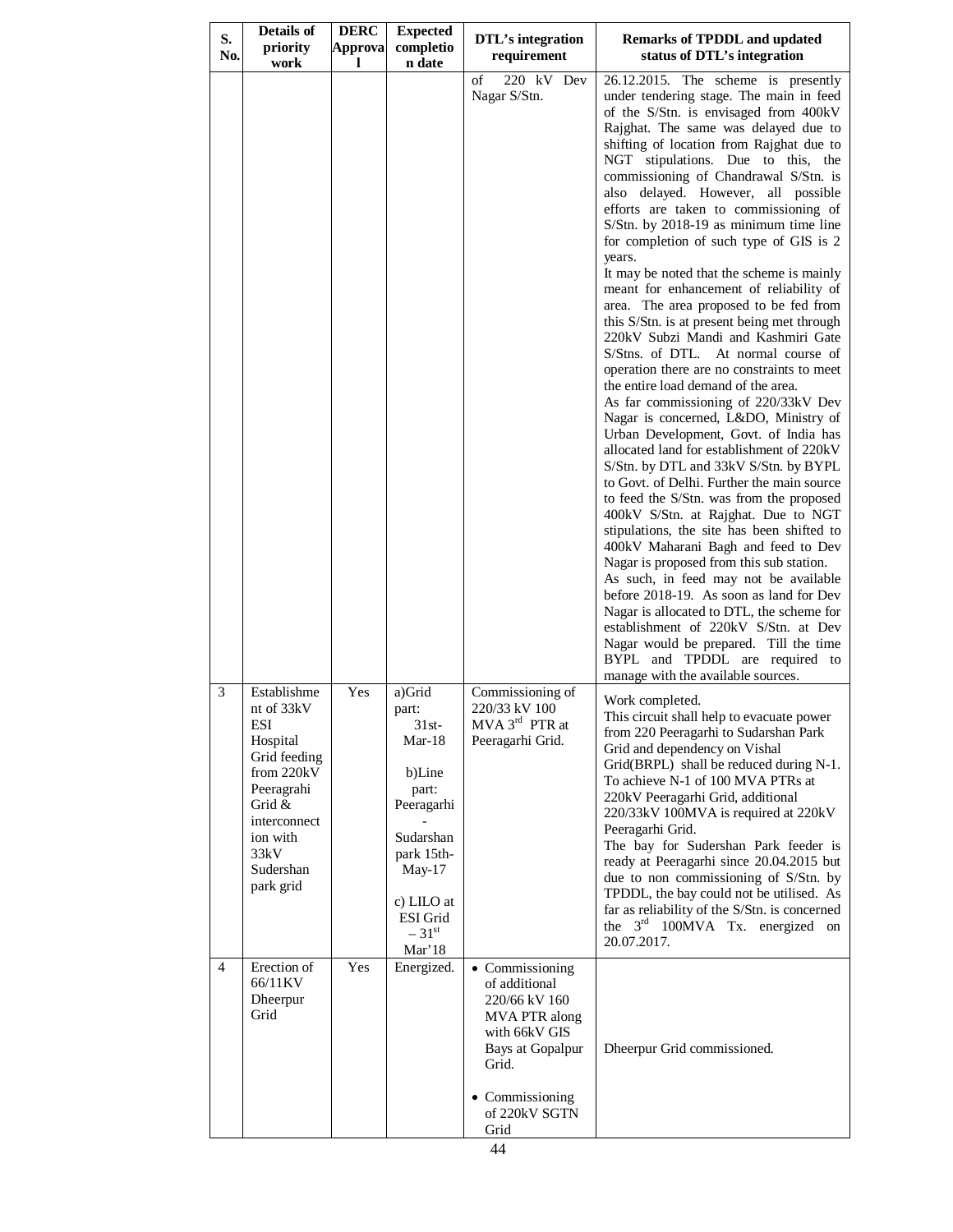| S. No. | Details of priority work | DERC Approval | Expected completion date | DTL's integration requirement | Remarks of TPDDL and updated status of DTL's integration |
|---|---|---|---|---|---|
| | | | | of 220 kV Dev Nagar S/Stn. | 26.12.2015. The scheme is presently under tendering stage. The main in feed of the S/Stn. is envisaged from 400kV Rajghat. The same was delayed due to shifting of location from Rajghat due to NGT stipulations. Due to this, the commissioning of Chandrawal S/Stn. is also delayed. However, all possible efforts are taken to commissioning of S/Stn. by 2018-19 as minimum time line for completion of such type of GIS is 2 years.<br>It may be noted that the scheme is mainly meant for enhancement of reliability of area. The area proposed to be fed from this S/Stn. is at present being met through 220kV Subzi Mandi and Kashmiri Gate S/Stns. of DTL. At normal course of operation there are no constraints to meet the entire load demand of the area.<br>As far commissioning of 220/33kV Dev Nagar is concerned, L&DO, Ministry of Urban Development, Govt. of India has allocated land for establishment of 220kV S/Stn. by DTL and 33kV S/Stn. by BYPL to Govt. of Delhi. Further the main source to feed the S/Stn. was from the proposed 400kV S/Stn. at Rajghat. Due to NGT stipulations, the site has been shifted to 400kV Maharani Bagh and feed to Dev Nagar is proposed from this sub station.<br>As such, in feed may not be available before 2018-19. As soon as land for Dev Nagar is allocated to DTL, the scheme for establishment of 220kV S/Stn. at Dev Nagar would be prepared. Till the time BYPL and TPDDL are required to manage with the available sources. |
| 3 | Establishment of 33kV ESI Hospital Grid feeding from 220kV Peeragrahi Grid & interconnection with 33kV Sudershan park grid | Yes | a)Grid part: 31st-Mar-18<br><br>b)Line part: Peeragarhi - Sudarshan park 15th-May-17<br><br>c) LILO at ESI Grid – 31st Mar'18 | Commissioning of 220/33 kV 100 MVA 3rd PTR at Peeragarhi Grid. | Work completed.<br>This circuit shall help to evacuate power from 220 Peeragarhi to Sudarshan Park Grid and dependency on Vishal Grid(BRPL) shall be reduced during N-1.<br>To achieve N-1 of 100 MVA PTRs at 220kV Peeragarhi Grid, additional 220/33kV 100MVA is required at 220kV Peeragarhi Grid.<br>The bay for Sudershan Park feeder is ready at Peeragarhi since 20.04.2015 but due to non commissioning of S/Stn. by TPDDL, the bay could not be utilised. As far as reliability of the S/Stn. is concerned the 3rd 100MVA Tx. energized on 20.07.2017. |
| 4 | Erection of 66/11KV Dheerpur Grid | Yes | Energized. | • Commissioning of additional 220/66 kV 160 MVA PTR along with 66kV GIS Bays at Gopalpur Grid.<br><br>• Commissioning of 220kV SGTN Grid | Dheerpur Grid commissioned. |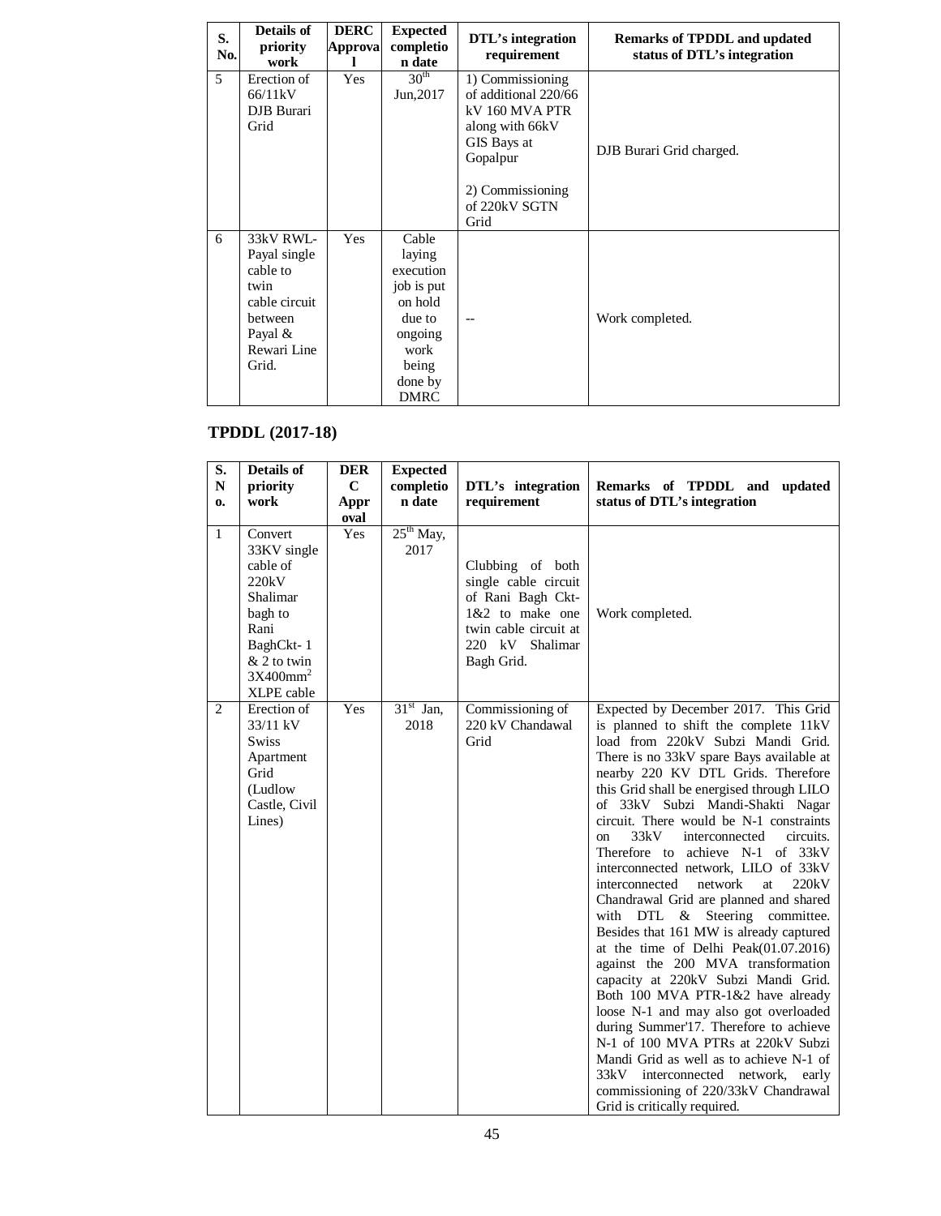| S. No. | Details of priority work | DERC Approval | Expected completion date | DTL's integration requirement | Remarks of TPDDL and updated status of DTL's integration |
|---|---|---|---|---|---|
| 5 | Erection of 66/11kV DJB Burari Grid | Yes | 30th Jun,2017 | 1) Commissioning of additional 220/66 kV 160 MVA PTR along with 66kV GIS Bays at Gopalpur<br><br>2) Commissioning of 220kV SGTN Grid | DJB Burari Grid charged. |
| 6 | 33kV RWL-Payal single cable to twin cable circuit between Payal & Rewari Line Grid. | Yes | Cable laying execution job is put on hold due to ongoing work being done by DMRC | -- | Work completed. |

## TPDDL (2017-18)

| S. No. | Details of priority work | DERC Approval | Expected completion date | DTL's integration requirement | Remarks of TPDDL and updated status of DTL's integration |
|---|---|---|---|---|---|
| 1 | Convert 33KV single cable of 220kV Shalimar bagh to Rani BaghCkt- 1 & 2 to twin $3X400mm^2$ XLPE cable | Yes | 25th May, 2017 | Clubbing of both single cable circuit of Rani Bagh Ckt-1&2 to make one twin cable circuit at 220 kV Shalimar Bagh Grid. | Work completed. |
| 2 | Erection of 33/11 kV Swiss Apartment Grid (Ludlow Castle, Civil Lines) | Yes | 31st Jan, 2018 | Commissioning of 220 kV Chandawal Grid | Expected by December 2017. This Grid is planned to shift the complete 11kV load from 220kV Subzi Mandi Grid. There is no 33kV spare Bays available at nearby 220 KV DTL Grids. Therefore this Grid shall be energised through LILO of 33kV Subzi Mandi-Shakti Nagar circuit. There would be N-1 constraints on 33kV interconnected circuits. Therefore to achieve N-1 of 33kV interconnected network, LILO of 33kV interconnected network at 220kV Chandrawal Grid are planned and shared with DTL & Steering committee. Besides that 161 MW is already captured at the time of Delhi Peak(01.07.2016) against the 200 MVA transformation capacity at 220kV Subzi Mandi Grid. Both 100 MVA PTR-1&2 have already loose N-1 and may also got overloaded during Summer'17. Therefore to achieve N-1 of 100 MVA PTRs at 220kV Subzi Mandi Grid as well as to achieve N-1 of 33kV interconnected network, early commissioning of 220/33kV Chandrawal Grid is critically required. |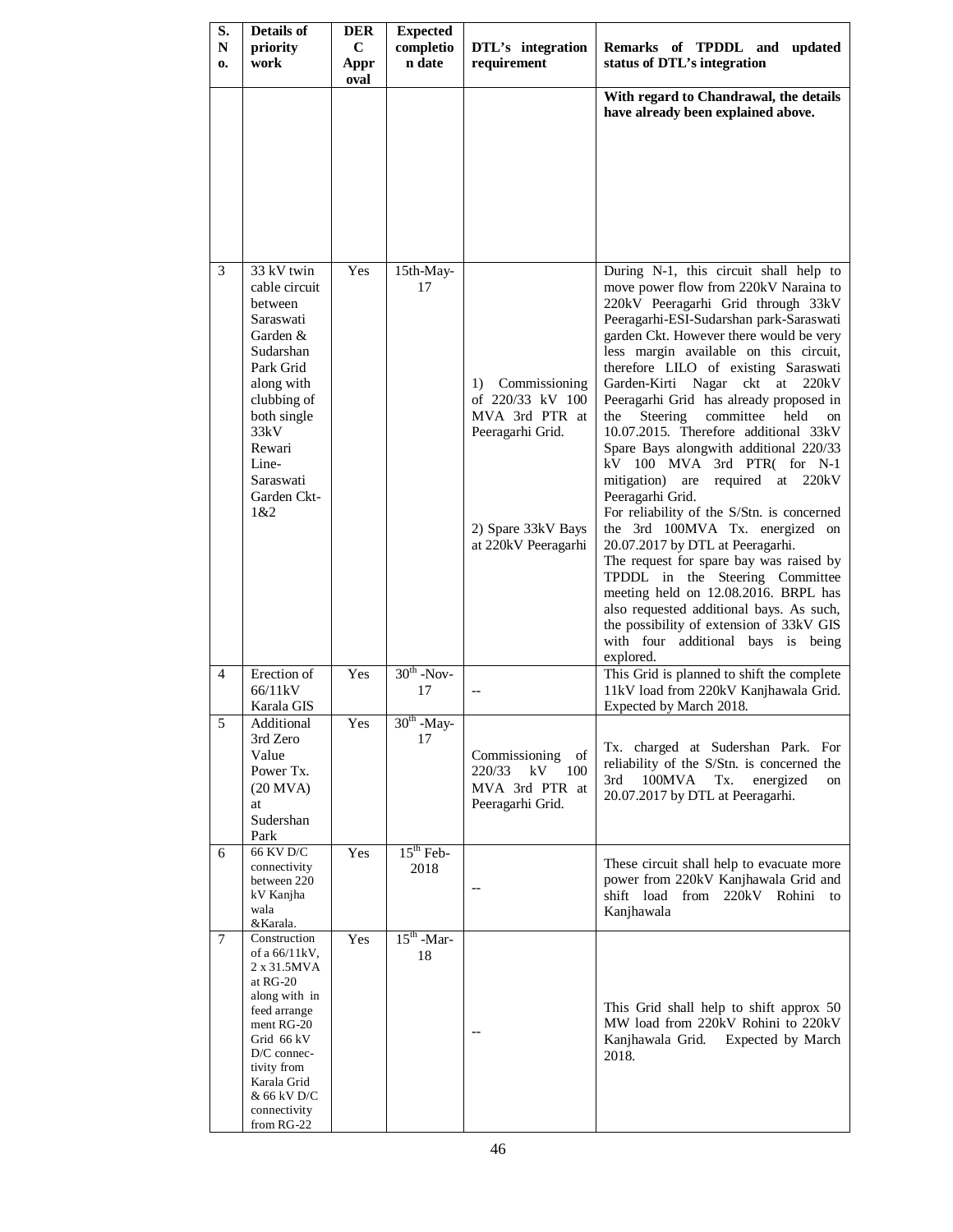| S. No. | Details of priority work | DERC Approval | Expected completion date | DTL's integration requirement | Remarks of TPDDL and updated status of DTL's integration |
|---|---|---|---|---|---|
| | | | | | **With regard to Chandrawal, the details have already been explained above.** |
| 3 | 33 kV twin cable circuit between Saraswati Garden & Sudarshan Park Grid along with clubbing of both single 33kV Rewari Line-Saraswati Garden Ckt-1&2 | Yes | 15th-May-17 | 1) Commissioning of 220/33 kV 100 MVA 3rd PTR at Peeragarhi Grid. 2) Spare 33kV Bays at 220kV Peeragarhi | During N-1, this circuit shall help to move power flow from 220kV Naraina to 220kV Peeragarhi Grid through 33kV Peeragarhi-ESI-Sudarshan park-Saraswati garden Ckt. However there would be very less margin available on this circuit, therefore LILO of existing Saraswati Garden-Kirti Nagar ckt at 220kV Peeragarhi Grid has already proposed in the Steering committee held on 10.07.2015. Therefore additional 33kV Spare Bays alongwith additional 220/33 kV 100 MVA 3rd PTR( for N-1 mitigation) are required at 220kV Peeragarhi Grid. For reliability of the S/Stn. is concerned the 3rd 100MVA Tx. energized on 20.07.2017 by DTL at Peeragarhi. The request for spare bay was raised by TPDDL in the Steering Committee meeting held on 12.08.2016. BRPL has also requested additional bays. As such, the possibility of extension of 33kV GIS with four additional bays is being explored. |
| 4 | Erection of 66/11kV Karala GIS | Yes | 30th -Nov-17 | -- | This Grid is planned to shift the complete 11kV load from 220kV Kanjhawala Grid. Expected by March 2018. |
| 5 | Additional 3rd Zero Value Power Tx. (20 MVA) at Sudershan Park | Yes | 30th -May-17 | Commissioning of 220/33 kV 100 MVA 3rd PTR at Peeragarhi Grid. | Tx. charged at Sudershan Park. For reliability of the S/Stn. is concerned the 3rd 100MVA Tx. energized on 20.07.2017 by DTL at Peeragarhi. |
| 6 | 66 KV D/C connectivity between 220 kV Kanjha wala &Karala. | Yes | 15th Feb-2018 | -- | These circuit shall help to evacuate more power from 220kV Kanjhawala Grid and shift load from 220kV Rohini to Kanjhawala |
| 7 | Construction of a 66/11kV, 2 x 31.5MVA at RG-20 along with in feed arrange ment RG-20 Grid 66 kV D/C connec-tivity from Karala Grid & 66 kV D/C connectivity from RG-22 | Yes | 15th -Mar-18 | -- | This Grid shall help to shift approx 50 MW load from 220kV Rohini to 220kV Kanjhawala Grid. Expected by March 2018. |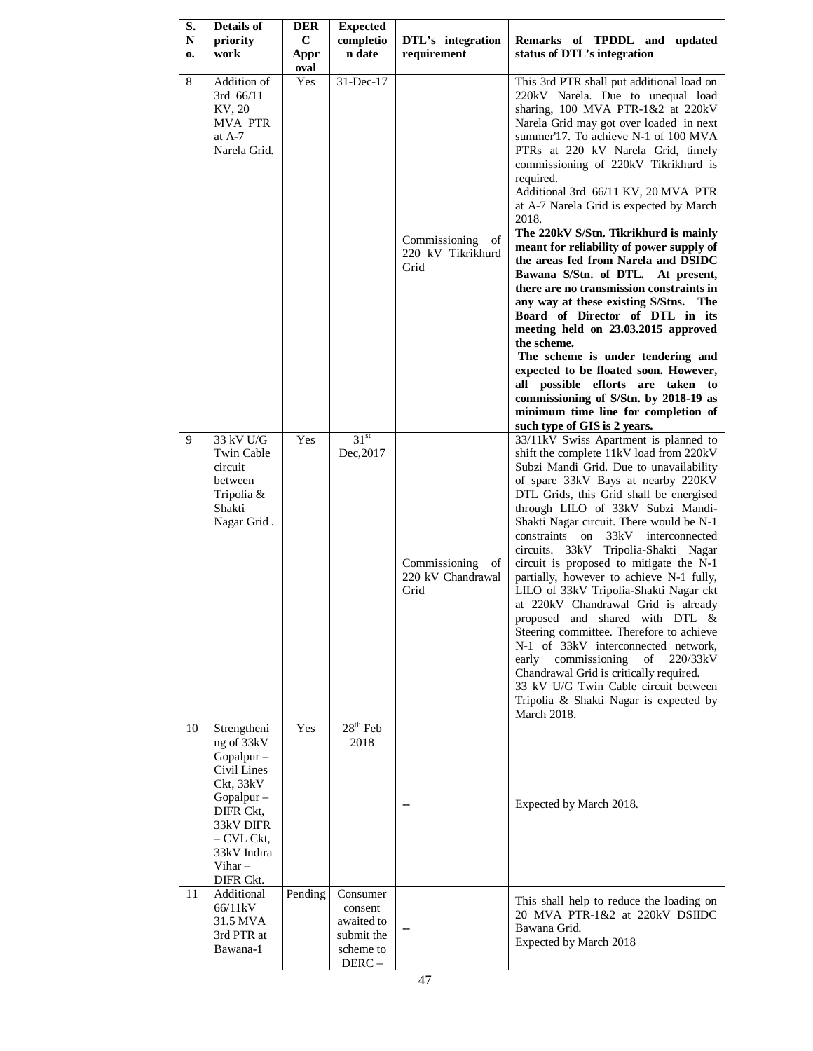| S. No. | Details of priority work | DERC Approval | Expected completion date | DTL's integration requirement | Remarks of TPDDL and updated status of DTL's integration |
|---|---|---|---|---|---|
| 8 | Addition of 3rd 66/11 KV, 20 MVA PTR at A-7 Narela Grid. | Yes | 31-Dec-17 | Commissioning of 220 kV Tikrikhurd Grid | This 3rd PTR shall put additional load on 220kV Narela. Due to unequal load sharing, 100 MVA PTR-1&2 at 220kV Narela Grid may got over loaded in next summer'17. To achieve N-1 of 100 MVA PTRs at 220 kV Narela Grid, timely commissioning of 220kV Tikrikhurd is required.<br>Additional 3rd 66/11 KV, 20 MVA PTR at A-7 Narela Grid is expected by March 2018.<br>**The 220kV S/Stn. Tikrikhurd is mainly meant for reliability of power supply of the areas fed from Narela and DSIDC Bawana S/Stn. of DTL. At present, there are no transmission constraints in any way at these existing S/Stns. The Board of Director of DTL in its meeting held on 23.03.2015 approved the scheme.**<br>**The scheme is under tendering and expected to be floated soon. However, all possible efforts are taken to commissioning of S/Stn. by 2018-19 as minimum time line for completion of such type of GIS is 2 years.** |
| 9 | 33 kV U/G Twin Cable circuit between Tripolia & Shakti Nagar Grid . | Yes | 31st Dec,2017 | Commissioning of 220 kV Chandrawal Grid | 33/11kV Swiss Apartment is planned to shift the complete 11kV load from 220kV Subzi Mandi Grid. Due to unavailability of spare 33kV Bays at nearby 220KV DTL Grids, this Grid shall be energised through LILO of 33kV Subzi Mandi-Shakti Nagar circuit. There would be N-1 constraints on 33kV interconnected circuits. 33kV Tripolia-Shakti Nagar circuit is proposed to mitigate the N-1 partially, however to achieve N-1 fully, LILO of 33kV Tripolia-Shakti Nagar ckt at 220kV Chandrawal Grid is already proposed and shared with DTL & Steering committee. Therefore to achieve N-1 of 33kV interconnected network, early commissioning of 220/33kV Chandrawal Grid is critically required.<br>33 kV U/G Twin Cable circuit between Tripolia & Shakti Nagar is expected by March 2018. |
| 10 | Strengthening of 33kV Gopalpur – Civil Lines Ckt, 33kV Gopalpur – DIFR Ckt, 33kV DIFR – CVL Ckt, 33kV Indira Vihar – DIFR Ckt. | Yes | 28th Feb 2018 | -- | Expected by March 2018. |
| 11 | Additional 66/11kV 31.5 MVA 3rd PTR at Bawana-1 | Pending | Consumer consent awaited to submit the scheme to DERC – | -- | This shall help to reduce the loading on 20 MVA PTR-1&2 at 220kV DSIIDC Bawana Grid.<br>Expected by March 2018 |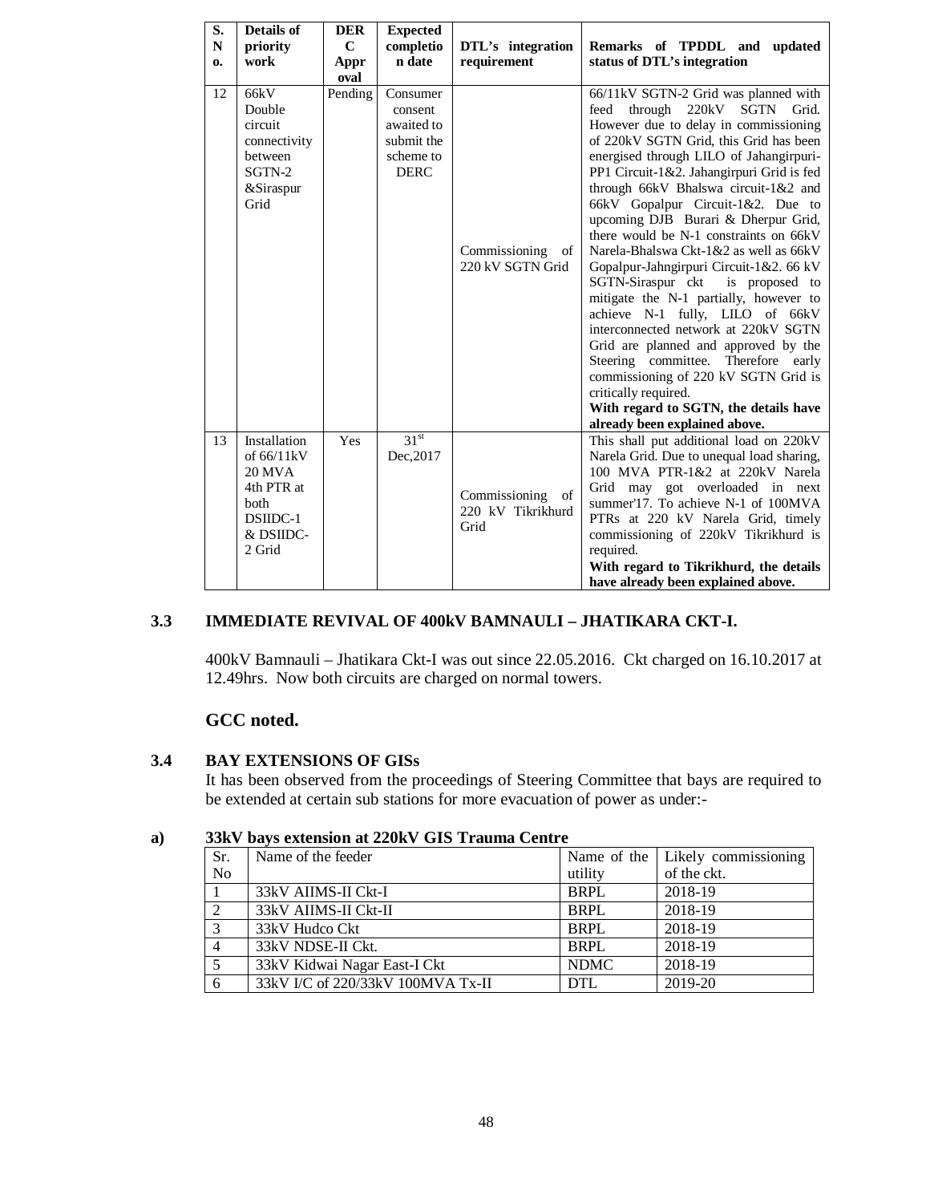| S. No. | Details of priority work | DERC Approval | Expected completion date | DTL's integration requirement | Remarks of TPDDL and updated status of DTL's integration |
|---|---|---|---|---|---|
| 12 | 66kV Double circuit connectivity between SGTN-2 &Siraspur Grid | Pending | Consumer consent awaited to submit the scheme to DERC | Commissioning of 220 kV SGTN Grid | 66/11kV SGTN-2 Grid was planned with feed through 220kV SGTN Grid. However due to delay in commissioning of 220kV SGTN Grid, this Grid has been energised through LILO of Jahangirpuri-PP1 Circuit-1&2. Jahangirpuri Grid is fed through 66kV Bhalswa circuit-1&2 and 66kV Gopalpur Circuit-1&2. Due to upcoming DJB Burari & Dherpur Grid, there would be N-1 constraints on 66kV Narela-Bhalswa Ckt-1&2 as well as 66kV Gopalpur-Jahngirpuri Circuit-1&2. 66 kV SGTN-Siraspur ckt is proposed to mitigate the N-1 partially, however to achieve N-1 fully, LILO of 66kV interconnected network at 220kV SGTN Grid are planned and approved by the Steering committee. Therefore early commissioning of 220 kV SGTN Grid is critically required. **With regard to SGTN, the details have already been explained above.** |
| 13 | Installation of 66/11kV 20 MVA 4th PTR at both DSIIDC-1 & DSIIDC-2 Grid | Yes | 31st Dec,2017 | Commissioning of 220 kV Tikrikhurd Grid | This shall put additional load on 220kV Narela Grid. Due to unequal load sharing, 100 MVA PTR-1&2 at 220kV Narela Grid may got overloaded in next summer'17. To achieve N-1 of 100MVA PTRs at 220 kV Narela Grid, timely commissioning of 220kV Tikrikhurd is required. **With regard to Tikrikhurd, the details have already been explained above.** |

## 3.3 IMMEDIATE REVIVAL OF 400kV BAMNAULI – JHATIKARA CKT-I.

400kV Bamnauli – Jhatikara Ckt-I was out since 22.05.2016. Ckt charged on 16.10.2017 at 12.49hrs. Now both circuits are charged on normal towers.

**GCC noted.**

## 3.4 BAY EXTENSIONS OF GISs

It has been observed from the proceedings of Steering Committee that bays are required to be extended at certain sub stations for more evacuation of power as under:-

**a) 33kV bays extension at 220kV GIS Trauma Centre**

| Sr. No | Name of the feeder | Name of the utility | Likely commissioning of the ckt. |
|---|---|---|---|
| 1 | 33kV AIIMS-II Ckt-I | BRPL | 2018-19 |
| 2 | 33kV AIIMS-II Ckt-II | BRPL | 2018-19 |
| 3 | 33kV Hudco Ckt | BRPL | 2018-19 |
| 4 | 33kV NDSE-II Ckt. | BRPL | 2018-19 |
| 5 | 33kV Kidwai Nagar East-I Ckt | NDMC | 2018-19 |
| 6 | 33kV I/C of 220/33kV 100MVA Tx-II | DTL | 2019-20 |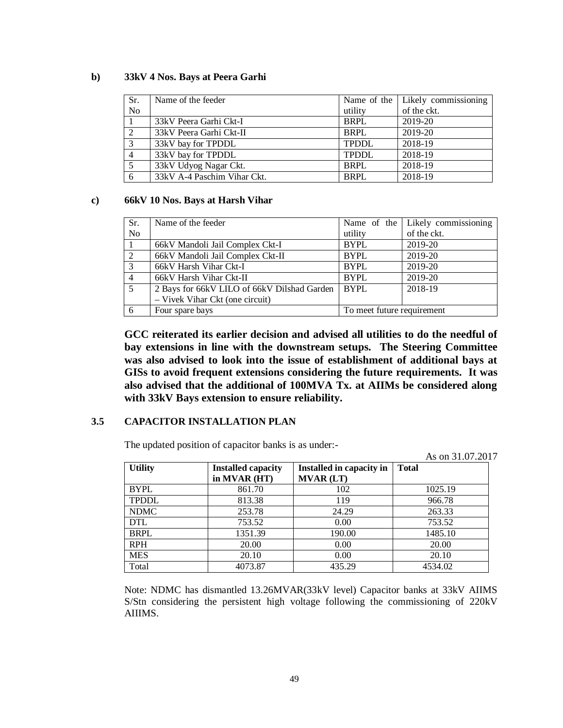**b) 33kV 4 Nos. Bays at Peera Garhi**

| Sr. No | Name of the feeder | Name of the utility | Likely commissioning of the ckt. |
|---|---|---|---|
| 1 | 33kV Peera Garhi Ckt-I | BRPL | 2019-20 |
| 2 | 33kV Peera Garhi Ckt-II | BRPL | 2019-20 |
| 3 | 33kV bay for TPDDL | TPDDL | 2018-19 |
| 4 | 33kV bay for TPDDL | TPDDL | 2018-19 |
| 5 | 33kV Udyog Nagar Ckt. | BRPL | 2018-19 |
| 6 | 33kV A-4 Paschim Vihar Ckt. | BRPL | 2018-19 |

**c) 66kV 10 Nos. Bays at Harsh Vihar**

| Sr. No | Name of the feeder | Name of the utility | Likely commissioning of the ckt. |
|---|---|---|---|
| 1 | 66kV Mandoli Jail Complex Ckt-I | BYPL | 2019-20 |
| 2 | 66kV Mandoli Jail Complex Ckt-II | BYPL | 2019-20 |
| 3 | 66kV Harsh Vihar Ckt-I | BYPL | 2019-20 |
| 4 | 66kV Harsh Vihar Ckt-II | BYPL | 2019-20 |
| 5 | 2 Bays for 66kV LILO of 66kV Dilshad Garden – Vivek Vihar Ckt (one circuit) | BYPL | 2018-19 |
| 6 | Four spare bays | To meet future requirement | |

**GCC reiterated its earlier decision and advised all utilities to do the needful of bay extensions in line with the downstream setups. The Steering Committee was also advised to look into the issue of establishment of additional bays at GISs to avoid frequent extensions considering the future requirements. It was also advised that the additional of 100MVA Tx. at AIIMs be considered along with 33kV Bays extension to ensure reliability.**

## 3.5 CAPACITOR INSTALLATION PLAN

The updated position of capacitor banks is as under:-

As on 31.07.2017

| Utility | Installed capacity in MVAR (HT) | Installed in capacity in MVAR (LT) | Total |
|---|---|---|---|
| BYPL | 861.70 | 102 | 1025.19 |
| TPDDL | 813.38 | 119 | 966.78 |
| NDMC | 253.78 | 24.29 | 263.33 |
| DTL | 753.52 | 0.00 | 753.52 |
| BRPL | 1351.39 | 190.00 | 1485.10 |
| RPH | 20.00 | 0.00 | 20.00 |
| MES | 20.10 | 0.00 | 20.10 |
| Total | 4073.87 | 435.29 | 4534.02 |

Note: NDMC has dismantled 13.26MVAR(33kV level) Capacitor banks at 33kV AIIMS S/Stn considering the persistent high voltage following the commissioning of 220kV AIIIMS.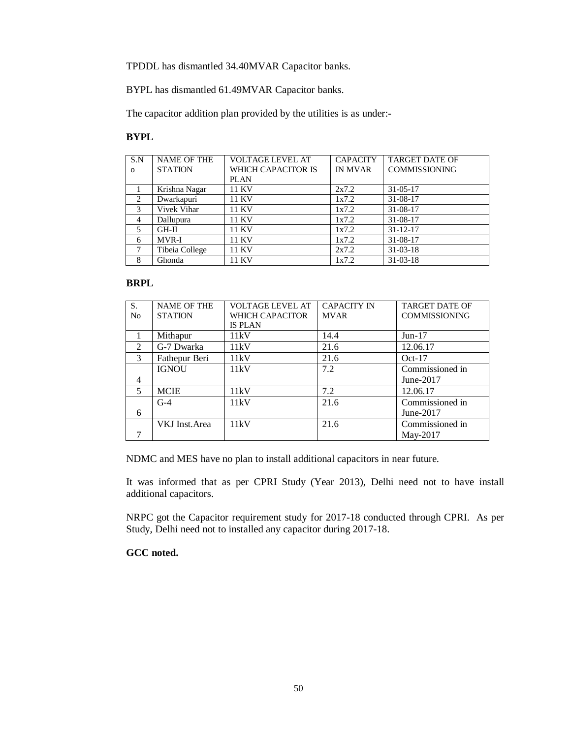TPDDL has dismantled 34.40MVAR Capacitor banks.

BYPL has dismantled 61.49MVAR Capacitor banks.

The capacitor addition plan provided by the utilities is as under:-

**BYPL**

| S.No | NAME OF THE STATION | VOLTAGE LEVEL AT WHICH CAPACITOR IS PLAN | CAPACITY IN MVAR | TARGET DATE OF COMMISSIONING |
|---|---|---|---|---|
| 1 | Krishna Nagar | 11 KV | 2x7.2 | 31-05-17 |
| 2 | Dwarkapuri | 11 KV | 1x7.2 | 31-08-17 |
| 3 | Vivek Vihar | 11 KV | 1x7.2 | 31-08-17 |
| 4 | Dallupura | 11 KV | 1x7.2 | 31-08-17 |
| 5 | GH-II | 11 KV | 1x7.2 | 31-12-17 |
| 6 | MVR-I | 11 KV | 1x7.2 | 31-08-17 |
| 7 | Tibeia College | 11 KV | 2x7.2 | 31-03-18 |
| 8 | Ghonda | 11 KV | 1x7.2 | 31-03-18 |

**BRPL**

| S. No | NAME OF THE STATION | VOLTAGE LEVEL AT WHICH CAPACITOR IS PLAN | CAPACITY IN MVAR | TARGET DATE OF COMMISSIONING |
|---|---|---|---|---|
| 1 | Mithapur | 11kV | 14.4 | Jun-17 |
| 2 | G-7 Dwarka | 11kV | 21.6 | 12.06.17 |
| 3 | Fathepur Beri | 11kV | 21.6 | Oct-17 |
| 4 | IGNOU | 11kV | 7.2 | Commissioned in June-2017 |
| 5 | MCIE | 11kV | 7.2 | 12.06.17 |
| 6 | G-4 | 11kV | 21.6 | Commissioned in June-2017 |
| 7 | VKJ Inst.Area | 11kV | 21.6 | Commissioned in May-2017 |

NDMC and MES have no plan to install additional capacitors in near future.

It was informed that as per CPRI Study (Year 2013), Delhi need not to have install additional capacitors.

NRPC got the Capacitor requirement study for 2017-18 conducted through CPRI. As per Study, Delhi need not to installed any capacitor during 2017-18.

**GCC noted.**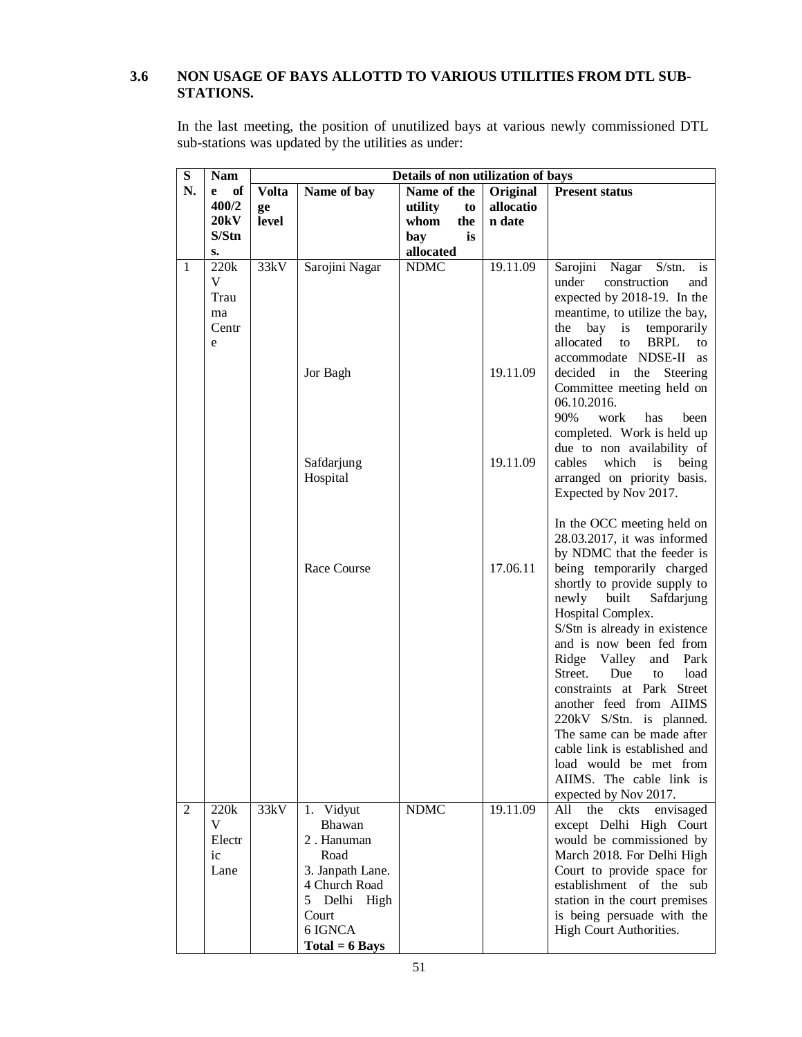### 3.6 NON USAGE OF BAYS ALLOTTD TO VARIOUS UTILITIES FROM DTL SUB-STATIONS.

In the last meeting, the position of unutilized bays at various newly commissioned DTL sub-stations was updated by the utilities as under:

| S N. | Name of 400/220kV S/Stns. | Details of non utilization of bays | | | | |
|---|---|---|---|---|---|---|
| | | **Voltage level** | **Name of bay** | **Name of the utility to whom the bay is allocated** | **Original allocation date** | **Present status** |
| 1 | 220kV Trauma Centre | 33kV | Sarojini Nagar | NDMC | 19.11.09 | Sarojini Nagar S/stn. is under construction and expected by 2018-19. In the meantime, to utilize the bay, the bay is temporarily allocated to BRPL to accommodate NDSE-II as decided in the Steering Committee meeting held on 06.10.2016. |
| | | | Jor Bagh | | 19.11.09 | 90% work has been completed. Work is held up due to non availability of cables which is being arranged on priority basis. Expected by Nov 2017. |
| | | | Safdarjung Hospital | | 19.11.09 | In the OCC meeting held on 28.03.2017, it was informed by NDMC that the feeder is being temporarily charged shortly to provide supply to newly built Safdarjung Hospital Complex. |
| | | | Race Course | | 17.06.11 | S/Stn is already in existence and is now been fed from Ridge Valley and Park Street. Due to load constraints at Park Street another feed from AIIMS 220kV S/Stn. is planned. The same can be made after cable link is established and load would be met from AIIMS. The cable link is expected by Nov 2017. |
| 2 | 220kV Electric Lane | 33kV | 1. Vidyut Bhawan<br>2 . Hanuman Road<br>3. Janpath Lane.<br>4 Church Road<br>5 Delhi High Court<br>6 IGNCA<br>**Total = 6 Bays** | NDMC | 19.11.09 | All the ckts envisaged except Delhi High Court would be commissioned by March 2018. For Delhi High Court to provide space for establishment of the sub station in the court premises is being persuade with the High Court Authorities. |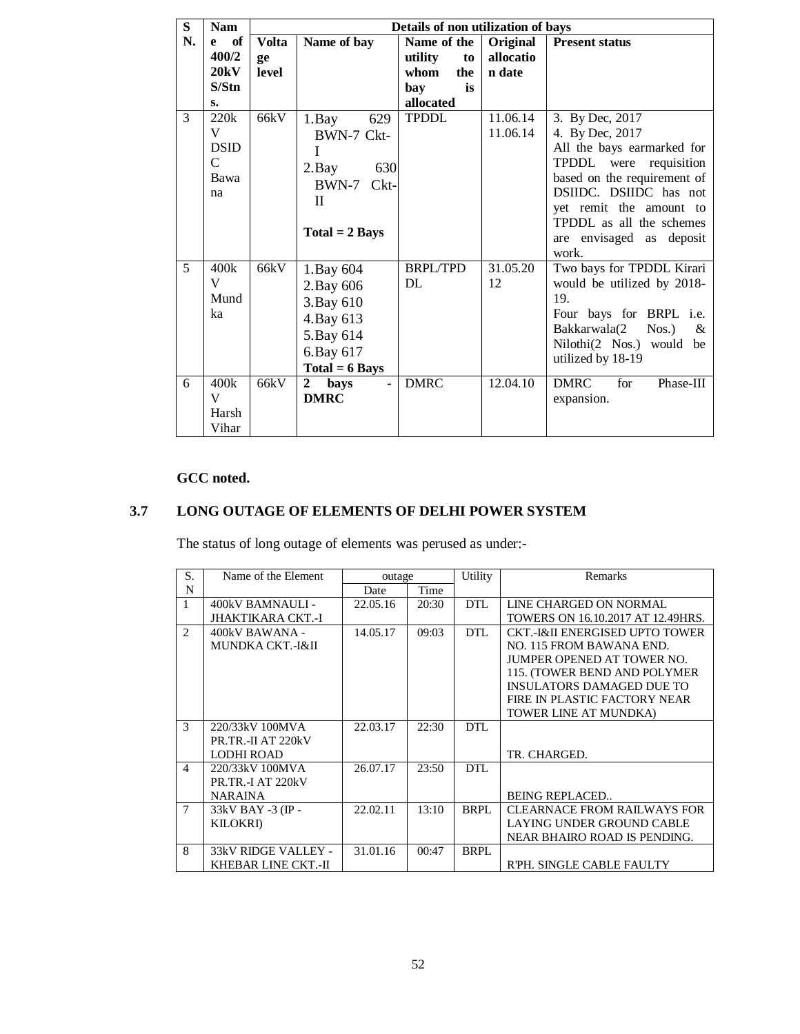| S N. | Name of 400/220kV S/Stns. | Details of non utilization of bays | | | | |
|---|---|---|---|---|---|---|
| | | Voltage level | Name of bay | Name of the utility to whom the bay is allocated | Original allocation date | Present status |
| 3 | 220kV DSIDC Bawana | 66kV | 1.Bay 629 BWN-7 Ckt-I<br>2.Bay 630 BWN-7 Ckt-II<br><br>**Total = 2 Bays** | TPDDL | 11.06.14<br>11.06.14 | 3. By Dec, 2017<br>4. By Dec, 2017<br>All the bays earmarked for TPDDL were requisition based on the requirement of DSIIDC. DSIIDC has not yet remit the amount to TPDDL as all the schemes are envisaged as deposit work. |
| 5 | 400kV Mundka | 66kV | 1.Bay 604<br>2.Bay 606<br>3.Bay 610<br>4.Bay 613<br>5.Bay 614<br>6.Bay 617<br>**Total = 6 Bays** | BRPL/TPDDL | 31.05.2012 | Two bays for TPDDL Kirari would be utilized by 2018-19.<br>Four bays for BRPL i.e. Bakkarwala(2 Nos.) & Nilothi(2 Nos.) would be utilized by 18-19 |
| 6 | 400kV Harsh Vihar | 66kV | **2 bays - DMRC** | DMRC | 12.04.10 | DMRC for Phase-III expansion. |

**GCC noted.**

## 3.7 LONG OUTAGE OF ELEMENTS OF DELHI POWER SYSTEM

The status of long outage of elements was perused as under:-

| S. N | Name of the Element | outage | | Utility | Remarks |
|---|---|---|---|---|---|
| | | Date | Time | | |
| 1 | 400kV BAMNAULI - JHAKTIKARA CKT.-I | 22.05.16 | 20:30 | DTL | LINE CHARGED ON NORMAL TOWERS ON 16.10.2017 AT 12.49HRS. |
| 2 | 400kV BAWANA - MUNDKA CKT.-I&II | 14.05.17 | 09:03 | DTL | CKT.-I&II ENERGISED UPTO TOWER NO. 115 FROM BAWANA END. JUMPER OPENED AT TOWER NO. 115. (TOWER BEND AND POLYMER INSULATORS DAMAGED DUE TO FIRE IN PLASTIC FACTORY NEAR TOWER LINE AT MUNDKA) |
| 3 | 220/33kV 100MVA PR.TR.-II AT 220kV LODHI ROAD | 22.03.17 | 22:30 | DTL | TR. CHARGED. |
| 4 | 220/33kV 100MVA PR.TR.-I AT 220kV NARAINA | 26.07.17 | 23:50 | DTL | BEING REPLACED.. |
| 7 | 33kV BAY -3 (IP - KILOKRI) | 22.02.11 | 13:10 | BRPL | CLEARNACE FROM RAILWAYS FOR LAYING UNDER GROUND CABLE NEAR BHAIRO ROAD IS PENDING. |
| 8 | 33kV RIDGE VALLEY - KHEBAR LINE CKT.-II | 31.01.16 | 00:47 | BRPL | R'PH. SINGLE CABLE FAULTY |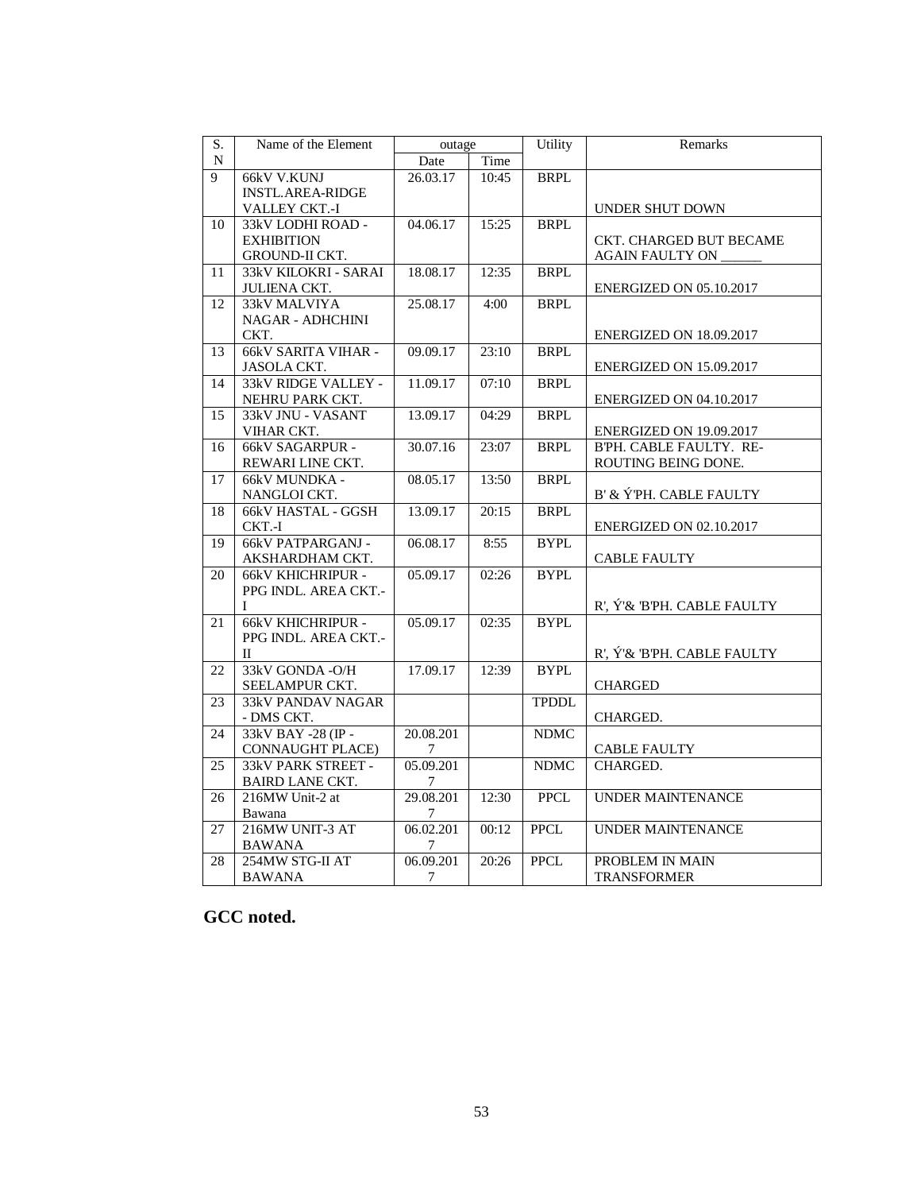| S. N | Name of the Element | outage | | Utility | Remarks |
|---|---|---|---|---|---|
| | | Date | Time | | |
| 9 | 66kV V.KUNJ INSTL.AREA-RIDGE VALLEY CKT.-I | 26.03.17 | 10:45 | BRPL | UNDER SHUT DOWN |
| 10 | 33kV LODHI ROAD - EXHIBITION GROUND-II CKT. | 04.06.17 | 15:25 | BRPL | CKT. CHARGED BUT BECAME AGAIN FAULTY ON ______ |
| 11 | 33kV KILOKRI - SARAI JULIENA CKT. | 18.08.17 | 12:35 | BRPL | ENERGIZED ON 05.10.2017 |
| 12 | 33kV MALVIYA NAGAR - ADHCHINI CKT. | 25.08.17 | 4:00 | BRPL | ENERGIZED ON 18.09.2017 |
| 13 | 66kV SARITA VIHAR - JASOLA CKT. | 09.09.17 | 23:10 | BRPL | ENERGIZED ON 15.09.2017 |
| 14 | 33kV RIDGE VALLEY - NEHRU PARK CKT. | 11.09.17 | 07:10 | BRPL | ENERGIZED ON 04.10.2017 |
| 15 | 33kV JNU - VASANT VIHAR CKT. | 13.09.17 | 04:29 | BRPL | ENERGIZED ON 19.09.2017 |
| 16 | 66kV SAGARPUR - REWARI LINE CKT. | 30.07.16 | 23:07 | BRPL | B'PH. CABLE FAULTY. RE-ROUTING BEING DONE. |
| 17 | 66kV MUNDKA - NANGLOI CKT. | 08.05.17 | 13:50 | BRPL | B' & Ý'PH. CABLE FAULTY |
| 18 | 66kV HASTAL - GGSH CKT.-I | 13.09.17 | 20:15 | BRPL | ENERGIZED ON 02.10.2017 |
| 19 | 66kV PATPARGANJ - AKSHARDHAM CKT. | 06.08.17 | 8:55 | BYPL | CABLE FAULTY |
| 20 | 66kV KHICHRIPUR - PPG INDL. AREA CKT.-I | 05.09.17 | 02:26 | BYPL | R', Ý'& 'B'PH. CABLE FAULTY |
| 21 | 66kV KHICHRIPUR - PPG INDL. AREA CKT.-II | 05.09.17 | 02:35 | BYPL | R', Ý'& 'B'PH. CABLE FAULTY |
| 22 | 33kV GONDA -O/H SEELAMPUR CKT. | 17.09.17 | 12:39 | BYPL | CHARGED |
| 23 | 33kV PANDAV NAGAR - DMS CKT. | | | TPDDL | CHARGED. |
| 24 | 33kV BAY -28 (IP - CONNAUGHT PLACE) | 20.08.2017 | | NDMC | CABLE FAULTY |
| 25 | 33kV PARK STREET - BAIRD LANE CKT. | 05.09.2017 | | NDMC | CHARGED. |
| 26 | 216MW Unit-2 at Bawana | 29.08.2017 | 12:30 | PPCL | UNDER MAINTENANCE |
| 27 | 216MW UNIT-3 AT BAWANA | 06.02.2017 | 00:12 | PPCL | UNDER MAINTENANCE |
| 28 | 254MW STG-II AT BAWANA | 06.09.2017 | 20:26 | PPCL | PROBLEM IN MAIN TRANSFORMER |

**GCC noted.**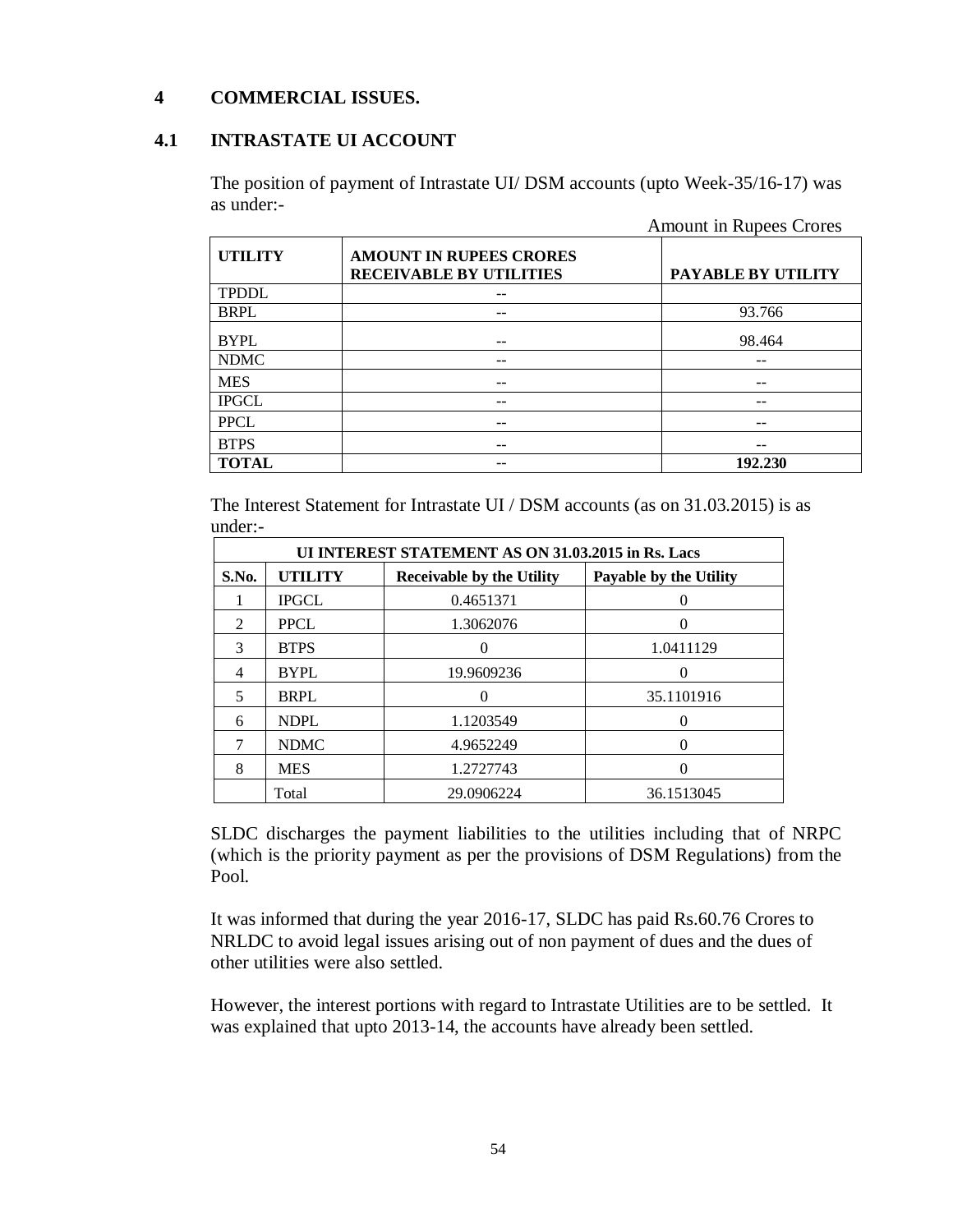## 4 COMMERCIAL ISSUES.

### 4.1 INTRASTATE UI ACCOUNT

The position of payment of Intrastate UI/ DSM accounts (upto Week-35/16-17) was as under:-

Amount in Rupees Crores

| UTILITY | AMOUNT IN RUPEES CRORES RECEIVABLE BY UTILITIES | PAYABLE BY UTILITY |
|---|---|---|
| TPDDL | -- | |
| BRPL | -- | 93.766 |
| BYPL | -- | 98.464 |
| NDMC | -- | -- |
| MES | -- | -- |
| IPGCL | -- | -- |
| PPCL | -- | -- |
| BTPS | -- | -- |
| **TOTAL** | -- | **192.230** |

The Interest Statement for Intrastate UI / DSM accounts (as on 31.03.2015) is as under:-

| UI INTEREST STATEMENT AS ON 31.03.2015 in Rs. Lacs | | | |
|---|---|---|---|
| **S.No.** | **UTILITY** | **Receivable by the Utility** | **Payable by the Utility** |
| 1 | IPGCL | 0.4651371 | 0 |
| 2 | PPCL | 1.3062076 | 0 |
| 3 | BTPS | 0 | 1.0411129 |
| 4 | BYPL | 19.9609236 | 0 |
| 5 | BRPL | 0 | 35.1101916 |
| 6 | NDPL | 1.1203549 | 0 |
| 7 | NDMC | 4.9652249 | 0 |
| 8 | MES | 1.2727743 | 0 |
| | Total | 29.0906224 | 36.1513045 |

SLDC discharges the payment liabilities to the utilities including that of NRPC (which is the priority payment as per the provisions of DSM Regulations) from the Pool.

It was informed that during the year 2016-17, SLDC has paid Rs.60.76 Crores to NRLDC to avoid legal issues arising out of non payment of dues and the dues of other utilities were also settled.

However, the interest portions with regard to Intrastate Utilities are to be settled. It was explained that upto 2013-14, the accounts have already been settled.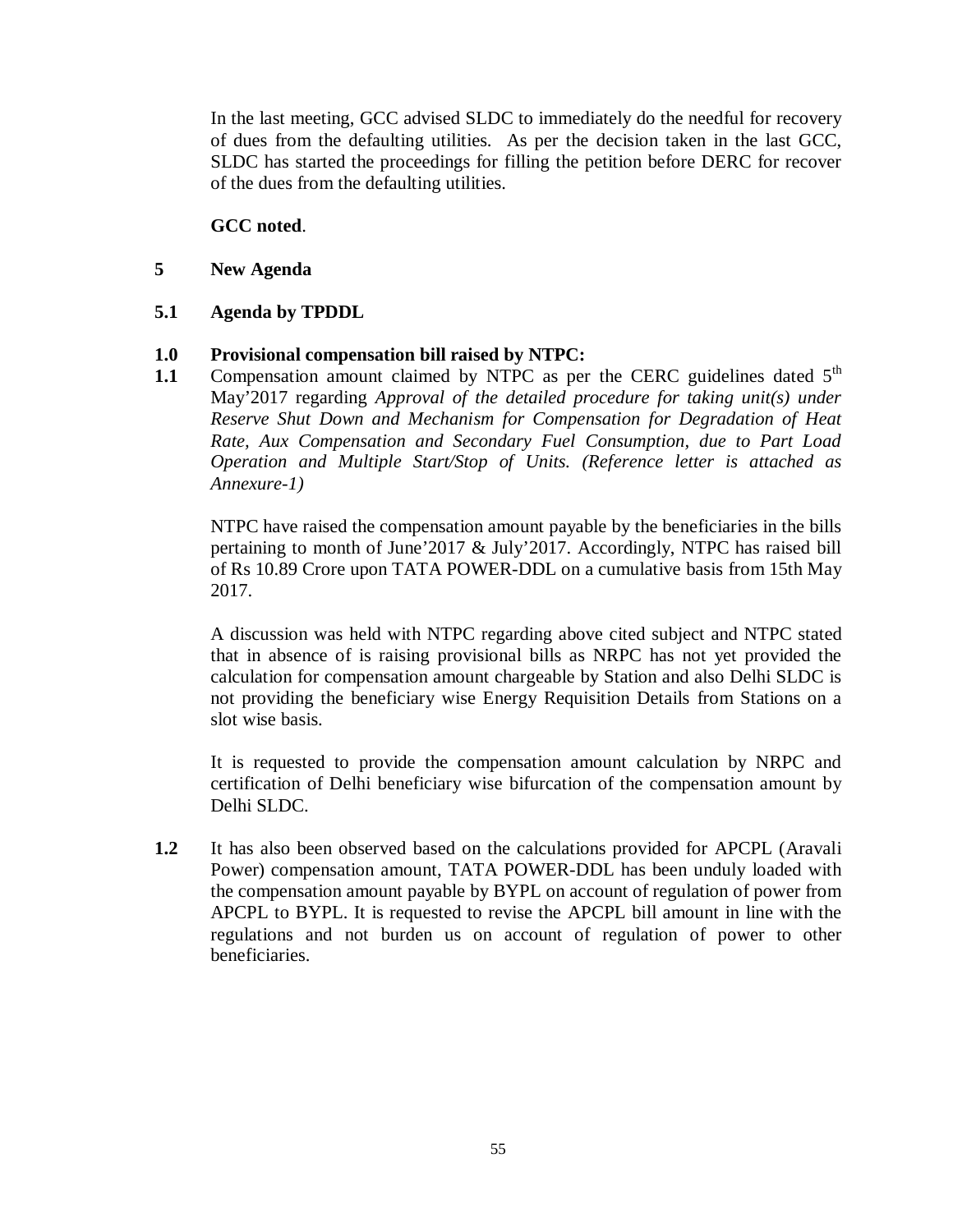In the last meeting, GCC advised SLDC to immediately do the needful for recovery of dues from the defaulting utilities. As per the decision taken in the last GCC, SLDC has started the proceedings for filling the petition before DERC for recover of the dues from the defaulting utilities.

**GCC noted**.

## 5 New Agenda

### 5.1 Agenda by TPDDL

**1.0 Provisional compensation bill raised by NTPC:**

**1.1** Compensation amount claimed by NTPC as per the CERC guidelines dated 5th May'2017 regarding *Approval of the detailed procedure for taking unit(s) under Reserve Shut Down and Mechanism for Compensation for Degradation of Heat Rate, Aux Compensation and Secondary Fuel Consumption, due to Part Load Operation and Multiple Start/Stop of Units. (Reference letter is attached as Annexure-1)*

NTPC have raised the compensation amount payable by the beneficiaries in the bills pertaining to month of June'2017 & July'2017. Accordingly, NTPC has raised bill of Rs 10.89 Crore upon TATA POWER-DDL on a cumulative basis from 15th May 2017.

A discussion was held with NTPC regarding above cited subject and NTPC stated that in absence of is raising provisional bills as NRPC has not yet provided the calculation for compensation amount chargeable by Station and also Delhi SLDC is not providing the beneficiary wise Energy Requisition Details from Stations on a slot wise basis.

It is requested to provide the compensation amount calculation by NRPC and certification of Delhi beneficiary wise bifurcation of the compensation amount by Delhi SLDC.

**1.2** It has also been observed based on the calculations provided for APCPL (Aravali Power) compensation amount, TATA POWER-DDL has been unduly loaded with the compensation amount payable by BYPL on account of regulation of power from APCPL to BYPL. It is requested to revise the APCPL bill amount in line with the regulations and not burden us on account of regulation of power to other beneficiaries.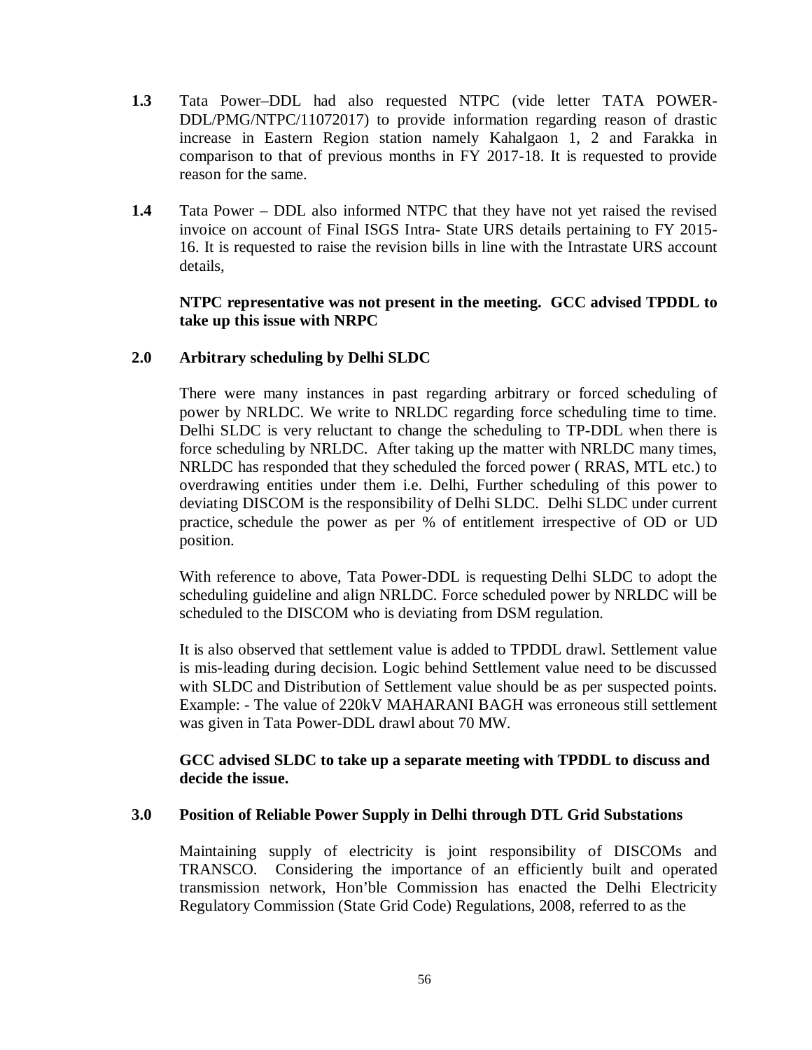**1.3** Tata Power–DDL had also requested NTPC (vide letter TATA POWER-DDL/PMG/NTPC/11072017) to provide information regarding reason of drastic increase in Eastern Region station namely Kahalgaon 1, 2 and Farakka in comparison to that of previous months in FY 2017-18. It is requested to provide reason for the same.

**1.4** Tata Power – DDL also informed NTPC that they have not yet raised the revised invoice on account of Final ISGS Intra- State URS details pertaining to FY 2015-16. It is requested to raise the revision bills in line with the Intrastate URS account details,

**NTPC representative was not present in the meeting. GCC advised TPDDL to take up this issue with NRPC**

**2.0 Arbitrary scheduling by Delhi SLDC**

There were many instances in past regarding arbitrary or forced scheduling of power by NRLDC. We write to NRLDC regarding force scheduling time to time. Delhi SLDC is very reluctant to change the scheduling to TP-DDL when there is force scheduling by NRLDC. After taking up the matter with NRLDC many times, NRLDC has responded that they scheduled the forced power ( RRAS, MTL etc.) to overdrawing entities under them i.e. Delhi, Further scheduling of this power to deviating DISCOM is the responsibility of Delhi SLDC. Delhi SLDC under current practice, schedule the power as per % of entitlement irrespective of OD or UD position.

With reference to above, Tata Power-DDL is requesting Delhi SLDC to adopt the scheduling guideline and align NRLDC. Force scheduled power by NRLDC will be scheduled to the DISCOM who is deviating from DSM regulation.

It is also observed that settlement value is added to TPDDL drawl. Settlement value is mis-leading during decision. Logic behind Settlement value need to be discussed with SLDC and Distribution of Settlement value should be as per suspected points. Example: - The value of 220kV MAHARANI BAGH was erroneous still settlement was given in Tata Power-DDL drawl about 70 MW.

**GCC advised SLDC to take up a separate meeting with TPDDL to discuss and decide the issue.**

**3.0 Position of Reliable Power Supply in Delhi through DTL Grid Substations**

Maintaining supply of electricity is joint responsibility of DISCOMs and TRANSCO. Considering the importance of an efficiently built and operated transmission network, Hon'ble Commission has enacted the Delhi Electricity Regulatory Commission (State Grid Code) Regulations, 2008, referred to as the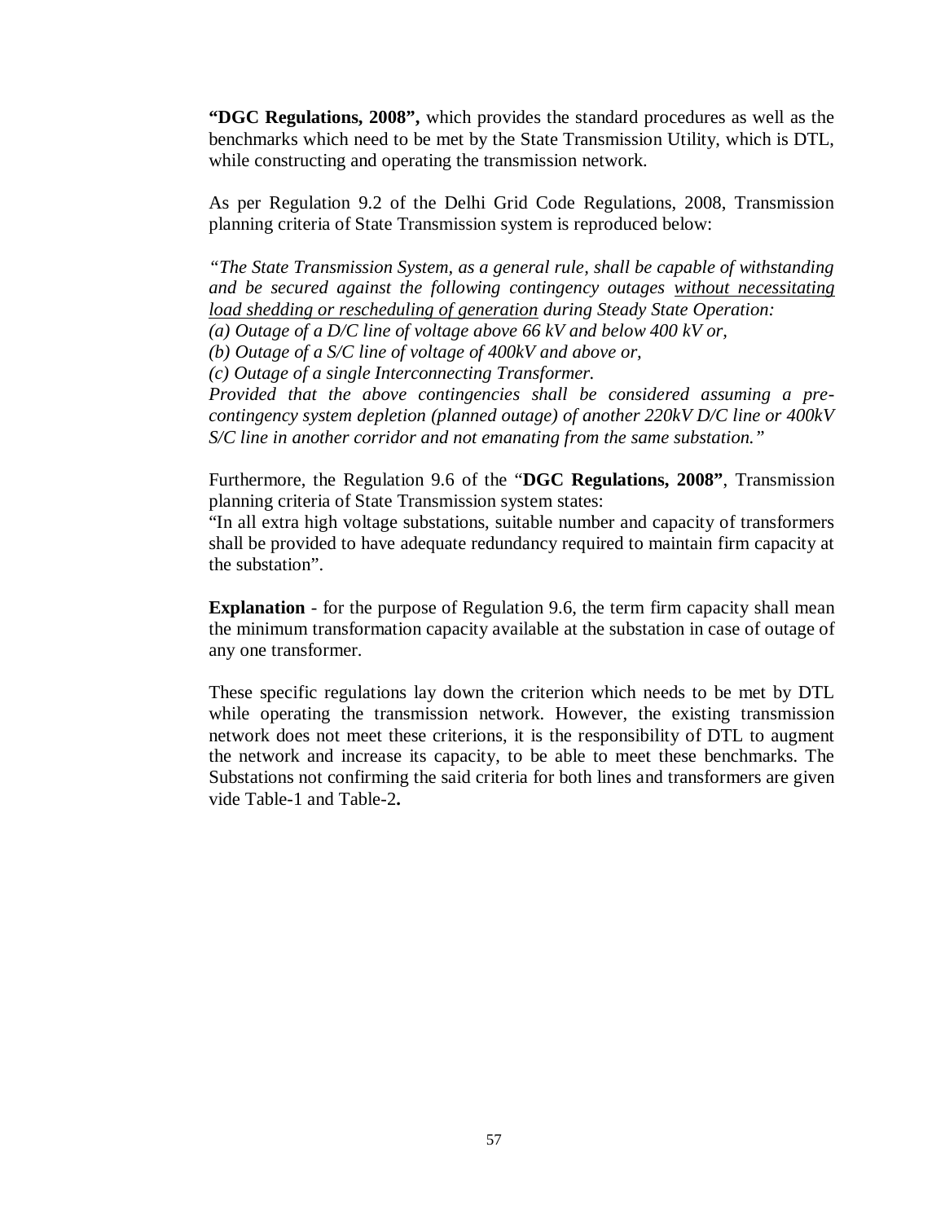**"DGC Regulations, 2008",** which provides the standard procedures as well as the benchmarks which need to be met by the State Transmission Utility, which is DTL, while constructing and operating the transmission network.

As per Regulation 9.2 of the Delhi Grid Code Regulations, 2008, Transmission planning criteria of State Transmission system is reproduced below:

*"The State Transmission System, as a general rule, shall be capable of withstanding and be secured against the following contingency outages <u>without necessitating load shedding or rescheduling of generation</u> during Steady State Operation:*
*(a) Outage of a D/C line of voltage above 66 kV and below 400 kV or,*
*(b) Outage of a S/C line of voltage of 400kV and above or,*
*(c) Outage of a single Interconnecting Transformer.*
*Provided that the above contingencies shall be considered assuming a pre-contingency system depletion (planned outage) of another 220kV D/C line or 400kV S/C line in another corridor and not emanating from the same substation."*

Furthermore, the Regulation 9.6 of the "**DGC Regulations, 2008"**, Transmission planning criteria of State Transmission system states:
"In all extra high voltage substations, suitable number and capacity of transformers shall be provided to have adequate redundancy required to maintain firm capacity at the substation".

**Explanation** - for the purpose of Regulation 9.6, the term firm capacity shall mean the minimum transformation capacity available at the substation in case of outage of any one transformer.

These specific regulations lay down the criterion which needs to be met by DTL while operating the transmission network. However, the existing transmission network does not meet these criterions, it is the responsibility of DTL to augment the network and increase its capacity, to be able to meet these benchmarks. The Substations not confirming the said criteria for both lines and transformers are given vide Table-1 and Table-2**.**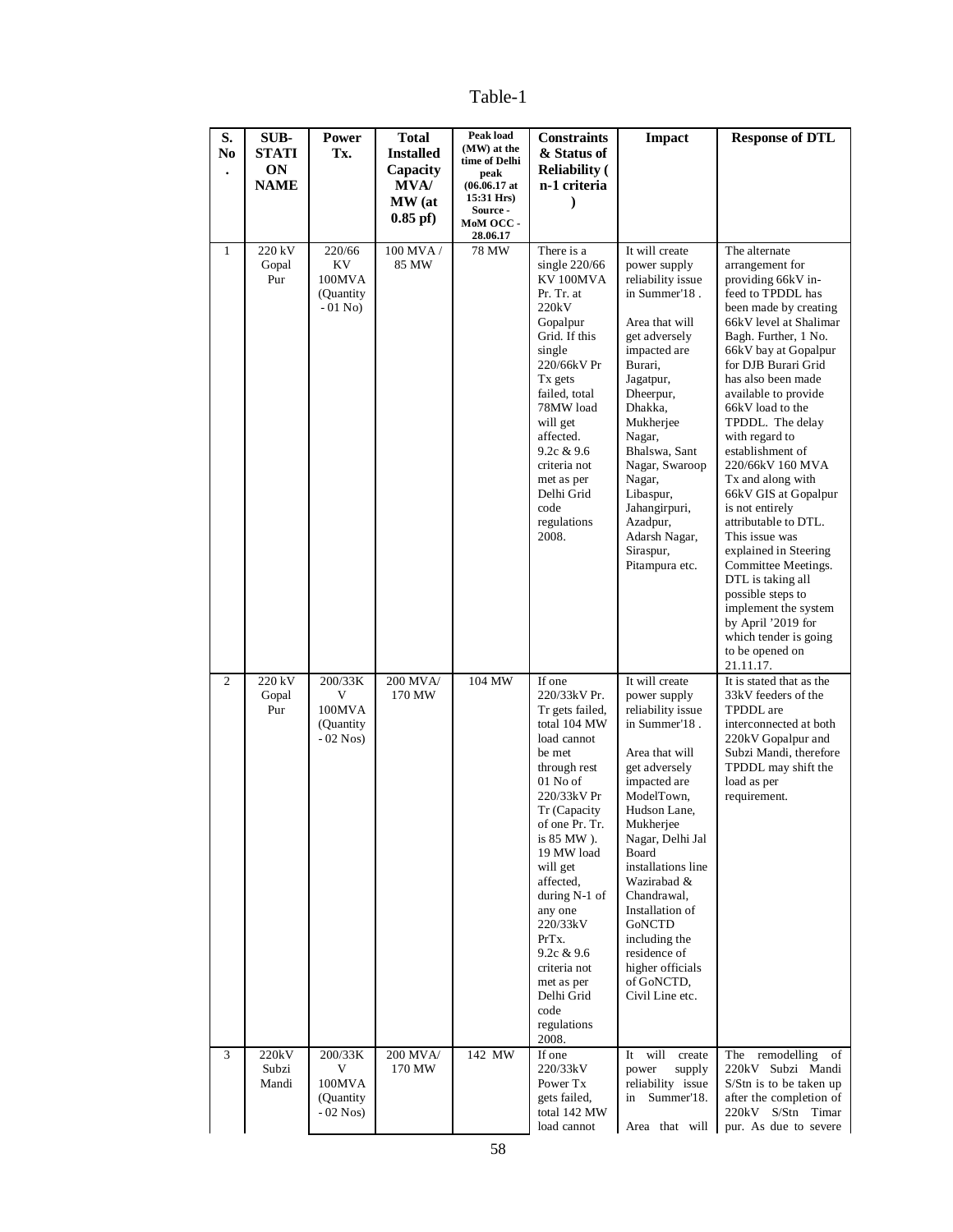Table-1

| S. No. | SUB-STATION NAME | Power Tx. | Total Installed Capacity MVA/ MW (at 0.85 pf) | Peak load (MW) at the time of Delhi peak (06.06.17 at 15:31 Hrs) Source - MoM OCC - 28.06.17 | Constraints & Status of Reliability ( n-1 criteria ) | Impact | Response of DTL |
|---|---|---|---|---|---|---|---|
| 1 | 220 kV Gopal Pur | 220/66 KV 100MVA (Quantity - 01 No) | 100 MVA / 85 MW | 78 MW | There is a single 220/66 KV 100MVA Pr. Tr. at 220kV Gopalpur Grid. If this single 220/66kV Pr Tx gets failed, total 78MW load will get affected. 9.2c & 9.6 criteria not met as per Delhi Grid code regulations 2008. | It will create power supply reliability issue in Summer'18 . Area that will get adversely impacted are Burari, Jagatpur, Dheerpur, Dhakka, Mukherjee Nagar, Bhalswa, Sant Nagar, Swaroop Nagar, Libaspur, Jahangirpuri, Azadpur, Adarsh Nagar, Siraspur, Pitampura etc. | The alternate arrangement for providing 66kV in-feed to TPDDL has been made by creating 66kV level at Shalimar Bagh. Further, 1 No. 66kV bay at Gopalpur for DJB Burari Grid has also been made available to provide 66kV load to the TPDDL. The delay with regard to establishment of 220/66kV 160 MVA Tx and along with 66kV GIS at Gopalpur is not entirely attributable to DTL. This issue was explained in Steering Committee Meetings. DTL is taking all possible steps to implement the system by April '2019 for which tender is going to be opened on 21.11.17. |
| 2 | 220 kV Gopal Pur | 200/33KV 100MVA (Quantity - 02 Nos) | 200 MVA/ 170 MW | 104 MW | If one 220/33kV Pr. Tr gets failed, total 104 MW load cannot be met through rest 01 No of 220/33kV Pr Tr (Capacity of one Pr. Tr. is 85 MW ). 19 MW load will get affected, during N-1 of any one 220/33kV PrTx. 9.2c & 9.6 criteria not met as per Delhi Grid code regulations 2008. | It will create power supply reliability issue in Summer'18 . Area that will get adversely impacted are ModelTown, Hudson Lane, Mukherjee Nagar, Delhi Jal Board installations line Wazirabad & Chandrawal, Installation of GoNCTD including the residence of higher officials of GoNCTD, Civil Line etc. | It is stated that as the 33kV feeders of the TPDDL are interconnected at both 220kV Gopalpur and Subzi Mandi, therefore TPDDL may shift the load as per requirement. |
| 3 | 220kV Subzi Mandi | 200/33KV 100MVA (Quantity - 02 Nos) | 200 MVA/ 170 MW | 142 MW | If one 220/33kV Power Tx gets failed, total 142 MW load cannot | It will create power supply reliability issue in Summer'18. Area that will | The remodelling of 220kV Subzi Mandi S/Stn is to be taken up after the completion of 220kV S/Stn Timar pur. As due to severe |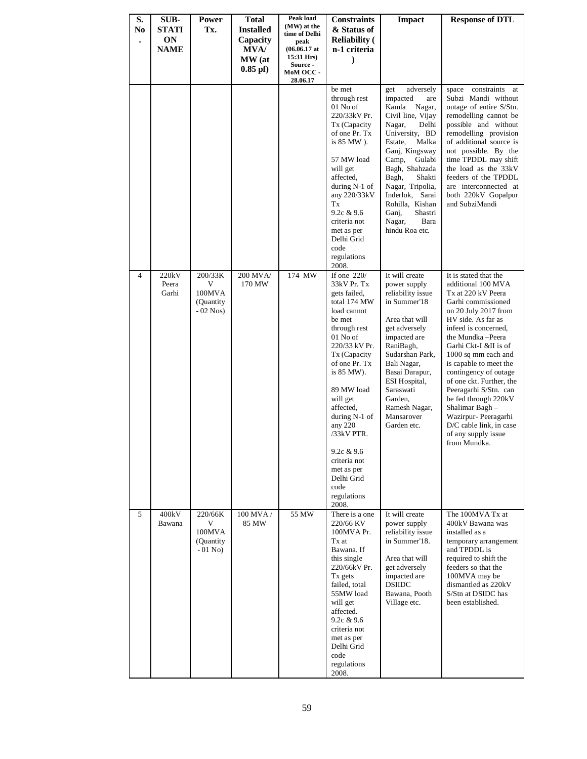| S. No. | SUB-STATION NAME | Power Tx. | Total Installed Capacity MVA/ MW (at 0.85 pf) | Peak load (MW) at the time of Delhi peak (06.06.17 at 15:31 Hrs) Source - MoM OCC - 28.06.17 | Constraints & Status of Reliability ( n-1 criteria ) | Impact | Response of DTL |
|---|---|---|---|---|---|---|---|
| | | | | | be met through rest 01 No of 220/33kV Pr. Tx (Capacity of one Pr. Tx is 85 MW ). 57 MW load will get affected, during N-1 of any 220/33kV Tx 9.2c & 9.6 criteria not met as per Delhi Grid code regulations 2008. | get adversely impacted are Kamla Nagar, Civil line, Vijay Nagar, Delhi University, BD Estate, Malka Ganj, Kingsway Camp, Gulabi Bagh, Shahzada Bagh, Shakti Nagar, Tripolia, Inderlok, Sarai Rohilla, Kishan Ganj, Shastri Nagar, Bara hindu Roa etc. | space constraints at Subzi Mandi without outage of entire S/Stn. remodelling cannot be possible and without remodelling provision of additional source is not possible. By the time TPDDL may shift the load as the 33kV feeders of the TPDDL are interconnected at both 220kV Gopalpur and SubziMandi |
| 4 | 220kV Peera Garhi | 200/33KV 100MVA (Quantity - 02 Nos) | 200 MVA/ 170 MW | 174 MW | If one 220/ 33kV Pr. Tx gets failed, total 174 MW load cannot be met through rest 01 No of 220/33 kV Pr. Tx (Capacity of one Pr. Tx is 85 MW). 89 MW load will get affected, during N-1 of any 220 /33kV PTR. 9.2c & 9.6 criteria not met as per Delhi Grid code regulations 2008. | It will create power supply reliability issue in Summer'18 Area that will get adversely impacted are RaniBagh, Sudarshan Park, Bali Nagar, Basai Darapur, ESI Hospital, Saraswati Garden, Ramesh Nagar, Mansarover Garden etc. | It is stated that the additional 100 MVA Tx at 220 kV Peera Garhi commissioned on 20 July 2017 from HV side. As far as infeed is concerned, the Mundka –Peera Garhi Ckt-I &II is of 1000 sq mm each and is capable to meet the contingency of outage of one ckt. Further, the Peeragarhi S/Stn. can be fed through 220kV Shalimar Bagh – Wazirpur- Peeragarhi D/C cable link, in case of any supply issue from Mundka. |
| 5 | 400kV Bawana | 220/66KV 100MVA (Quantity - 01 No) | 100 MVA / 85 MW | 55 MW | There is a one 220/66 KV 100MVA Pr. Tx at Bawana. If this single 220/66kV Pr. Tx gets failed, total 55MW load will get affected. 9.2c & 9.6 criteria not met as per Delhi Grid code regulations 2008. | It will create power supply reliability issue in Summer'18. Area that will get adversely impacted are DSIIDC Bawana, Pooth Village etc. | The 100MVA Tx at 400kV Bawana was installed as a temporary arrangement and TPDDL is required to shift the feeders so that the 100MVA may be dismantled as 220kV S/Stn at DSIDC has been established. |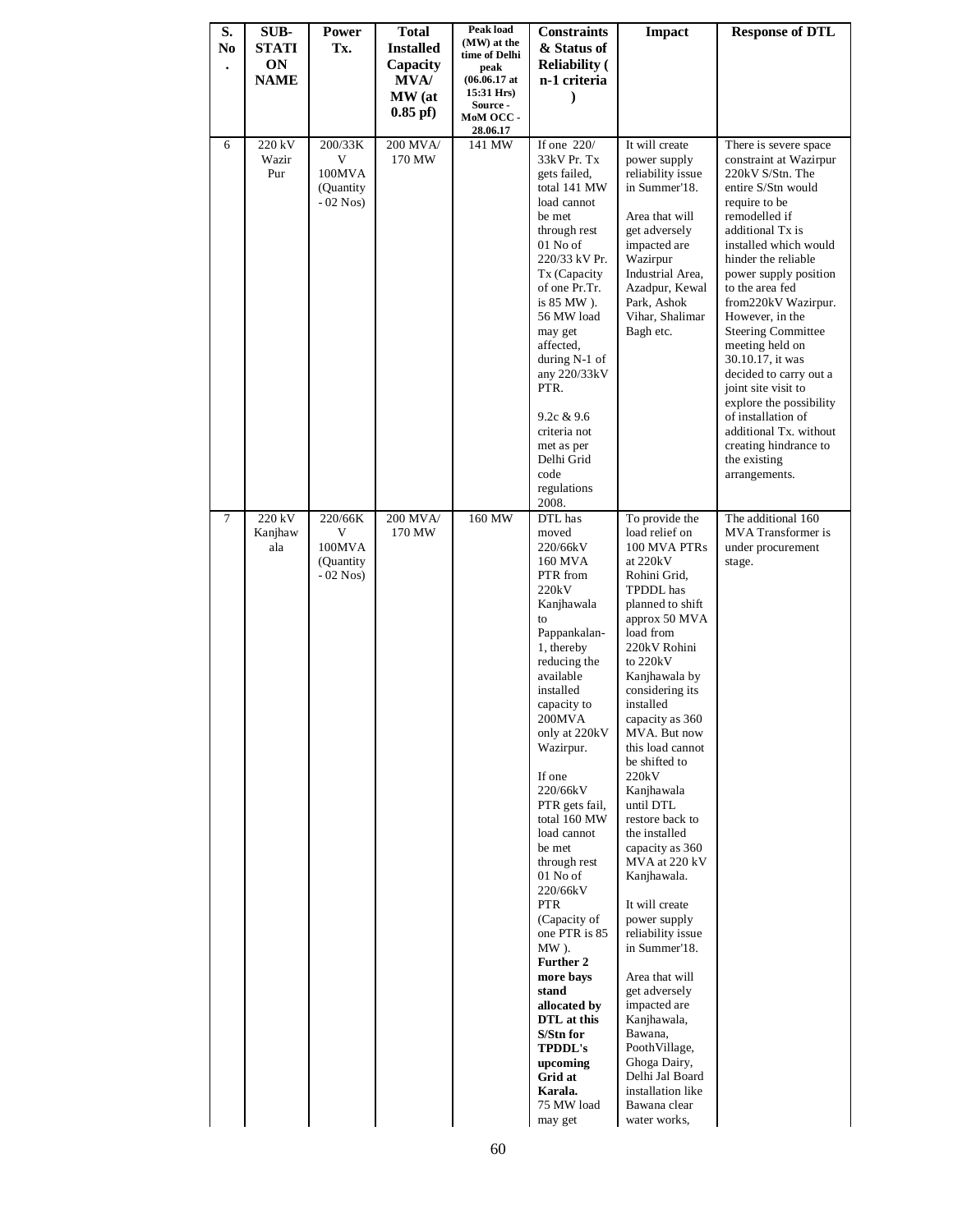| S. No. | SUB-STATION NAME | Power Tx. | Total Installed Capacity MVA/ MW (at 0.85 pf) | Peak load (MW) at the time of Delhi peak (06.06.17 at 15:31 Hrs) Source - MoM OCC - 28.06.17 | Constraints & Status of Reliability ( n-1 criteria ) | Impact | Response of DTL |
|---|---|---|---|---|---|---|---|
| 6 | 220 kV Wazir Pur | 200/33KV 100MVA (Quantity - 02 Nos) | 200 MVA/ 170 MW | 141 MW | If one 220/ 33kV Pr. Tx gets failed, total 141 MW load cannot be met through rest 01 No of 220/33 kV Pr. Tx (Capacity of one Pr.Tr. is 85 MW ). 56 MW load may get affected, during N-1 of any 220/33kV PTR.<br><br>9.2c & 9.6 criteria not met as per Delhi Grid code regulations 2008. | It will create power supply reliability issue in Summer'18.<br><br>Area that will get adversely impacted are Wazirpur Industrial Area, Azadpur, Kewal Park, Ashok Vihar, Shalimar Bagh etc. | There is severe space constraint at Wazirpur 220kV S/Stn. The entire S/Stn would require to be remodelled if additional Tx is installed which would hinder the reliable power supply position to the area fed from220kV Wazirpur. However, in the Steering Committee meeting held on 30.10.17, it was decided to carry out a joint site visit to explore the possibility of installation of additional Tx. without creating hindrance to the existing arrangements. |
| 7 | 220 kV Kanjhawala | 220/66KV 100MVA (Quantity - 02 Nos) | 200 MVA/ 170 MW | 160 MW | DTL has moved 220/66kV 160 MVA PTR from 220kV Kanjhawala to Pappankalan-1, thereby reducing the available installed capacity to 200MVA only at 220kV Wazirpur.<br><br>If one 220/66kV PTR gets fail, total 160 MW load cannot be met through rest 01 No of 220/66kV PTR (Capacity of one PTR is 85 MW ). **Further 2 more bays stand allocated by DTL at this S/Stn for TPDDL's upcoming Grid at Karala.** 75 MW load may get | To provide the load relief on 100 MVA PTRs at 220kV Rohini Grid, TPDDL has planned to shift approx 50 MVA load from 220kV Rohini to 220kV Kanjhawala by considering its installed capacity as 360 MVA. But now this load cannot be shifted to 220kV Kanjhawala until DTL restore back to the installed capacity as 360 MVA at 220 kV Kanjhawala.<br><br>It will create power supply reliability issue in Summer'18.<br><br>Area that will get adversely impacted are Kanjhawala, Bawana, PoothVillage, Ghoga Dairy, Delhi Jal Board installation like Bawana clear water works, | The additional 160 MVA Transformer is under procurement stage. |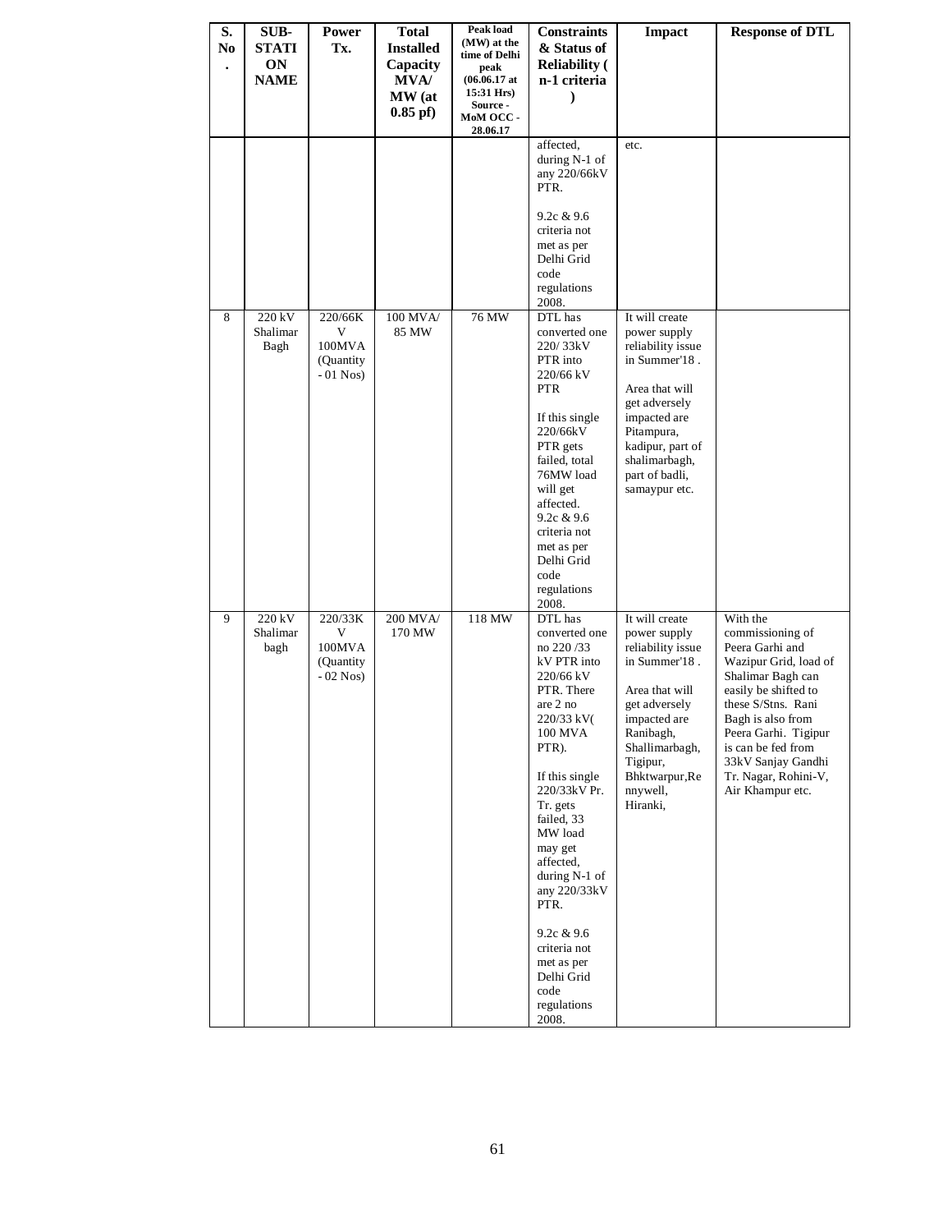| S. No. | SUB-STATION NAME | Power Tx. | Total Installed Capacity MVA/ MW (at 0.85 pf) | Peak load (MW) at the time of Delhi peak (06.06.17 at 15:31 Hrs) Source - MoM OCC - 28.06.17 | Constraints & Status of Reliability ( n-1 criteria ) | Impact | Response of DTL |
|---|---|---|---|---|---|---|---|
| | | | | | affected, during N-1 of any 220/66kV PTR.<br><br>9.2c & 9.6 criteria not met as per Delhi Grid code regulations 2008. | etc. | |
| 8 | 220 kV Shalimar Bagh | 220/66KV 100MVA (Quantity - 01 Nos) | 100 MVA/ 85 MW | 76 MW | DTL has converted one 220/ 33kV PTR into 220/66 kV PTR<br><br>If this single 220/66kV PTR gets failed, total 76MW load will get affected.<br>9.2c & 9.6 criteria not met as per Delhi Grid code regulations 2008. | It will create power supply reliability issue in Summer'18 .<br><br>Area that will get adversely impacted are Pitampura, kadipur, part of shalimarbagh, part of badli, samaypur etc. | |
| 9 | 220 kV Shalimar bagh | 220/33KV 100MVA (Quantity - 02 Nos) | 200 MVA/ 170 MW | 118 MW | DTL has converted one no 220 /33 kV PTR into 220/66 kV PTR. There are 2 no 220/33 kV( 100 MVA PTR).<br><br>If this single 220/33kV Pr. Tr. gets failed, 33 MW load may get affected, during N-1 of any 220/33kV PTR.<br><br>9.2c & 9.6 criteria not met as per Delhi Grid code regulations 2008. | It will create power supply reliability issue in Summer'18 .<br><br>Area that will get adversely impacted are Ranibagh, Shallimarbagh, Tigipur, Bhktwarpur,Rennywell, Hiranki, | With the commissioning of Peera Garhi and Wazipur Grid, load of Shalimar Bagh can easily be shifted to these S/Stns. Rani Bagh is also from Peera Garhi. Tigipur is can be fed from 33kV Sanjay Gandhi Tr. Nagar, Rohini-V, Air Khampur etc. |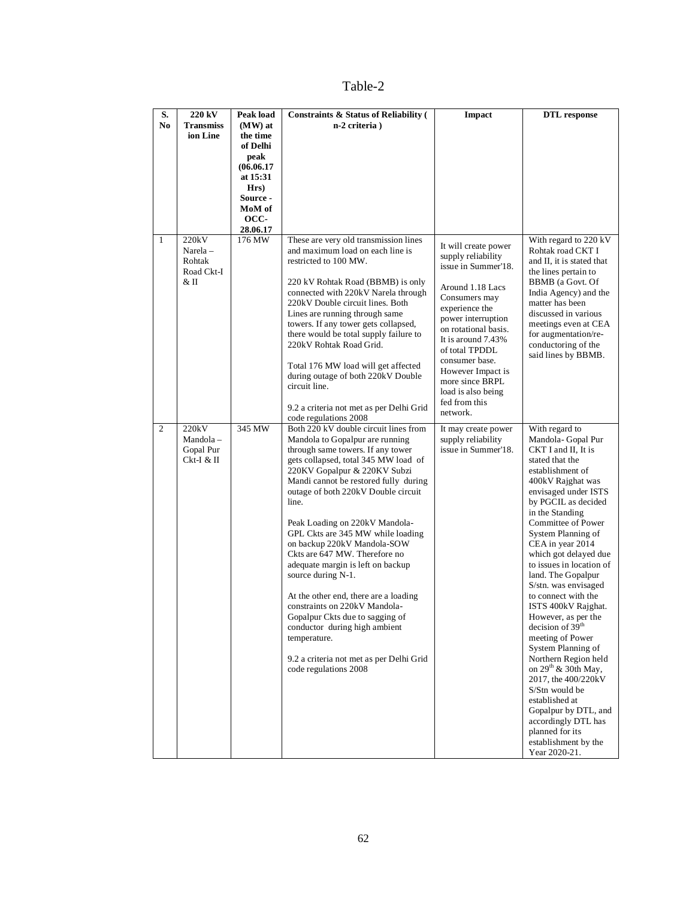Table-2

| S. No | 220 kV Transmission Line | Peak load (MW) at the time of Delhi peak (06.06.17 at 15:31 Hrs) Source - MoM of OCC-28.06.17 | Constraints & Status of Reliability ( n-2 criteria ) | Impact | DTL response |
|---|---|---|---|---|---|
| 1 | 220kV Narela – Rohtak Road Ckt-I & II | 176 MW | These are very old transmission lines and maximum load on each line is restricted to 100 MW.<br><br>220 kV Rohtak Road (BBMB) is only connected with 220kV Narela through 220kV Double circuit lines. Both Lines are running through same towers. If any tower gets collapsed, there would be total supply failure to 220kV Rohtak Road Grid.<br><br>Total 176 MW load will get affected during outage of both 220kV Double circuit line.<br><br>9.2 a criteria not met as per Delhi Grid code regulations 2008 | It will create power supply reliability issue in Summer'18.<br><br>Around 1.18 Lacs Consumers may experience the power interruption on rotational basis. It is around 7.43% of total TPDDL consumer base. However Impact is more since BRPL load is also being fed from this network. | With regard to 220 kV Rohtak road CKT I and II, it is stated that the lines pertain to BBMB (a Govt. Of India Agency) and the matter has been discussed in various meetings even at CEA for augmentation/re-conductoring of the said lines by BBMB. |
| 2 | 220kV Mandola – Gopal Pur Ckt-I & II | 345 MW | Both 220 kV double circuit lines from Mandola to Gopalpur are running through same towers. If any tower gets collapsed, total 345 MW load of 220KV Gopalpur & 220KV Subzi Mandi cannot be restored fully during outage of both 220kV Double circuit line.<br><br>Peak Loading on 220kV Mandola-GPL Ckts are 345 MW while loading on backup 220kV Mandola-SOW Ckts are 647 MW. Therefore no adequate margin is left on backup source during N-1.<br><br>At the other end, there are a loading constraints on 220kV Mandola-Gopalpur Ckts due to sagging of conductor during high ambient temperature.<br><br>9.2 a criteria not met as per Delhi Grid code regulations 2008 | It may create power supply reliability issue in Summer'18. | With regard to Mandola- Gopal Pur CKT I and II, It is stated that the establishment of 400kV Rajghat was envisaged under ISTS by PGCIL as decided in the Standing Committee of Power System Planning of CEA in year 2014 which got delayed due to issues in location of land. The Gopalpur S/stn. was envisaged to connect with the ISTS 400kV Rajghat. However, as per the decision of 39th meeting of Power System Planning of Northern Region held on 29th & 30th May, 2017, the 400/220kV S/Stn would be established at Gopalpur by DTL, and accordingly DTL has planned for its establishment by the Year 2020-21. |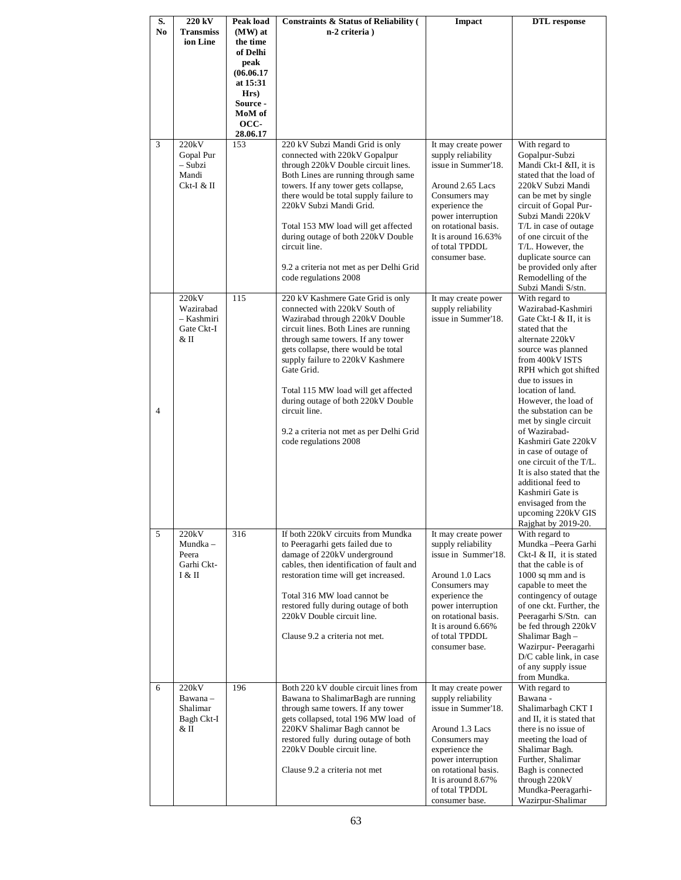| S. No | 220 kV Transmission Line | Peak load (MW) at the time of Delhi peak (06.06.17 at 15:31 Hrs) Source - MoM of OCC-28.06.17 | Constraints & Status of Reliability ( n-2 criteria ) | Impact | DTL response |
|---|---|---|---|---|---|
| 3 | 220kV Gopal Pur – Subzi Mandi Ckt-I & II | 153 | 220 kV Subzi Mandi Grid is only connected with 220kV Gopalpur through 220kV Double circuit lines. Both Lines are running through same towers. If any tower gets collapse, there would be total supply failure to 220kV Subzi Mandi Grid.<br><br>Total 153 MW load will get affected during outage of both 220kV Double circuit line.<br><br>9.2 a criteria not met as per Delhi Grid code regulations 2008 | It may create power supply reliability issue in Summer'18.<br><br>Around 2.65 Lacs Consumers may experience the power interruption on rotational basis. It is around 16.63% of total TPDDL consumer base. | With regard to Gopalpur-Subzi Mandi Ckt-I &II, it is stated that the load of 220kV Subzi Mandi can be met by single circuit of Gopal Pur-Subzi Mandi 220kV T/L in case of outage of one circuit of the T/L. However, the duplicate source can be provided only after Remodelling of the Subzi Mandi S/stn. |
| 4 | 220kV Wazirabad – Kashmiri Gate Ckt-I & II | 115 | 220 kV Kashmere Gate Grid is only connected with 220kV South of Wazirabad through 220kV Double circuit lines. Both Lines are running through same towers. If any tower gets collapse, there would be total supply failure to 220kV Kashmere Gate Grid.<br><br>Total 115 MW load will get affected during outage of both 220kV Double circuit line.<br><br>9.2 a criteria not met as per Delhi Grid code regulations 2008 | It may create power supply reliability issue in Summer'18. | With regard to Wazirabad-Kashmiri Gate Ckt-I & II, it is stated that the alternate 220kV source was planned from 400kV ISTS RPH which got shifted due to issues in location of land. However, the load of the substation can be met by single circuit of Wazirabad-Kashmiri Gate 220kV in case of outage of one circuit of the T/L. It is also stated that the additional feed to Kashmiri Gate is envisaged from the upcoming 220kV GIS Rajghat by 2019-20. |
| 5 | 220kV Mundka – Peera Garhi Ckt-I & II | 316 | If both 220kV circuits from Mundka to Peeragarhi gets failed due to damage of 220kV underground cables, then identification of fault and restoration time will get increased.<br><br>Total 316 MW load cannot be restored fully during outage of both 220kV Double circuit line.<br><br>Clause 9.2 a criteria not met. | It may create power supply reliability issue in Summer'18.<br><br>Around 1.0 Lacs Consumers may experience the power interruption on rotational basis. It is around 6.66% of total TPDDL consumer base. | With regard to Mundka –Peera Garhi Ckt-I & II, it is stated that the cable is of 1000 sq mm and is capable to meet the contingency of outage of one ckt. Further, the Peeragarhi S/Stn. can be fed through 220kV Shalimar Bagh – Wazirpur- Peeragarhi D/C cable link, in case of any supply issue from Mundka. |
| 6 | 220kV Bawana – Shalimar Bagh Ckt-I & II | 196 | Both 220 kV double circuit lines from Bawana to ShalimarBagh are running through same towers. If any tower gets collapsed, total 196 MW load of 220KV Shalimar Bagh cannot be restored fully during outage of both 220kV Double circuit line.<br><br>Clause 9.2 a criteria not met | It may create power supply reliability issue in Summer'18.<br><br>Around 1.3 Lacs Consumers may experience the power interruption on rotational basis. It is around 8.67% of total TPDDL consumer base. | With regard to Bawana - Shalimarbagh CKT I and II, it is stated that there is no issue of meeting the load of Shalimar Bagh. Further, Shalimar Bagh is connected through 220kV Mundka-Peeragarhi-Wazirpur-Shalimar |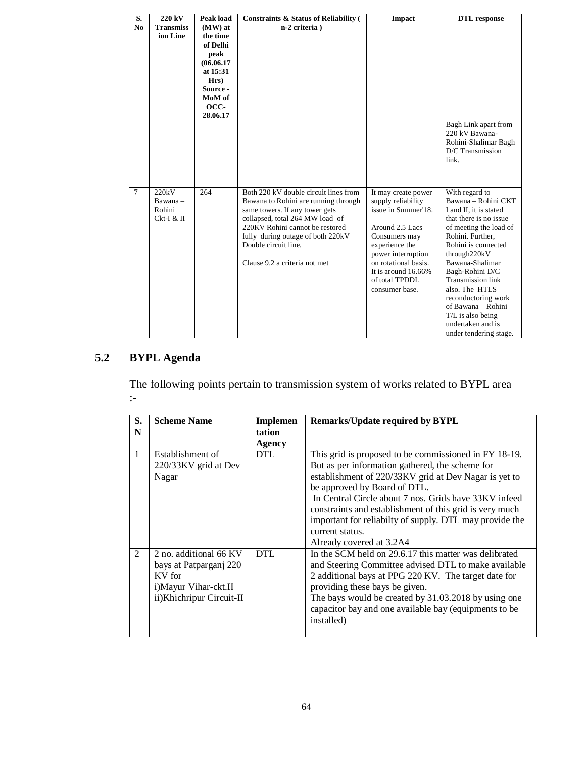| S. No | 220 kV Transmission Line | Peak load (MW) at the time of Delhi peak (06.06.17 at 15:31 Hrs) Source - MoM of OCC-28.06.17 | Constraints & Status of Reliability ( n-2 criteria ) | Impact | DTL response |
|---|---|---|---|---|---|
| | | | | | Bagh Link apart from 220 kV Bawana-Rohini-Shalimar Bagh D/C Transmission link. |
| 7 | 220kV Bawana – Rohini Ckt-I & II | 264 | Both 220 kV double circuit lines from Bawana to Rohini are running through same towers. If any tower gets collapsed, total 264 MW load of 220KV Rohini cannot be restored fully during outage of both 220kV Double circuit line.<br><br>Clause 9.2 a criteria not met | It may create power supply reliability issue in Summer'18.<br><br>Around 2.5 Lacs Consumers may experience the power interruption on rotational basis. It is around 16.66% of total TPDDL consumer base. | With regard to Bawana – Rohini CKT I and II, it is stated that there is no issue of meeting the load of Rohini. Further, Rohini is connected through220kV Bawana-Shalimar Bagh-Rohini D/C Transmission link also. The HTLS reconductoring work of Bawana – Rohini T/L is also being undertaken and is under tendering stage. |

## 5.2 BYPL Agenda

The following points pertain to transmission system of works related to BYPL area :-

| S. N | Scheme Name | Implementation Agency | Remarks/Update required by BYPL |
|---|---|---|---|
| 1 | Establishment of 220/33KV grid at Dev Nagar | DTL | This grid is proposed to be commissioned in FY 18-19. But as per information gathered, the scheme for establishment of 220/33KV grid at Dev Nagar is yet to be approved by Board of DTL.<br>In Central Circle about 7 nos. Grids have 33KV infeed constraints and establishment of this grid is very much important for reliabilty of supply. DTL may provide the current status.<br>Already covered at 3.2A4 |
| 2 | 2 no. additional 66 KV bays at Patparganj 220 KV for<br>i)Mayur Vihar-ckt.II<br>ii)Khichripur Circuit-II | DTL | In the SCM held on 29.6.17 this matter was delibrated and Steering Committee advised DTL to make available 2 additional bays at PPG 220 KV. The target date for providing these bays be given.<br>The bays would be created by 31.03.2018 by using one capacitor bay and one available bay (equipments to be installed) |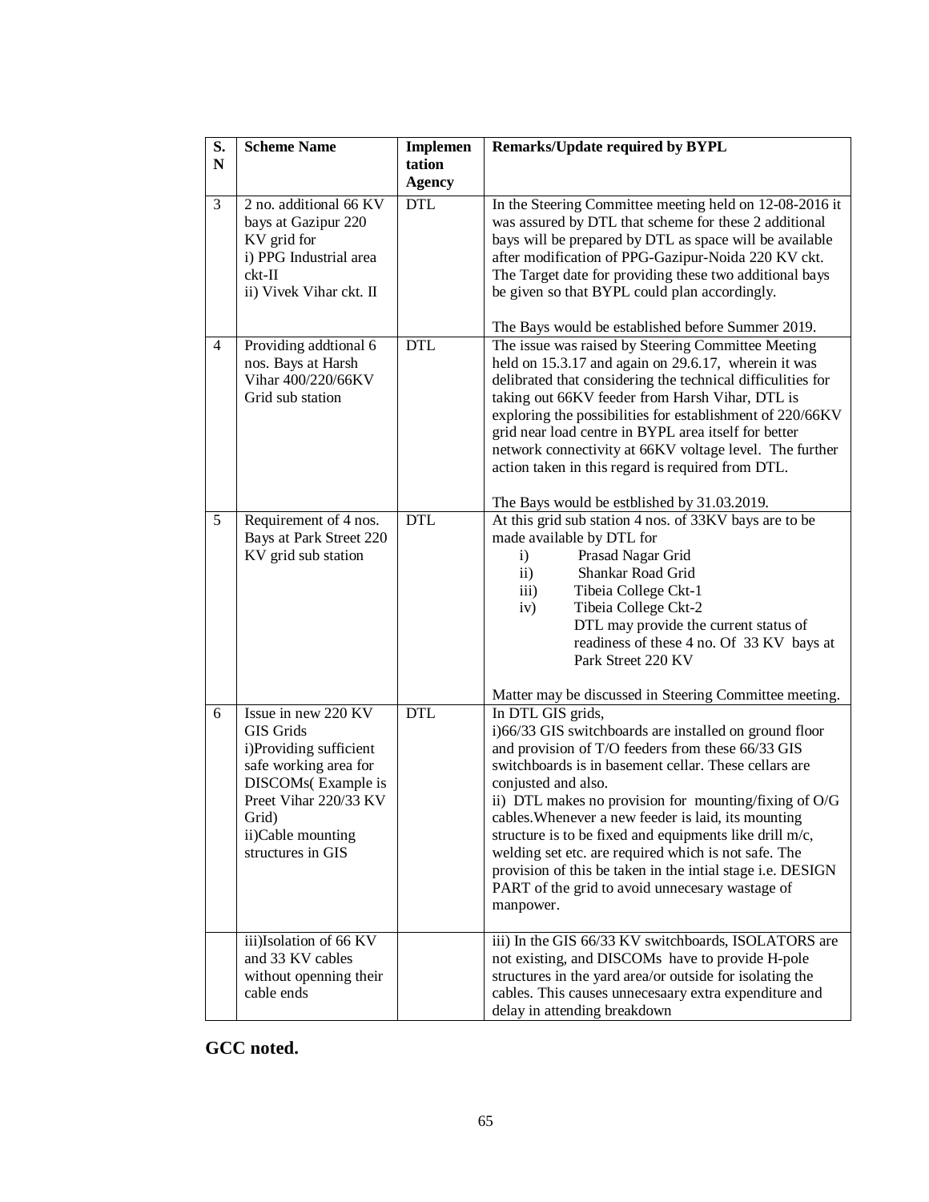| S. N | Scheme Name | Implementation Agency | Remarks/Update required by BYPL |
|---|---|---|---|
| 3 | 2 no. additional 66 KV bays at Gazipur 220 KV grid for<br>i) PPG Industrial area ckt-II<br>ii) Vivek Vihar ckt. II | DTL | In the Steering Committee meeting held on 12-08-2016 it was assured by DTL that scheme for these 2 additional bays will be prepared by DTL as space will be available after modification of PPG-Gazipur-Noida 220 KV ckt. The Target date for providing these two additional bays be given so that BYPL could plan accordingly.<br><br>The Bays would be established before Summer 2019. |
| 4 | Providing addtional 6 nos. Bays at Harsh Vihar 400/220/66KV Grid sub station | DTL | The issue was raised by Steering Committee Meeting held on 15.3.17 and again on 29.6.17, wherein it was delibrated that considering the technical difficulities for taking out 66KV feeder from Harsh Vihar, DTL is exploring the possibilities for establishment of 220/66KV grid near load centre in BYPL area itself for better network connectivity at 66KV voltage level. The further action taken in this regard is required from DTL.<br><br>The Bays would be estblished by 31.03.2019. |
| 5 | Requirement of 4 nos. Bays at Park Street 220 KV grid sub station | DTL | At this grid sub station 4 nos. of 33KV bays are to be made available by DTL for<br>i) Prasad Nagar Grid<br>ii) Shankar Road Grid<br>iii) Tibeia College Ckt-1<br>iv) Tibeia College Ckt-2<br>DTL may provide the current status of readiness of these 4 no. Of 33 KV bays at Park Street 220 KV<br><br>Matter may be discussed in Steering Committee meeting. |
| 6 | Issue in new 220 KV GIS Grids<br>i)Providing sufficient safe working area for DISCOMs( Example is Preet Vihar 220/33 KV Grid)<br>ii)Cable mounting structures in GIS | DTL | In DTL GIS grids,<br>i)66/33 GIS switchboards are installed on ground floor and provision of T/O feeders from these 66/33 GIS switchboards is in basement cellar. These cellars are conjusted and also.<br>ii) DTL makes no provision for mounting/fixing of O/G cables.Whenever a new feeder is laid, its mounting structure is to be fixed and equipments like drill m/c, welding set etc. are required which is not safe. The provision of this be taken in the intial stage i.e. DESIGN PART of the grid to avoid unnecesary wastage of manpower. |
| | iii)Isolation of 66 KV and 33 KV cables without openning their cable ends | | iii) In the GIS 66/33 KV switchboards, ISOLATORS are not existing, and DISCOMs have to provide H-pole structures in the yard area/or outside for isolating the cables. This causes unnecesaary extra expenditure and delay in attending breakdown |

**GCC noted.**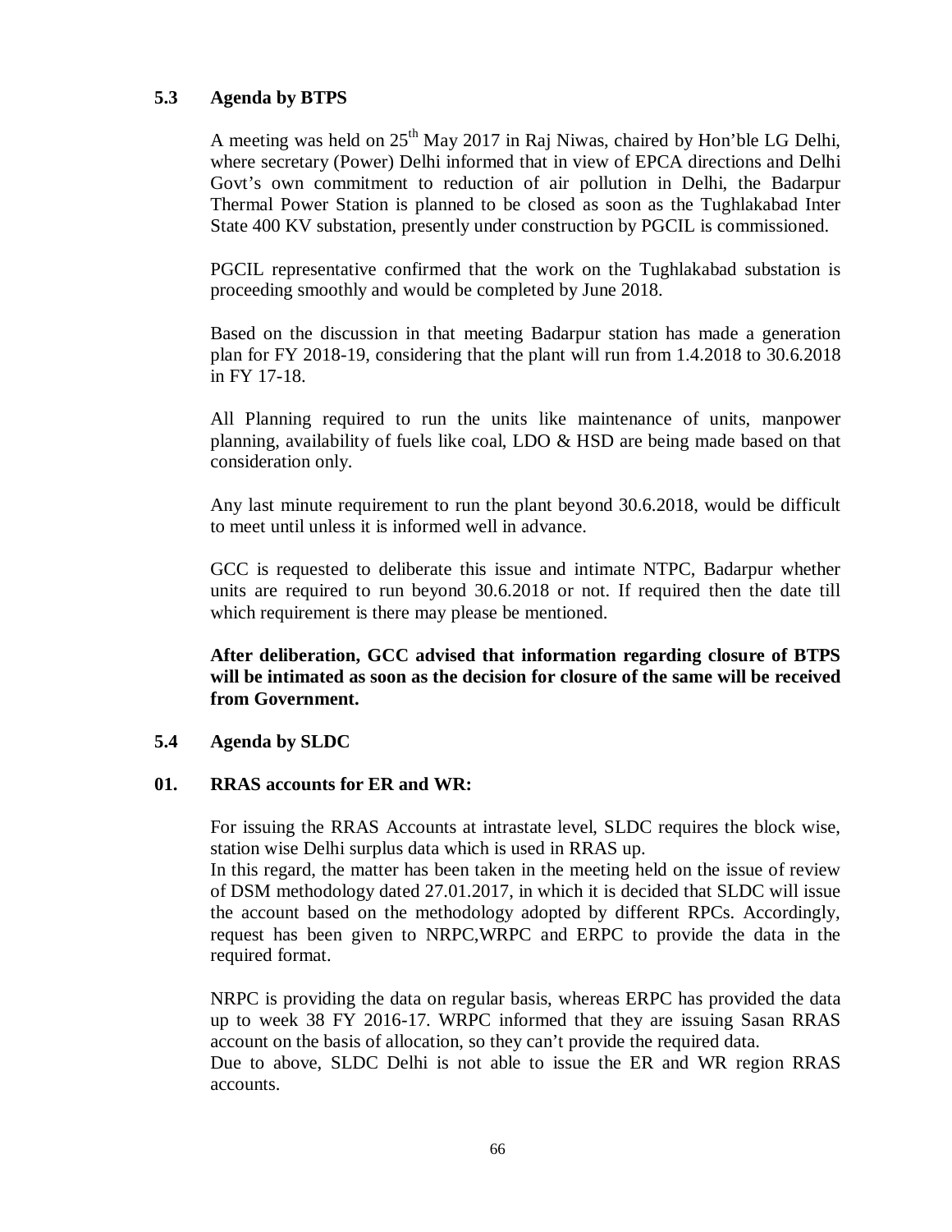### 5.3 Agenda by BTPS

A meeting was held on 25th May 2017 in Raj Niwas, chaired by Hon'ble LG Delhi, where secretary (Power) Delhi informed that in view of EPCA directions and Delhi Govt's own commitment to reduction of air pollution in Delhi, the Badarpur Thermal Power Station is planned to be closed as soon as the Tughlakabad Inter State 400 KV substation, presently under construction by PGCIL is commissioned.

PGCIL representative confirmed that the work on the Tughlakabad substation is proceeding smoothly and would be completed by June 2018.

Based on the discussion in that meeting Badarpur station has made a generation plan for FY 2018-19, considering that the plant will run from 1.4.2018 to 30.6.2018 in FY 17-18.

All Planning required to run the units like maintenance of units, manpower planning, availability of fuels like coal, LDO & HSD are being made based on that consideration only.

Any last minute requirement to run the plant beyond 30.6.2018, would be difficult to meet until unless it is informed well in advance.

GCC is requested to deliberate this issue and intimate NTPC, Badarpur whether units are required to run beyond 30.6.2018 or not. If required then the date till which requirement is there may please be mentioned.

**After deliberation, GCC advised that information regarding closure of BTPS will be intimated as soon as the decision for closure of the same will be received from Government.**

### 5.4 Agenda by SLDC

#### 01. RRAS accounts for ER and WR:

For issuing the RRAS Accounts at intrastate level, SLDC requires the block wise, station wise Delhi surplus data which is used in RRAS up.
In this regard, the matter has been taken in the meeting held on the issue of review of DSM methodology dated 27.01.2017, in which it is decided that SLDC will issue the account based on the methodology adopted by different RPCs. Accordingly, request has been given to NRPC,WRPC and ERPC to provide the data in the required format.

NRPC is providing the data on regular basis, whereas ERPC has provided the data up to week 38 FY 2016-17. WRPC informed that they are issuing Sasan RRAS account on the basis of allocation, so they can't provide the required data.
Due to above, SLDC Delhi is not able to issue the ER and WR region RRAS accounts.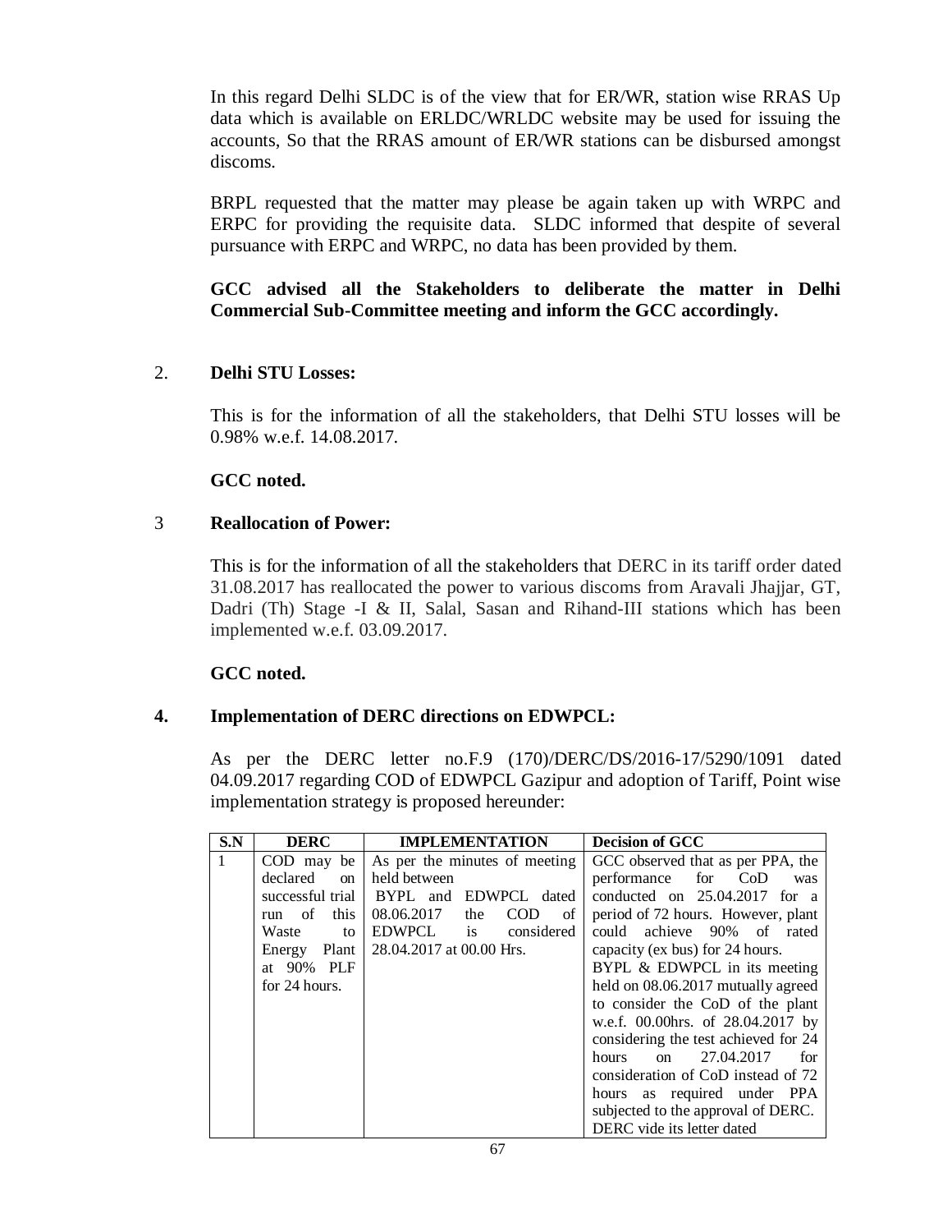In this regard Delhi SLDC is of the view that for ER/WR, station wise RRAS Up data which is available on ERLDC/WRLDC website may be used for issuing the accounts, So that the RRAS amount of ER/WR stations can be disbursed amongst discoms.

BRPL requested that the matter may please be again taken up with WRPC and ERPC for providing the requisite data. SLDC informed that despite of several pursuance with ERPC and WRPC, no data has been provided by them.

**GCC advised all the Stakeholders to deliberate the matter in Delhi Commercial Sub-Committee meeting and inform the GCC accordingly.**

2. **Delhi STU Losses:**

This is for the information of all the stakeholders, that Delhi STU losses will be 0.98% w.e.f. 14.08.2017.

**GCC noted.**

3 **Reallocation of Power:**

This is for the information of all the stakeholders that DERC in its tariff order dated 31.08.2017 has reallocated the power to various discoms from Aravali Jhajjar, GT, Dadri (Th) Stage -I & II, Salal, Sasan and Rihand-III stations which has been implemented w.e.f. 03.09.2017.

**GCC noted.**

**4. Implementation of DERC directions on EDWPCL:**

As per the DERC letter no.F.9 (170)/DERC/DS/2016-17/5290/1091 dated 04.09.2017 regarding COD of EDWPCL Gazipur and adoption of Tariff, Point wise implementation strategy is proposed hereunder:

| S.N | DERC | IMPLEMENTATION | Decision of GCC |
|---|---|---|---|
| 1 | COD may be declared on successful trial run of this Waste to Energy Plant at 90% PLF for 24 hours. | As per the minutes of meeting held between BYPL and EDWPCL dated 08.06.2017 the COD of EDWPCL is considered 28.04.2017 at 00.00 Hrs. | GCC observed that as per PPA, the performance for CoD was conducted on 25.04.2017 for a period of 72 hours. However, plant could achieve 90% of rated capacity (ex bus) for 24 hours. BYPL & EDWPCL in its meeting held on 08.06.2017 mutually agreed to consider the CoD of the plant w.e.f. 00.00hrs. of 28.04.2017 by considering the test achieved for 24 hours on 27.04.2017 for consideration of CoD instead of 72 hours as required under PPA subjected to the approval of DERC. DERC vide its letter dated |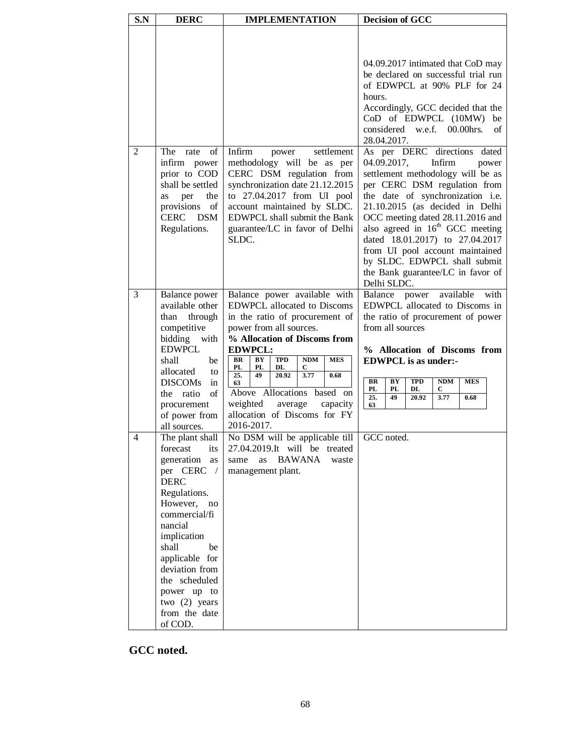| S.N | DERC | IMPLEMENTATION | Decision of GCC |
|---|---|---|---|
| | | | 04.09.2017 intimated that CoD may be declared on successful trial run of EDWPCL at 90% PLF for 24 hours.<br>Accordingly, GCC decided that the CoD of EDWPCL (10MW) be considered w.e.f. 00.00hrs. of 28.04.2017. |
| 2 | The rate of infirm power prior to COD shall be settled as per the provisions of CERC DSM Regulations. | Infirm power settlement methodology will be as per CERC DSM regulation from synchronization date 21.12.2015 to 27.04.2017 from UI pool account maintained by SLDC. EDWPCL shall submit the Bank guarantee/LC in favor of Delhi SLDC. | As per DERC directions dated 04.09.2017, Infirm power settlement methodology will be as per CERC DSM regulation from the date of synchronization i.e. 21.10.2015 (as decided in Delhi OCC meeting dated 28.11.2016 and also agreed in 16th GCC meeting dated 18.01.2017) to 27.04.2017 from UI pool account maintained by SLDC. EDWPCL shall submit the Bank guarantee/LC in favor of Delhi SLDC. |
| 3 | Balance power available other than through competitive bidding with EDWPCL shall be allocated to DISCOMs in the ratio of procurement of power from all sources. | Balance power available with EDWPCL allocated to Discoms in the ratio of procurement of power from all sources.<br>**% Allocation of Discoms from EDWPCL:**<br>BRPL: 25.63, BYPL: 49, TPDDL: 20.92, NDMC: 3.77, MES: 0.68<br>Above Allocations based on weighted average capacity allocation of Discoms for FY 2016-2017. | Balance power available with EDWPCL allocated to Discoms in the ratio of procurement of power from all sources<br>**% Allocation of Discoms from EDWPCL is as under:-**<br>BRPL: 25.63, BYPL: 49, TPDDL: 20.92, NDMC: 3.77, MES: 0.68 |
| 4 | The plant shall forecast its generation as per CERC / DERC Regulations. However, no commercial/financial implication shall be applicable for deviation from the scheduled power up to two (2) years from the date of COD. | No DSM will be applicable till 27.04.2019.It will be treated same as BAWANA waste management plant. | GCC noted. |

**GCC noted.**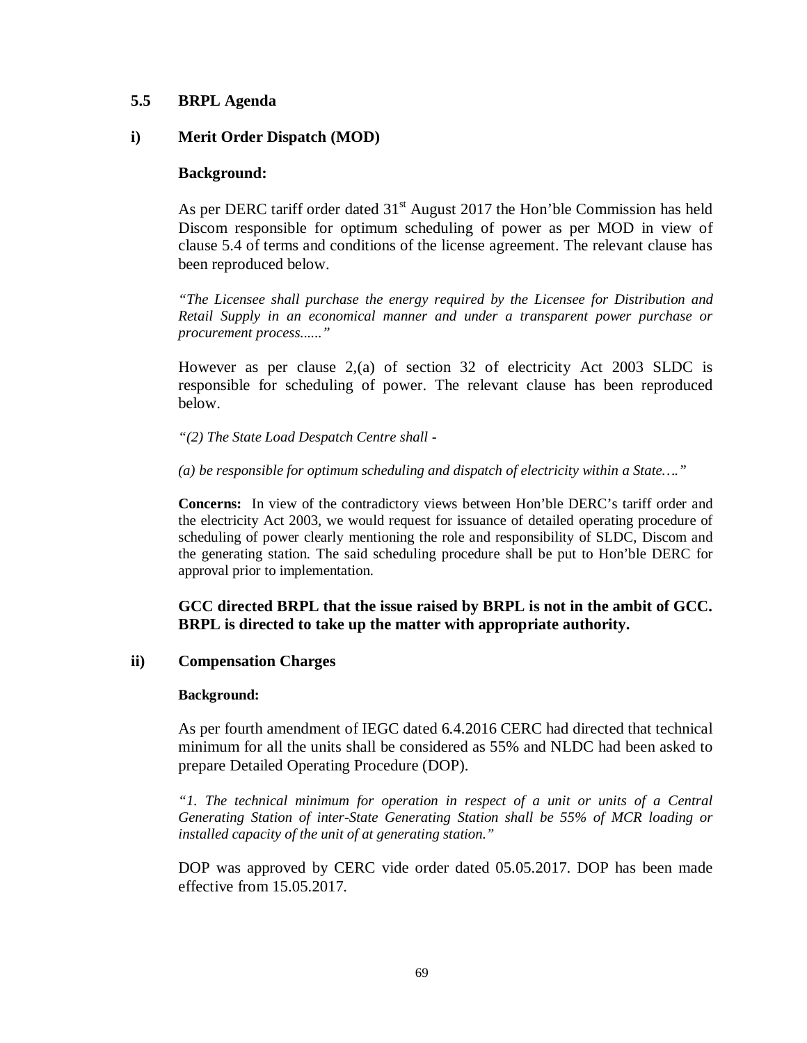### 5.5 BRPL Agenda

#### i) Merit Order Dispatch (MOD)

**Background:**

As per DERC tariff order dated 31st August 2017 the Hon'ble Commission has held Discom responsible for optimum scheduling of power as per MOD in view of clause 5.4 of terms and conditions of the license agreement. The relevant clause has been reproduced below.

*"The Licensee shall purchase the energy required by the Licensee for Distribution and Retail Supply in an economical manner and under a transparent power purchase or procurement process......"*

However as per clause 2,(a) of section 32 of electricity Act 2003 SLDC is responsible for scheduling of power. The relevant clause has been reproduced below.

*"(2) The State Load Despatch Centre shall -*

*(a) be responsible for optimum scheduling and dispatch of electricity within a State…."*

**Concerns:** In view of the contradictory views between Hon'ble DERC's tariff order and the electricity Act 2003, we would request for issuance of detailed operating procedure of scheduling of power clearly mentioning the role and responsibility of SLDC, Discom and the generating station. The said scheduling procedure shall be put to Hon'ble DERC for approval prior to implementation.

**GCC directed BRPL that the issue raised by BRPL is not in the ambit of GCC. BRPL is directed to take up the matter with appropriate authority.**

#### ii) Compensation Charges

**Background:**

As per fourth amendment of IEGC dated 6.4.2016 CERC had directed that technical minimum for all the units shall be considered as 55% and NLDC had been asked to prepare Detailed Operating Procedure (DOP).

*"1. The technical minimum for operation in respect of a unit or units of a Central Generating Station of inter-State Generating Station shall be 55% of MCR loading or installed capacity of the unit of at generating station."*

DOP was approved by CERC vide order dated 05.05.2017. DOP has been made effective from 15.05.2017.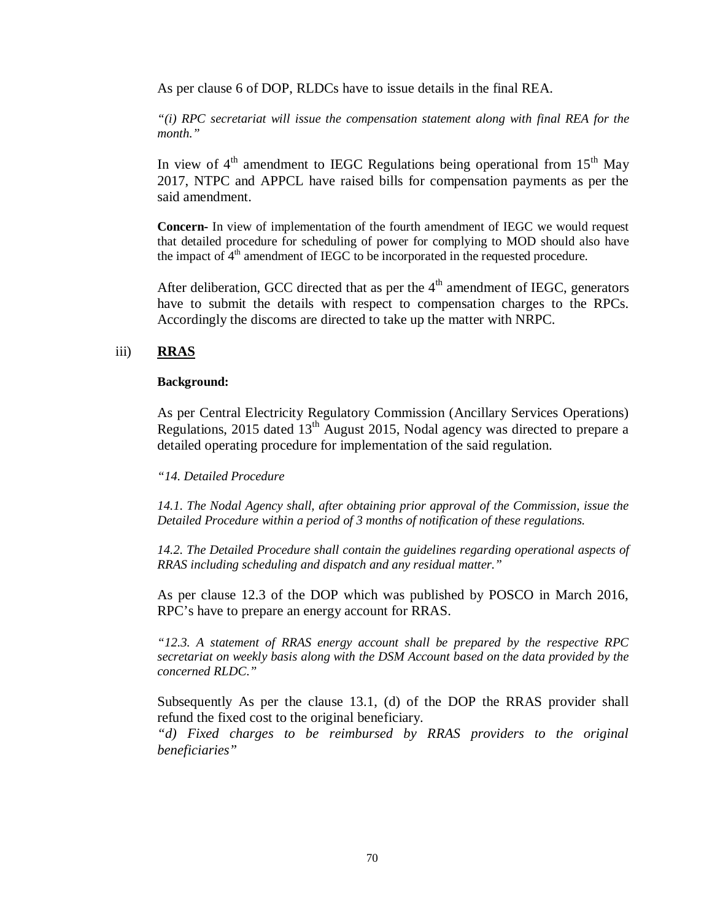As per clause 6 of DOP, RLDCs have to issue details in the final REA.

*"(i) RPC secretariat will issue the compensation statement along with final REA for the month."*

In view of 4th amendment to IEGC Regulations being operational from 15th May 2017, NTPC and APPCL have raised bills for compensation payments as per the said amendment.

**Concern-** In view of implementation of the fourth amendment of IEGC we would request that detailed procedure for scheduling of power for complying to MOD should also have the impact of 4th amendment of IEGC to be incorporated in the requested procedure.

After deliberation, GCC directed that as per the 4th amendment of IEGC, generators have to submit the details with respect to compensation charges to the RPCs. Accordingly the discoms are directed to take up the matter with NRPC.

iii) **RRAS**

**Background:**

As per Central Electricity Regulatory Commission (Ancillary Services Operations) Regulations, 2015 dated 13th August 2015, Nodal agency was directed to prepare a detailed operating procedure for implementation of the said regulation.

*"14. Detailed Procedure*

*14.1. The Nodal Agency shall, after obtaining prior approval of the Commission, issue the Detailed Procedure within a period of 3 months of notification of these regulations.*

*14.2. The Detailed Procedure shall contain the guidelines regarding operational aspects of RRAS including scheduling and dispatch and any residual matter."*

As per clause 12.3 of the DOP which was published by POSCO in March 2016, RPC's have to prepare an energy account for RRAS.

*"12.3. A statement of RRAS energy account shall be prepared by the respective RPC secretariat on weekly basis along with the DSM Account based on the data provided by the concerned RLDC."*

Subsequently As per the clause 13.1, (d) of the DOP the RRAS provider shall refund the fixed cost to the original beneficiary.

*"d) Fixed charges to be reimbursed by RRAS providers to the original beneficiaries"*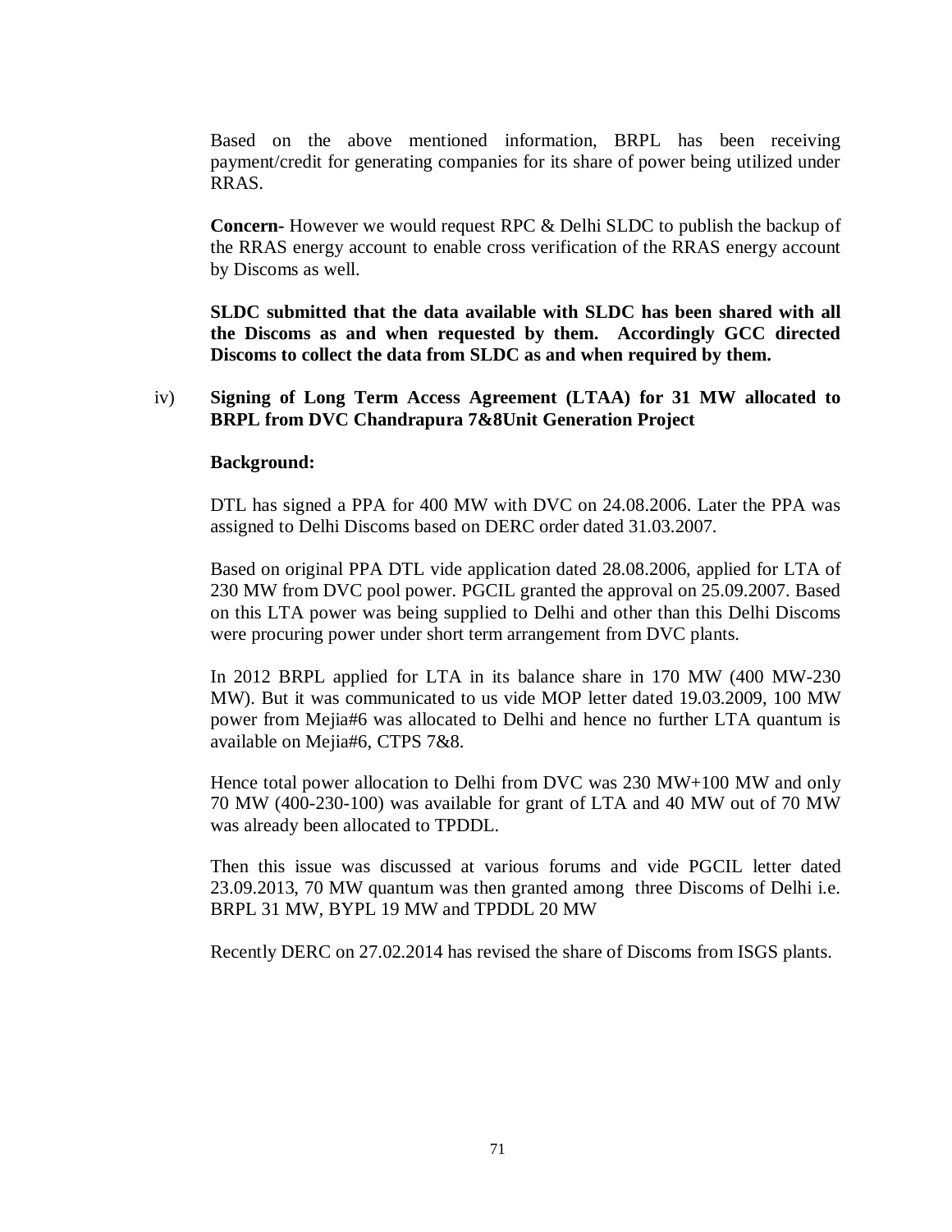Based on the above mentioned information, BRPL has been receiving payment/credit for generating companies for its share of power being utilized under RRAS.

**Concern-** However we would request RPC & Delhi SLDC to publish the backup of the RRAS energy account to enable cross verification of the RRAS energy account by Discoms as well.

**SLDC submitted that the data available with SLDC has been shared with all the Discoms as and when requested by them. Accordingly GCC directed Discoms to collect the data from SLDC as and when required by them.**

iv) **Signing of Long Term Access Agreement (LTAA) for 31 MW allocated to BRPL from DVC Chandrapura 7&8Unit Generation Project**

**Background:**

DTL has signed a PPA for 400 MW with DVC on 24.08.2006. Later the PPA was assigned to Delhi Discoms based on DERC order dated 31.03.2007.

Based on original PPA DTL vide application dated 28.08.2006, applied for LTA of 230 MW from DVC pool power. PGCIL granted the approval on 25.09.2007. Based on this LTA power was being supplied to Delhi and other than this Delhi Discoms were procuring power under short term arrangement from DVC plants.

In 2012 BRPL applied for LTA in its balance share in 170 MW (400 MW-230 MW). But it was communicated to us vide MOP letter dated 19.03.2009, 100 MW power from Mejia#6 was allocated to Delhi and hence no further LTA quantum is available on Mejia#6, CTPS 7&8.

Hence total power allocation to Delhi from DVC was 230 MW+100 MW and only 70 MW (400-230-100) was available for grant of LTA and 40 MW out of 70 MW was already been allocated to TPDDL.

Then this issue was discussed at various forums and vide PGCIL letter dated 23.09.2013, 70 MW quantum was then granted among three Discoms of Delhi i.e. BRPL 31 MW, BYPL 19 MW and TPDDL 20 MW

Recently DERC on 27.02.2014 has revised the share of Discoms from ISGS plants.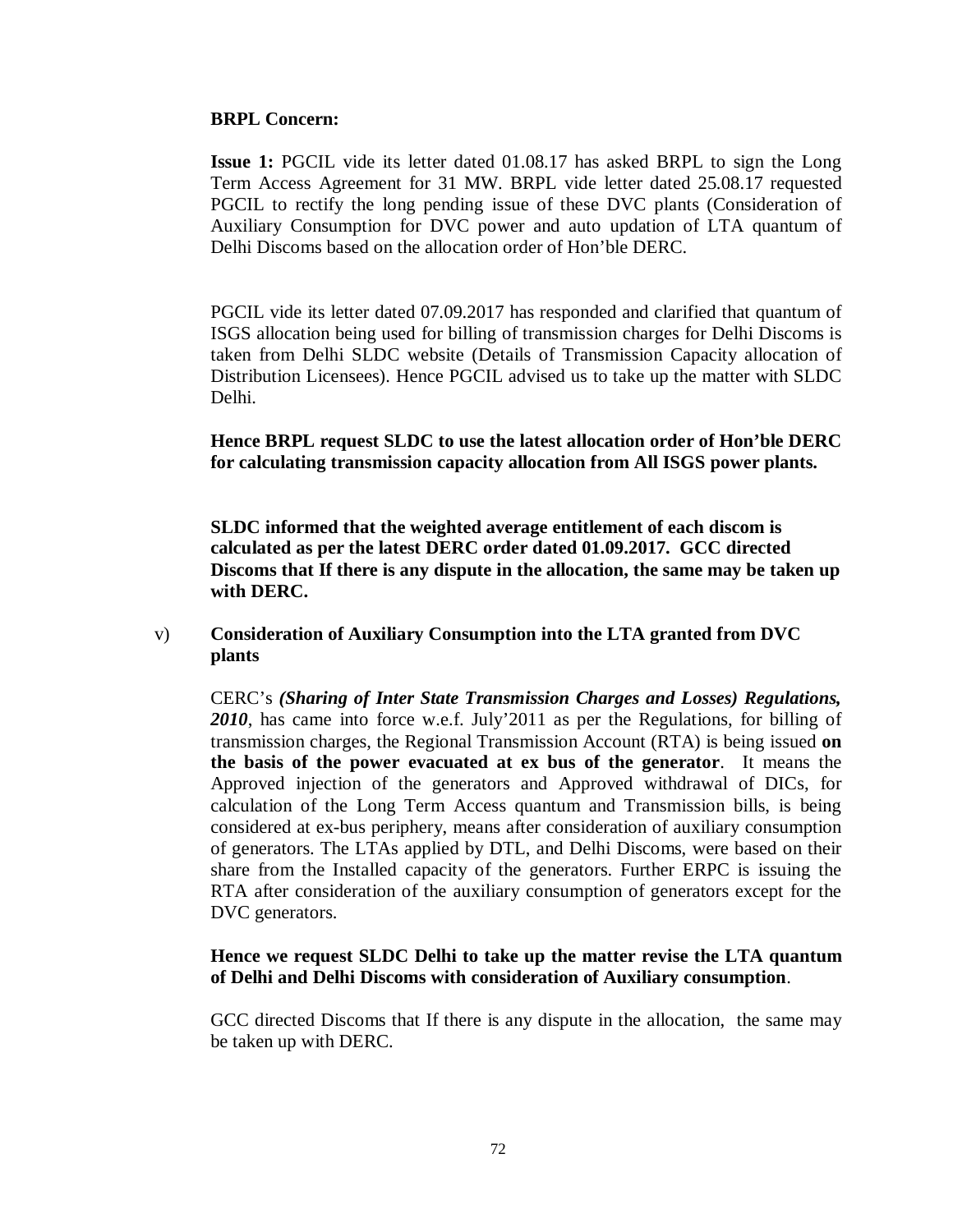**BRPL Concern:**

**Issue 1:** PGCIL vide its letter dated 01.08.17 has asked BRPL to sign the Long Term Access Agreement for 31 MW. BRPL vide letter dated 25.08.17 requested PGCIL to rectify the long pending issue of these DVC plants (Consideration of Auxiliary Consumption for DVC power and auto updation of LTA quantum of Delhi Discoms based on the allocation order of Hon'ble DERC.

PGCIL vide its letter dated 07.09.2017 has responded and clarified that quantum of ISGS allocation being used for billing of transmission charges for Delhi Discoms is taken from Delhi SLDC website (Details of Transmission Capacity allocation of Distribution Licensees). Hence PGCIL advised us to take up the matter with SLDC Delhi.

**Hence BRPL request SLDC to use the latest allocation order of Hon'ble DERC for calculating transmission capacity allocation from All ISGS power plants.**

**SLDC informed that the weighted average entitlement of each discom is calculated as per the latest DERC order dated 01.09.2017. GCC directed Discoms that If there is any dispute in the allocation, the same may be taken up with DERC.**

v) **Consideration of Auxiliary Consumption into the LTA granted from DVC plants**

CERC's ***(Sharing of Inter State Transmission Charges and Losses) Regulations, 2010***, has came into force w.e.f. July'2011 as per the Regulations, for billing of transmission charges, the Regional Transmission Account (RTA) is being issued **on the basis of the power evacuated at ex bus of the generator**. It means the Approved injection of the generators and Approved withdrawal of DICs, for calculation of the Long Term Access quantum and Transmission bills, is being considered at ex-bus periphery, means after consideration of auxiliary consumption of generators. The LTAs applied by DTL, and Delhi Discoms, were based on their share from the Installed capacity of the generators. Further ERPC is issuing the RTA after consideration of the auxiliary consumption of generators except for the DVC generators.

**Hence we request SLDC Delhi to take up the matter revise the LTA quantum of Delhi and Delhi Discoms with consideration of Auxiliary consumption**.

GCC directed Discoms that If there is any dispute in the allocation, the same may be taken up with DERC.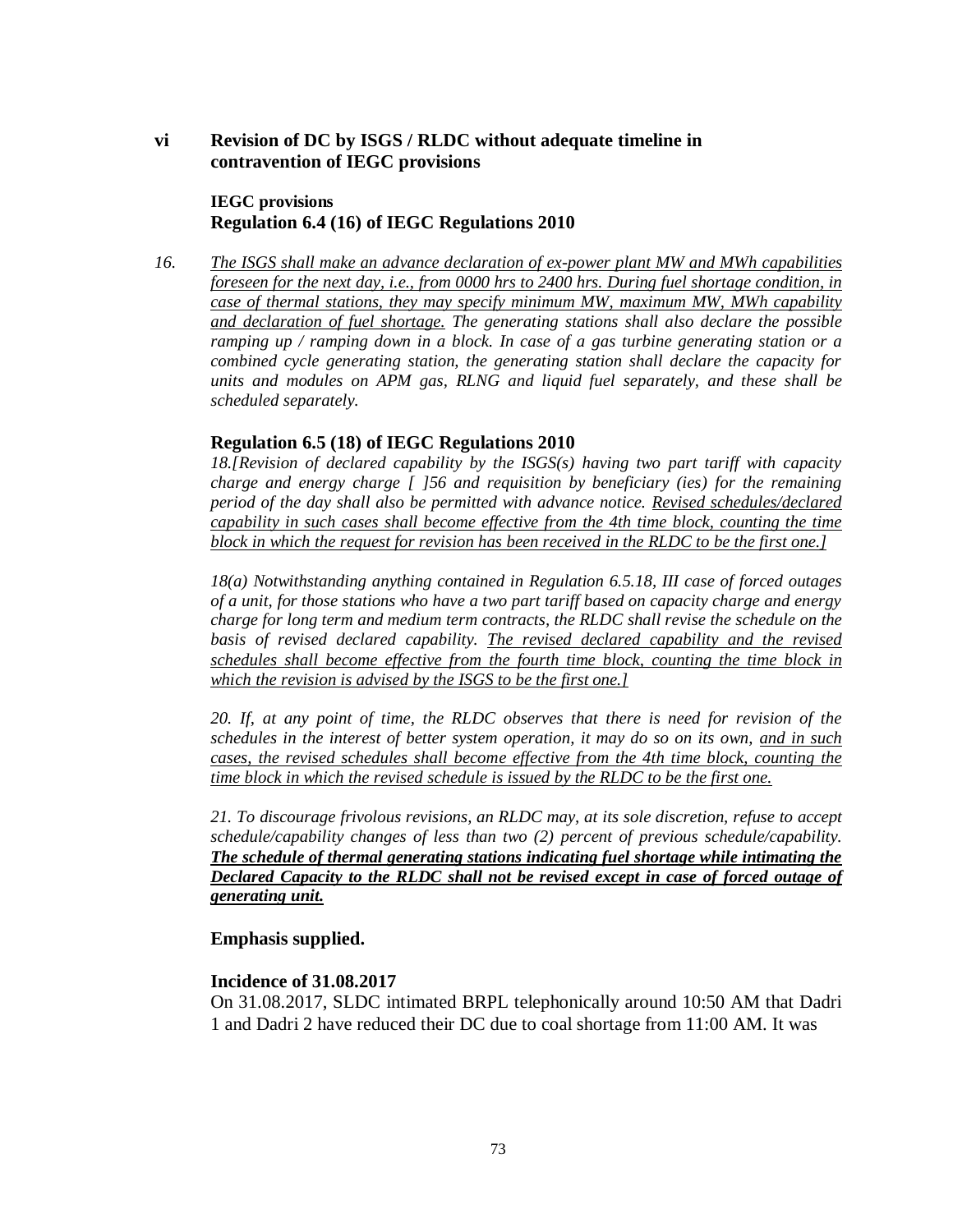**vi Revision of DC by ISGS / RLDC without adequate timeline in contravention of IEGC provisions**

**IEGC provisions**
**Regulation 6.4 (16) of IEGC Regulations 2010**

*16. <u>The ISGS shall make an advance declaration of ex-power plant MW and MWh capabilities foreseen for the next day, i.e., from 0000 hrs to 2400 hrs. During fuel shortage condition, in case of thermal stations, they may specify minimum MW, maximum MW, MWh capability and declaration of fuel shortage.</u> The generating stations shall also declare the possible ramping up / ramping down in a block. In case of a gas turbine generating station or a combined cycle generating station, the generating station shall declare the capacity for units and modules on APM gas, RLNG and liquid fuel separately, and these shall be scheduled separately.*

**Regulation 6.5 (18) of IEGC Regulations 2010**

*18.[Revision of declared capability by the ISGS(s) having two part tariff with capacity charge and energy charge [ ]56 and requisition by beneficiary (ies) for the remaining period of the day shall also be permitted with advance notice. <u>Revised schedules/declared capability in such cases shall become effective from the 4th time block, counting the time block in which the request for revision has been received in the RLDC to be the first one.]</u>*

*18(a) Notwithstanding anything contained in Regulation 6.5.18, III case of forced outages of a unit, for those stations who have a two part tariff based on capacity charge and energy charge for long term and medium term contracts, the RLDC shall revise the schedule on the basis of revised declared capability. <u>The revised declared capability and the revised schedules shall become effective from the fourth time block, counting the time block in which the revision is advised by the ISGS to be the first one.]</u>*

*20. If, at any point of time, the RLDC observes that there is need for revision of the schedules in the interest of better system operation, it may do so on its own, <u>and in such cases, the revised schedules shall become effective from the 4th time block, counting the time block in which the revised schedule is issued by the RLDC to be the first one.</u>*

*21. To discourage frivolous revisions, an RLDC may, at its sole discretion, refuse to accept schedule/capability changes of less than two (2) percent of previous schedule/capability.* ***<u>The schedule of thermal generating stations indicating fuel shortage while intimating the Declared Capacity to the RLDC shall not be revised except in case of forced outage of generating unit.</u>***

**Emphasis supplied.**

**Incidence of 31.08.2017**

On 31.08.2017, SLDC intimated BRPL telephonically around 10:50 AM that Dadri 1 and Dadri 2 have reduced their DC due to coal shortage from 11:00 AM. It was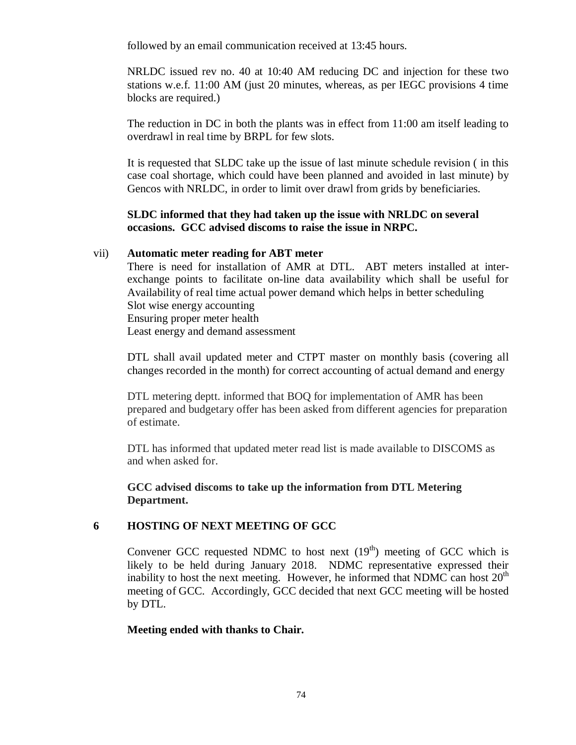followed by an email communication received at 13:45 hours.

NRLDC issued rev no. 40 at 10:40 AM reducing DC and injection for these two stations w.e.f. 11:00 AM (just 20 minutes, whereas, as per IEGC provisions 4 time blocks are required.)

The reduction in DC in both the plants was in effect from 11:00 am itself leading to overdrawl in real time by BRPL for few slots.

It is requested that SLDC take up the issue of last minute schedule revision ( in this case coal shortage, which could have been planned and avoided in last minute) by Gencos with NRLDC, in order to limit over drawl from grids by beneficiaries.

**SLDC informed that they had taken up the issue with NRLDC on several occasions. GCC advised discoms to raise the issue in NRPC.**

vii) **Automatic meter reading for ABT meter**

There is need for installation of AMR at DTL. ABT meters installed at inter-exchange points to facilitate on-line data availability which shall be useful for
Availability of real time actual power demand which helps in better scheduling
Slot wise energy accounting
Ensuring proper meter health
Least energy and demand assessment

DTL shall avail updated meter and CTPT master on monthly basis (covering all changes recorded in the month) for correct accounting of actual demand and energy

DTL metering deptt. informed that BOQ for implementation of AMR has been prepared and budgetary offer has been asked from different agencies for preparation of estimate.

DTL has informed that updated meter read list is made available to DISCOMS as and when asked for.

**GCC advised discoms to take up the information from DTL Metering Department.**

## 6 HOSTING OF NEXT MEETING OF GCC

Convener GCC requested NDMC to host next (19th) meeting of GCC which is likely to be held during January 2018. NDMC representative expressed their inability to host the next meeting. However, he informed that NDMC can host 20th meeting of GCC. Accordingly, GCC decided that next GCC meeting will be hosted by DTL.

**Meeting ended with thanks to Chair.**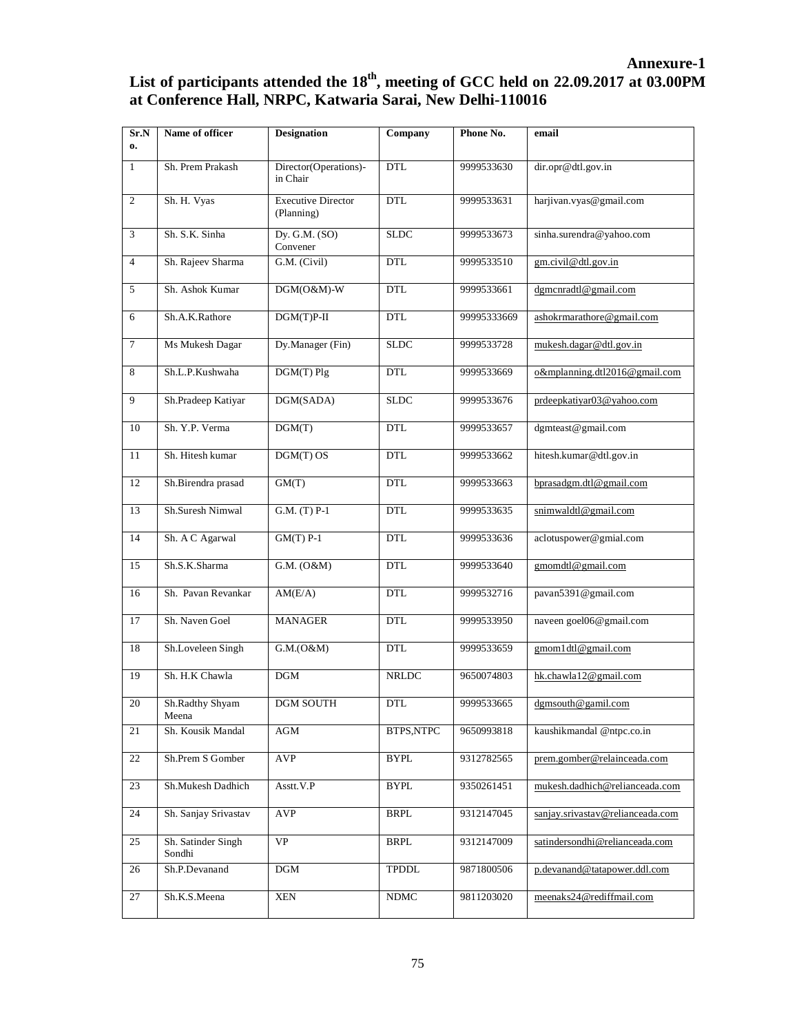**Annexure-1**

# List of participants attended the 18th, meeting of GCC held on 22.09.2017 at 03.00PM at Conference Hall, NRPC, Katwaria Sarai, New Delhi-110016

| Sr.No. | Name of officer | Designation | Company | Phone No. | email |
|---|---|---|---|---|---|
| 1 | Sh. Prem Prakash | Director(Operations)-in Chair | DTL | 9999533630 | dir.opr@dtl.gov.in |
| 2 | Sh. H. Vyas | Executive Director (Planning) | DTL | 9999533631 | harjivan.vyas@gmail.com |
| 3 | Sh. S.K. Sinha | Dy. G.M. (SO) Convener | SLDC | 9999533673 | sinha.surendra@yahoo.com |
| 4 | Sh. Rajeev Sharma | G.M. (Civil) | DTL | 9999533510 | gm.civil@dtl.gov.in |
| 5 | Sh. Ashok Kumar | DGM(O&M)-W | DTL | 9999533661 | dgmcnradtl@gmail.com |
| 6 | Sh.A.K.Rathore | DGM(T)P-II | DTL | 99995333669 | ashokrmarathore@gmail.com |
| 7 | Ms Mukesh Dagar | Dy.Manager (Fin) | SLDC | 9999533728 | mukesh.dagar@dtl.gov.in |
| 8 | Sh.L.P.Kushwaha | DGM(T) Plg | DTL | 9999533669 | o&mplanning.dtl2016@gmail.com |
| 9 | Sh.Pradeep Katiyar | DGM(SADA) | SLDC | 9999533676 | prdeepkatiyar03@yahoo.com |
| 10 | Sh. Y.P. Verma | DGM(T) | DTL | 9999533657 | dgmteast@gmail.com |
| 11 | Sh. Hitesh kumar | DGM(T) OS | DTL | 9999533662 | hitesh.kumar@dtl.gov.in |
| 12 | Sh.Birendra prasad | GM(T) | DTL | 9999533663 | bprasadgm.dtl@gmail.com |
| 13 | Sh.Suresh Nimwal | G.M. (T) P-1 | DTL | 9999533635 | snimwaldtl@gmail.com |
| 14 | Sh. A C Agarwal | GM(T) P-1 | DTL | 9999533636 | aclotuspower@gmial.com |
| 15 | Sh.S.K.Sharma | G.M. (O&M) | DTL | 9999533640 | gmomdtl@gmail.com |
| 16 | Sh. Pavan Revankar | AM(E/A) | DTL | 9999532716 | pavan5391@gmail.com |
| 17 | Sh. Naven Goel | MANAGER | DTL | 9999533950 | naveen goel06@gmail.com |
| 18 | Sh.Loveleen Singh | G.M.(O&M) | DTL | 9999533659 | gmom1dtl@gmail.com |
| 19 | Sh. H.K Chawla | DGM | NRLDC | 9650074803 | hk.chawla12@gmail.com |
| 20 | Sh.Radthy Shyam Meena | DGM SOUTH | DTL | 9999533665 | dgmsouth@gamil.com |
| 21 | Sh. Kousik Mandal | AGM | BTPS,NTPC | 9650993818 | kaushikmandal @ntpc.co.in |
| 22 | Sh.Prem S Gomber | AVP | BYPL | 9312782565 | prem.gomber@relainceada.com |
| 23 | Sh.Mukesh Dadhich | Asstt.V.P | BYPL | 9350261451 | mukesh.dadhich@relianceada.com |
| 24 | Sh. Sanjay Srivastav | AVP | BRPL | 9312147045 | sanjay.srivastav@relianceada.com |
| 25 | Sh. Satinder Singh Sondhi | VP | BRPL | 9312147009 | satindersondhi@relianceada.com |
| 26 | Sh.P.Devanand | DGM | TPDDL | 9871800506 | p.devanand@tatapower.ddl.com |
| 27 | Sh.K.S.Meena | XEN | NDMC | 9811203020 | meenaks24@rediffmail.com |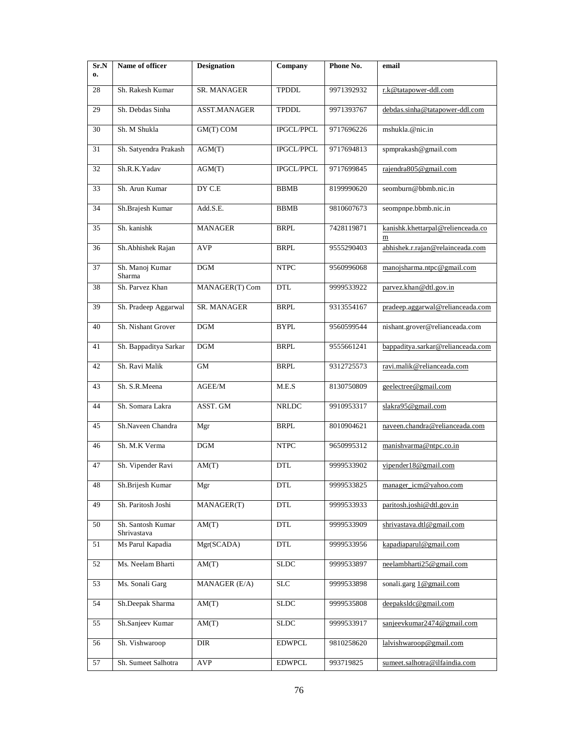| Sr.No. | Name of officer | Designation | Company | Phone No. | email |
|---|---|---|---|---|---|
| 28 | Sh. Rakesh Kumar | SR. MANAGER | TPDDL | 9971392932 | r.k@tatapower-ddl.com |
| 29 | Sh. Debdas Sinha | ASST.MANAGER | TPDDL | 9971393767 | debdas.sinha@tatapower-ddl.com |
| 30 | Sh. M Shukla | GM(T) COM | IPGCL/PPCL | 9717696226 | mshukla.@nic.in |
| 31 | Sh. Satyendra Prakash | AGM(T) | IPGCL/PPCL | 9717694813 | spmprakash@gmail.com |
| 32 | Sh.R.K.Yadav | AGM(T) | IPGCL/PPCL | 9717699845 | rajendra805@gmail.com |
| 33 | Sh. Arun Kumar | DY C.E | BBMB | 8199990620 | seomburn@bbmb.nic.in |
| 34 | Sh.Brajesh Kumar | Add.S.E. | BBMB | 9810607673 | seompnpe.bbmb.nic.in |
| 35 | Sh. kanishk | MANAGER | BRPL | 7428119871 | kanishk.khettarpal@relienceada.com |
| 36 | Sh.Abhishek Rajan | AVP | BRPL | 9555290403 | abhishek.r.rajan@relainceada.com |
| 37 | Sh. Manoj Kumar Sharma | DGM | NTPC | 9560996068 | manojsharma.ntpc@gmail.com |
| 38 | Sh. Parvez Khan | MANAGER(T) Com | DTL | 9999533922 | parvez.khan@dtl.gov.in |
| 39 | Sh. Pradeep Aggarwal | SR. MANAGER | BRPL | 9313554167 | pradeep.aggarwal@relianceada.com |
| 40 | Sh. Nishant Grover | DGM | BYPL | 9560599544 | nishant.grover@relianceada.com |
| 41 | Sh. Bappaditya Sarkar | DGM | BRPL | 9555661241 | bappaditya.sarkar@relianceada.com |
| 42 | Sh. Ravi Malik | GM | BRPL | 9312725573 | ravi.malik@relianceada.com |
| 43 | Sh. S.R.Meena | AGEE/M | M.E.S | 8130750809 | geelectree@gmail.com |
| 44 | Sh. Somara Lakra | ASST. GM | NRLDC | 9910953317 | slakra95@gmail.com |
| 45 | Sh.Naveen Chandra | Mgr | BRPL | 8010904621 | naveen.chandra@relianceada.com |
| 46 | Sh. M.K Verma | DGM | NTPC | 9650995312 | manishvarma@ntpc.co.in |
| 47 | Sh. Vipender Ravi | AM(T) | DTL | 9999533902 | vipender18@gmail.com |
| 48 | Sh.Brijesh Kumar | Mgr | DTL | 9999533825 | manager_icm@yahoo.com |
| 49 | Sh. Paritosh Joshi | MANAGER(T) | DTL | 9999533933 | paritosh.joshi@dtl.gov.in |
| 50 | Sh. Santosh Kumar Shrivastava | AM(T) | DTL | 9999533909 | shrivastava.dtl@gmail.com |
| 51 | Ms Parul Kapadia | Mgr(SCADA) | DTL | 9999533956 | kapadiaparul@gmail.com |
| 52 | Ms. Neelam Bharti | AM(T) | SLDC | 9999533897 | neelambharti25@gmail.com |
| 53 | Ms. Sonali Garg | MANAGER (E/A) | SLC | 9999533898 | sonali.garg 1@gmail.com |
| 54 | Sh.Deepak Sharma | AM(T) | SLDC | 9999535808 | deepaksldc@gmail.com |
| 55 | Sh.Sanjeev Kumar | AM(T) | SLDC | 9999533917 | sanjeevkumar2474@gmail.com |
| 56 | Sh. Vishwaroop | DIR | EDWPCL | 9810258620 | lalvishwaroop@gmail.com |
| 57 | Sh. Sumeet Salhotra | AVP | EDWPCL | 993719825 | sumeet.salhotra@ilfaindia.com |